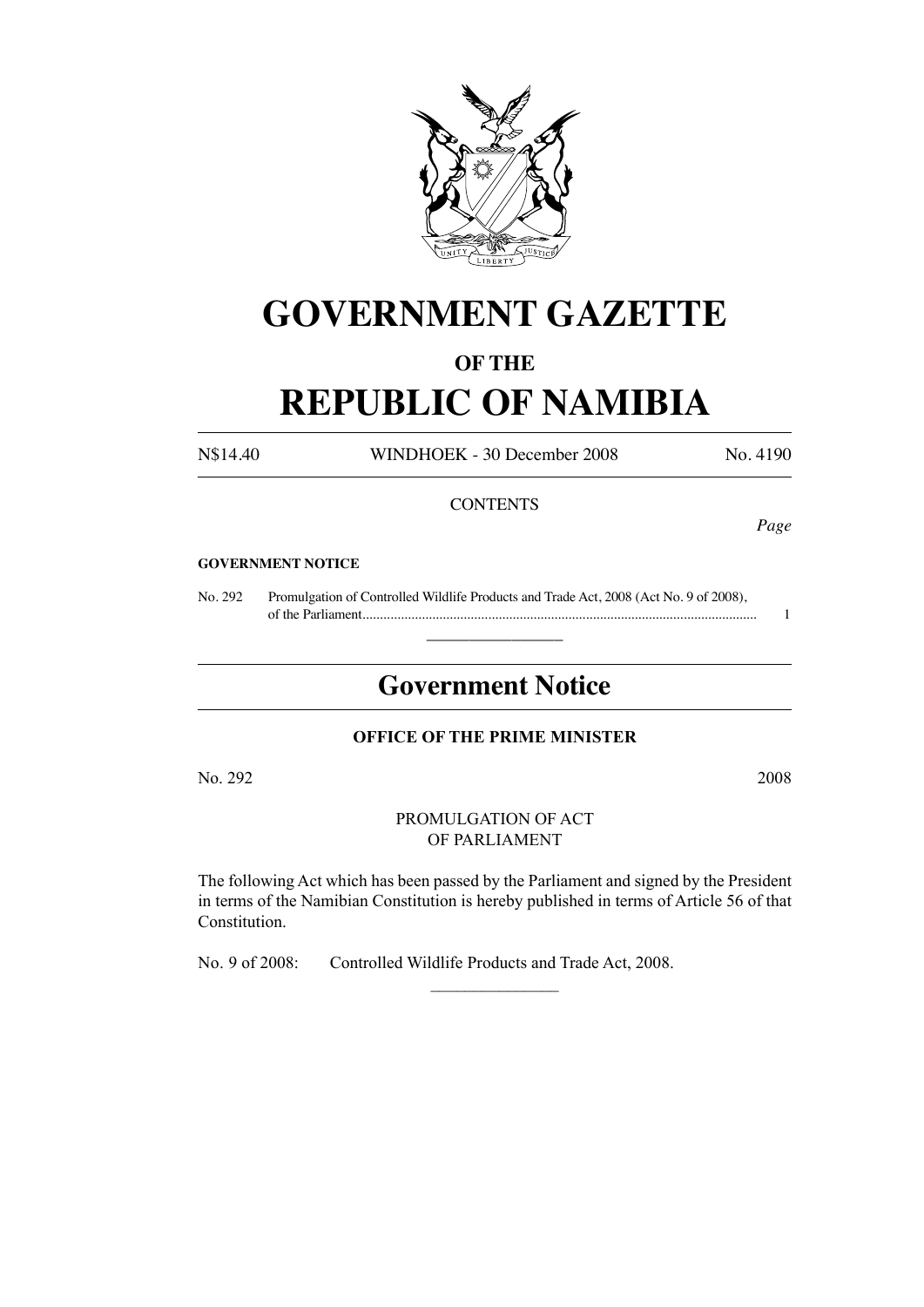# GOVERNMENT GAZETTE

## OF THE

# REPUBLIC OF NAMIBIA

N$14.40 WINDHOEK - 30 December 2008 No. 4190

CONTENTS

*Page*

**GOVERNMENT NOTICE**

No. 292 Promulgation of Controlled Wildlife Products and Trade Act, 2008 (Act No. 9 of 2008), of the Parliament ........................................................................................................... 1

---

## Government Notice

**OFFICE OF THE PRIME MINISTER**

No. 292 2008

PROMULGATION OF ACT
OF PARLIAMENT

The following Act which has been passed by the Parliament and signed by the President in terms of the Namibian Constitution is hereby published in terms of Article 56 of that Constitution.

No. 9 of 2008: Controlled Wildlife Products and Trade Act, 2008.

---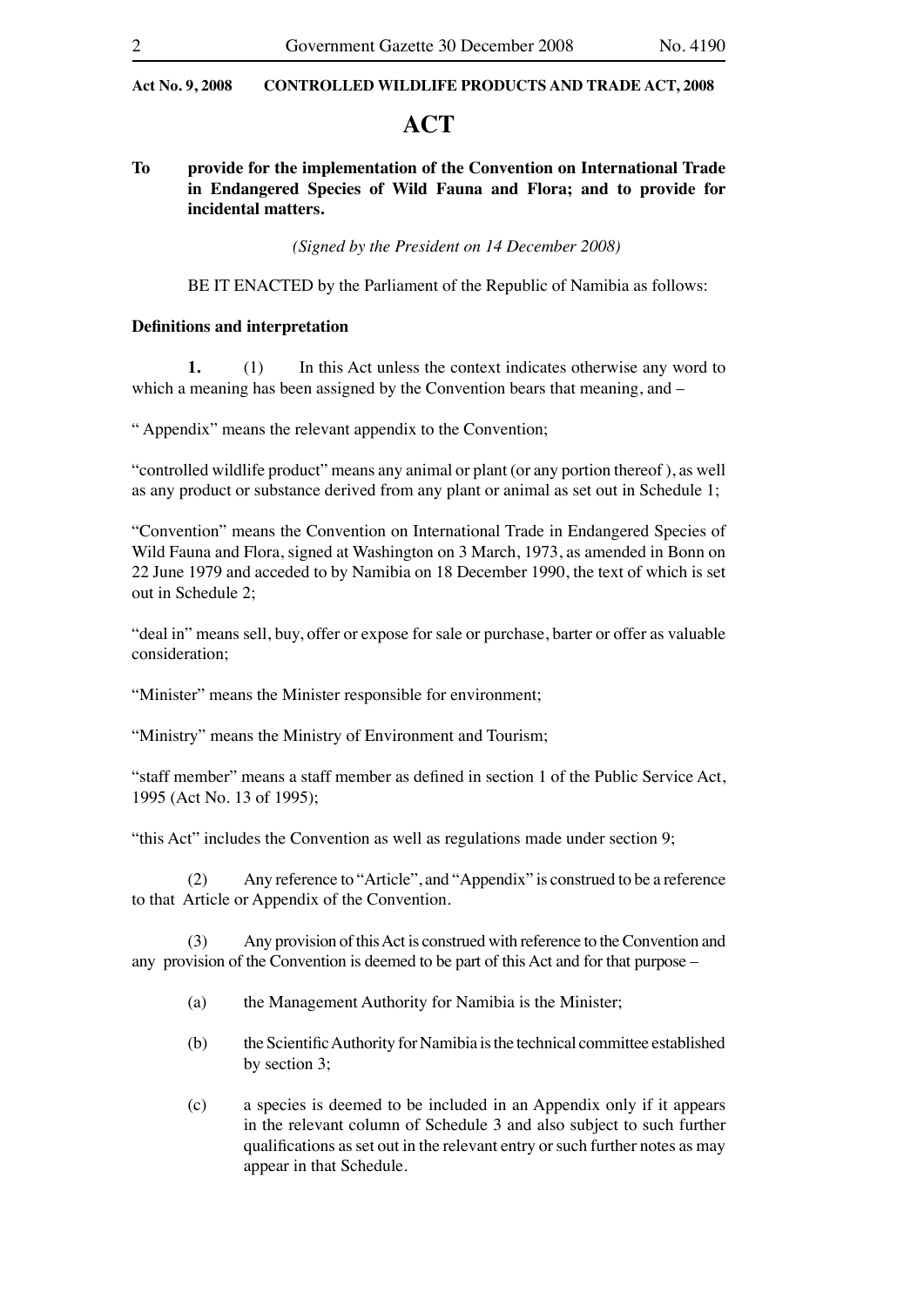# ACT

**To provide for the implementation of the Convention on International Trade in Endangered Species of Wild Fauna and Flora; and to provide for incidental matters.**

*(Signed by the President on 14 December 2008)*

BE IT ENACTED by the Parliament of the Republic of Namibia as follows:

**Definitions and interpretation**

**1.** (1) In this Act unless the context indicates otherwise any word to which a meaning has been assigned by the Convention bears that meaning, and –

" Appendix" means the relevant appendix to the Convention;

"controlled wildlife product" means any animal or plant (or any portion thereof ), as well as any product or substance derived from any plant or animal as set out in Schedule 1;

"Convention" means the Convention on International Trade in Endangered Species of Wild Fauna and Flora, signed at Washington on 3 March, 1973, as amended in Bonn on 22 June 1979 and acceded to by Namibia on 18 December 1990, the text of which is set out in Schedule 2;

"deal in" means sell, buy, offer or expose for sale or purchase, barter or offer as valuable consideration;

"Minister" means the Minister responsible for environment;

"Ministry" means the Ministry of Environment and Tourism;

"staff member" means a staff member as defined in section 1 of the Public Service Act, 1995 (Act No. 13 of 1995);

"this Act" includes the Convention as well as regulations made under section 9;

(2) Any reference to "Article", and "Appendix" is construed to be a reference to that Article or Appendix of the Convention.

(3) Any provision of this Act is construed with reference to the Convention and any provision of the Convention is deemed to be part of this Act and for that purpose –

(a) the Management Authority for Namibia is the Minister;

(b) the Scientific Authority for Namibia is the technical committee established by section 3;

(c) a species is deemed to be included in an Appendix only if it appears in the relevant column of Schedule 3 and also subject to such further qualifications as set out in the relevant entry or such further notes as may appear in that Schedule.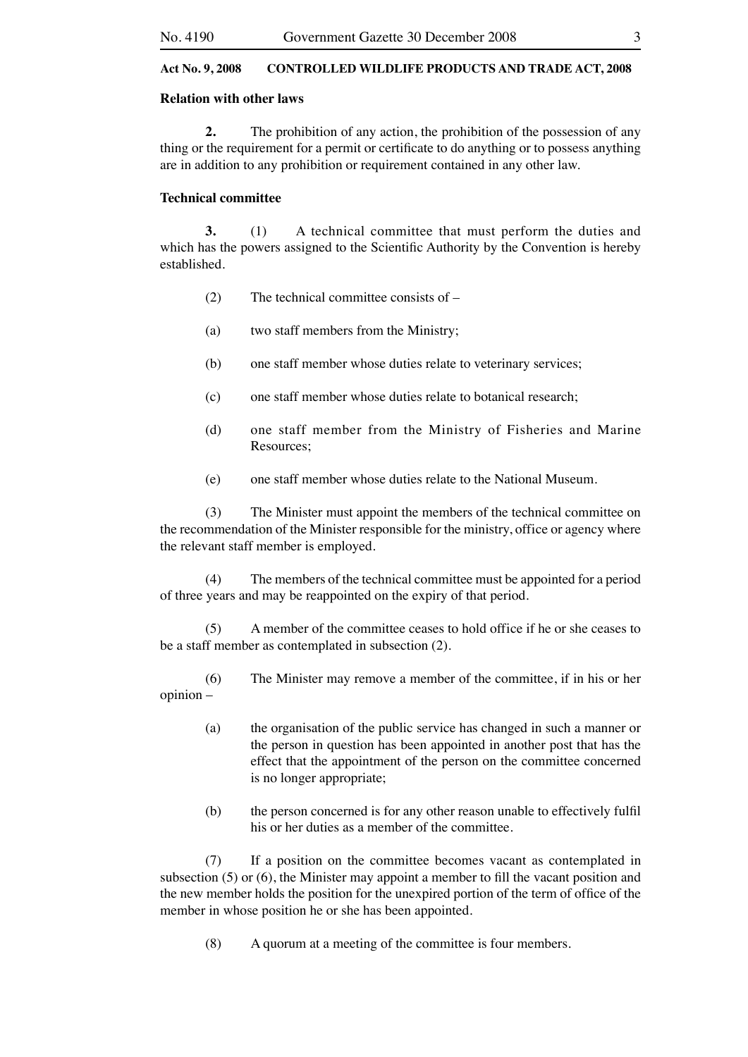**Relation with other laws**

**2.** The prohibition of any action, the prohibition of the possession of any thing or the requirement for a permit or certificate to do anything or to possess anything are in addition to any prohibition or requirement contained in any other law.

**Technical committee**

**3.** (1) A technical committee that must perform the duties and which has the powers assigned to the Scientific Authority by the Convention is hereby established.

(2) The technical committee consists of –

(a) two staff members from the Ministry;

(b) one staff member whose duties relate to veterinary services;

(c) one staff member whose duties relate to botanical research;

(d) one staff member from the Ministry of Fisheries and Marine Resources;

(e) one staff member whose duties relate to the National Museum.

(3) The Minister must appoint the members of the technical committee on the recommendation of the Minister responsible for the ministry, office or agency where the relevant staff member is employed.

(4) The members of the technical committee must be appointed for a period of three years and may be reappointed on the expiry of that period.

(5) A member of the committee ceases to hold office if he or she ceases to be a staff member as contemplated in subsection (2).

(6) The Minister may remove a member of the committee, if in his or her opinion –

(a) the organisation of the public service has changed in such a manner or the person in question has been appointed in another post that has the effect that the appointment of the person on the committee concerned is no longer appropriate;

(b) the person concerned is for any other reason unable to effectively fulfil his or her duties as a member of the committee.

(7) If a position on the committee becomes vacant as contemplated in subsection (5) or (6), the Minister may appoint a member to fill the vacant position and the new member holds the position for the unexpired portion of the term of office of the member in whose position he or she has been appointed.

(8) A quorum at a meeting of the committee is four members.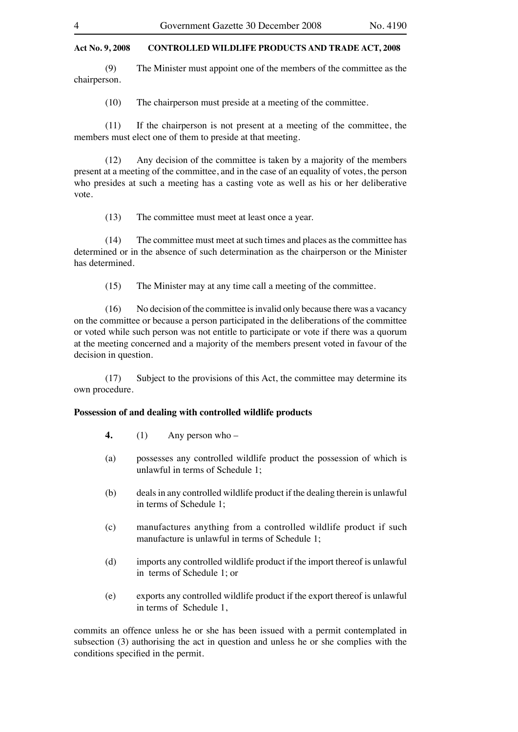(9) The Minister must appoint one of the members of the committee as the chairperson.

(10) The chairperson must preside at a meeting of the committee.

(11) If the chairperson is not present at a meeting of the committee, the members must elect one of them to preside at that meeting.

(12) Any decision of the committee is taken by a majority of the members present at a meeting of the committee, and in the case of an equality of votes, the person who presides at such a meeting has a casting vote as well as his or her deliberative vote.

(13) The committee must meet at least once a year.

(14) The committee must meet at such times and places as the committee has determined or in the absence of such determination as the chairperson or the Minister has determined.

(15) The Minister may at any time call a meeting of the committee.

(16) No decision of the committee is invalid only because there was a vacancy on the committee or because a person participated in the deliberations of the committee or voted while such person was not entitle to participate or vote if there was a quorum at the meeting concerned and a majority of the members present voted in favour of the decision in question.

(17) Subject to the provisions of this Act, the committee may determine its own procedure.

**Possession of and dealing with controlled wildlife products**

**4.** (1) Any person who –

(a) possesses any controlled wildlife product the possession of which is unlawful in terms of Schedule 1;

(b) deals in any controlled wildlife product if the dealing therein is unlawful in terms of Schedule 1;

(c) manufactures anything from a controlled wildlife product if such manufacture is unlawful in terms of Schedule 1;

(d) imports any controlled wildlife product if the import thereof is unlawful in terms of Schedule 1; or

(e) exports any controlled wildlife product if the export thereof is unlawful in terms of Schedule 1,

commits an offence unless he or she has been issued with a permit contemplated in subsection (3) authorising the act in question and unless he or she complies with the conditions specified in the permit.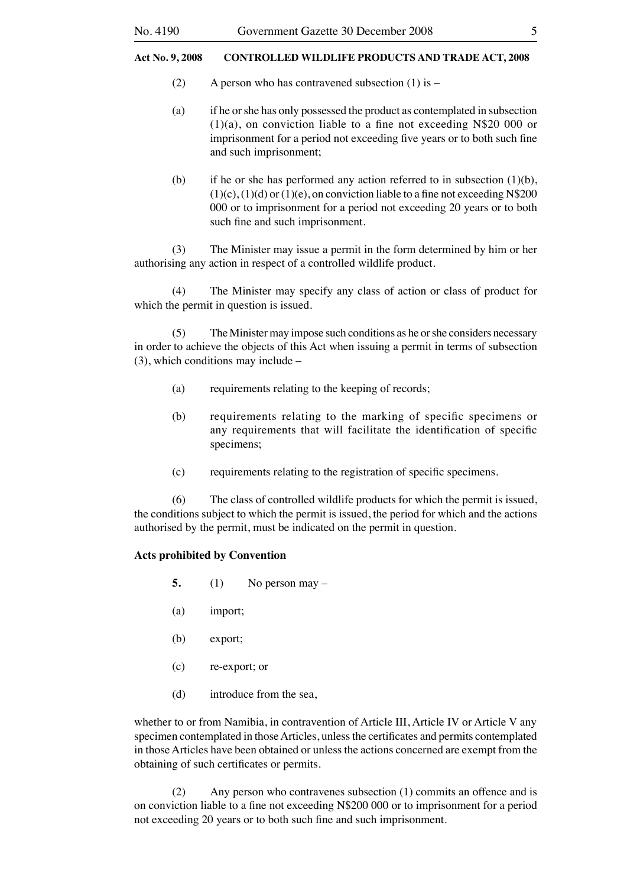(2) A person who has contravened subsection (1) is –

(a) if he or she has only possessed the product as contemplated in subsection (1)(a), on conviction liable to a fine not exceeding N$20 000 or imprisonment for a period not exceeding five years or to both such fine and such imprisonment;

(b) if he or she has performed any action referred to in subsection (1)(b), (1)(c), (1)(d) or (1)(e), on conviction liable to a fine not exceeding N$200 000 or to imprisonment for a period not exceeding 20 years or to both such fine and such imprisonment.

(3) The Minister may issue a permit in the form determined by him or her authorising any action in respect of a controlled wildlife product.

(4) The Minister may specify any class of action or class of product for which the permit in question is issued.

(5) The Minister may impose such conditions as he or she considers necessary in order to achieve the objects of this Act when issuing a permit in terms of subsection (3), which conditions may include –

(a) requirements relating to the keeping of records;

(b) requirements relating to the marking of specific specimens or any requirements that will facilitate the identification of specific specimens;

(c) requirements relating to the registration of specific specimens.

(6) The class of controlled wildlife products for which the permit is issued, the conditions subject to which the permit is issued, the period for which and the actions authorised by the permit, must be indicated on the permit in question.

**Acts prohibited by Convention**

**5.** (1) No person may –

(a) import;

(b) export;

(c) re-export; or

(d) introduce from the sea,

whether to or from Namibia, in contravention of Article III, Article IV or Article V any specimen contemplated in those Articles, unless the certificates and permits contemplated in those Articles have been obtained or unless the actions concerned are exempt from the obtaining of such certificates or permits.

(2) Any person who contravenes subsection (1) commits an offence and is on conviction liable to a fine not exceeding N$200 000 or to imprisonment for a period not exceeding 20 years or to both such fine and such imprisonment.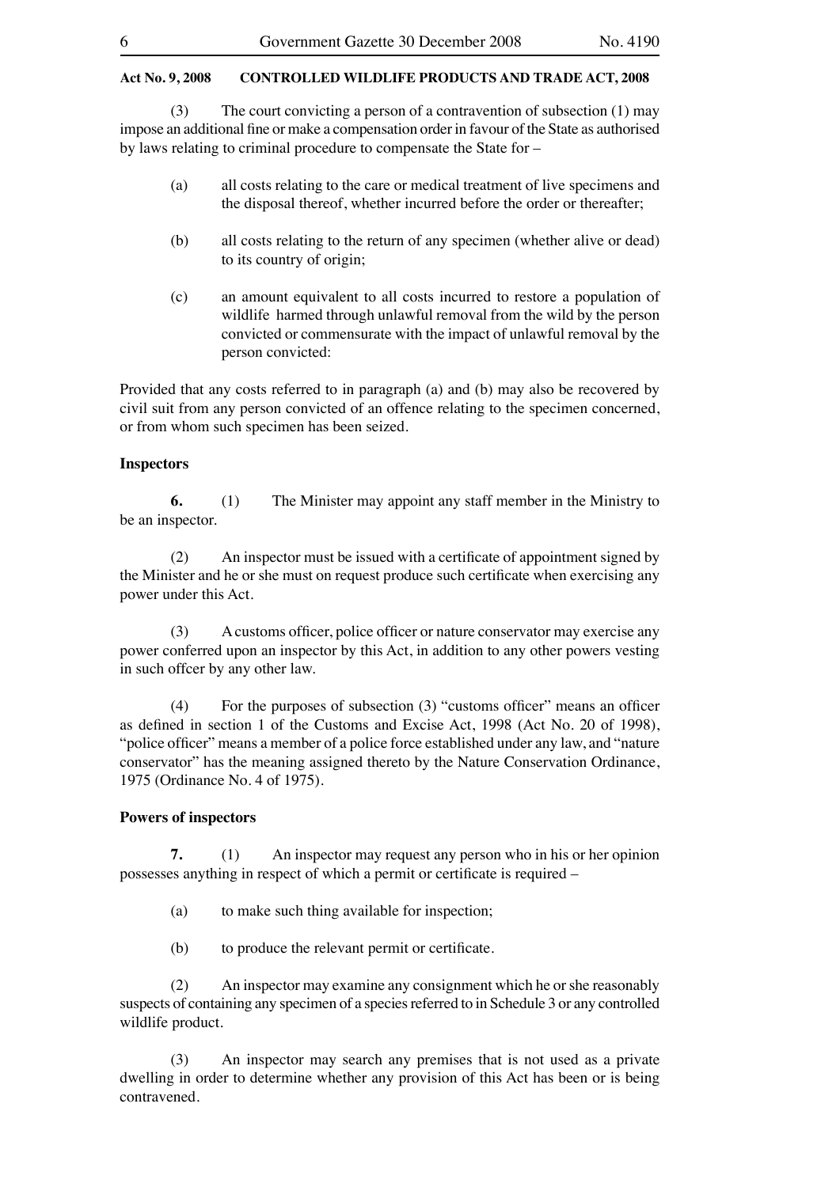(3) The court convicting a person of a contravention of subsection (1) may impose an additional fine or make a compensation order in favour of the State as authorised by laws relating to criminal procedure to compensate the State for –

(a) all costs relating to the care or medical treatment of live specimens and the disposal thereof, whether incurred before the order or thereafter;

(b) all costs relating to the return of any specimen (whether alive or dead) to its country of origin;

(c) an amount equivalent to all costs incurred to restore a population of wildlife harmed through unlawful removal from the wild by the person convicted or commensurate with the impact of unlawful removal by the person convicted:

Provided that any costs referred to in paragraph (a) and (b) may also be recovered by civil suit from any person convicted of an offence relating to the specimen concerned, or from whom such specimen has been seized.

**Inspectors**

**6.** (1) The Minister may appoint any staff member in the Ministry to be an inspector.

(2) An inspector must be issued with a certificate of appointment signed by the Minister and he or she must on request produce such certificate when exercising any power under this Act.

(3) A customs officer, police officer or nature conservator may exercise any power conferred upon an inspector by this Act, in addition to any other powers vesting in such offcer by any other law.

(4) For the purposes of subsection (3) "customs officer" means an officer as defined in section 1 of the Customs and Excise Act, 1998 (Act No. 20 of 1998), "police officer" means a member of a police force established under any law, and "nature conservator" has the meaning assigned thereto by the Nature Conservation Ordinance, 1975 (Ordinance No. 4 of 1975).

**Powers of inspectors**

**7.** (1) An inspector may request any person who in his or her opinion possesses anything in respect of which a permit or certificate is required –

(a) to make such thing available for inspection;

(b) to produce the relevant permit or certificate.

(2) An inspector may examine any consignment which he or she reasonably suspects of containing any specimen of a species referred to in Schedule 3 or any controlled wildlife product.

(3) An inspector may search any premises that is not used as a private dwelling in order to determine whether any provision of this Act has been or is being contravened.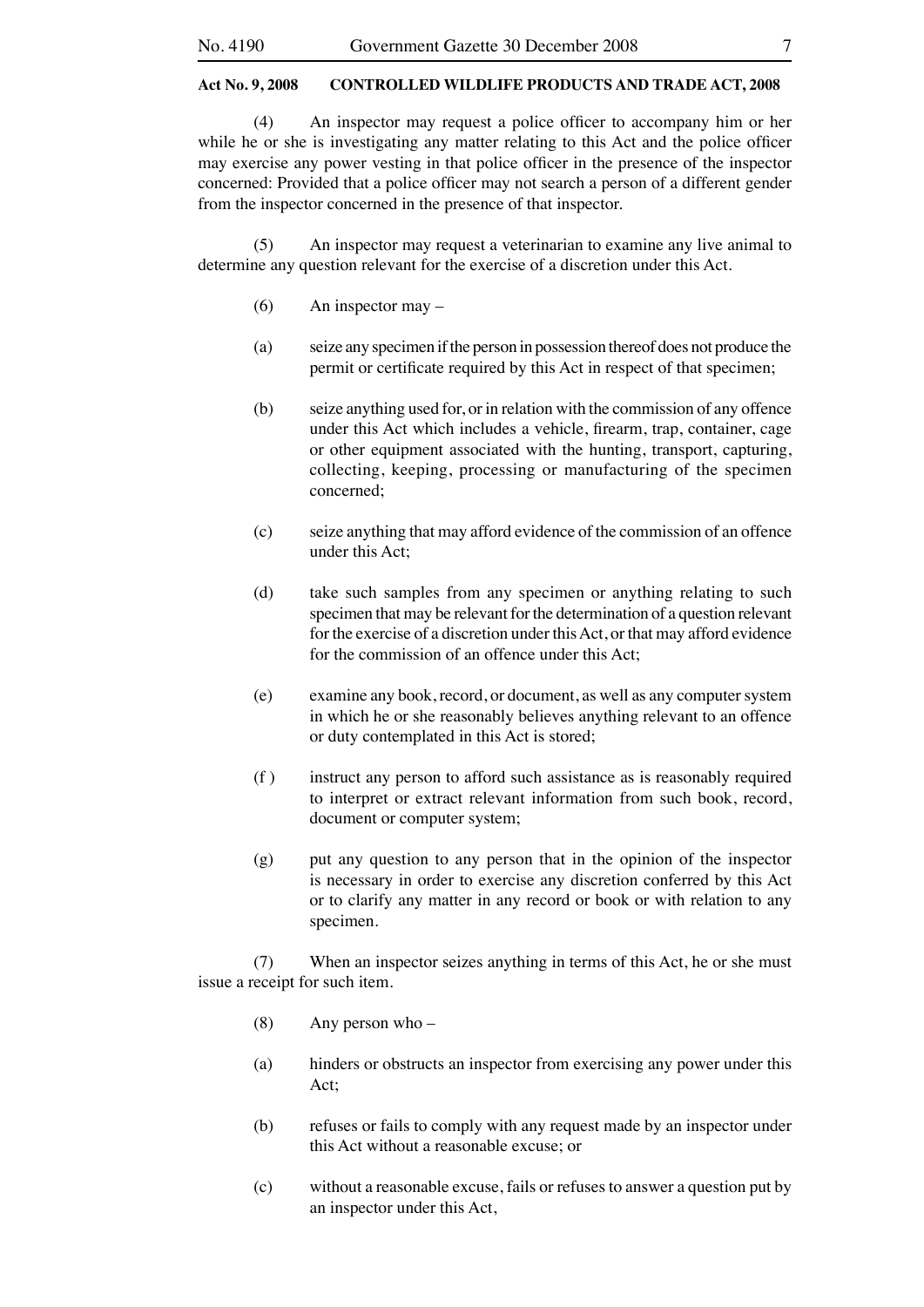(4) An inspector may request a police officer to accompany him or her while he or she is investigating any matter relating to this Act and the police officer may exercise any power vesting in that police officer in the presence of the inspector concerned: Provided that a police officer may not search a person of a different gender from the inspector concerned in the presence of that inspector.

(5) An inspector may request a veterinarian to examine any live animal to determine any question relevant for the exercise of a discretion under this Act.

(6) An inspector may –

(a) seize any specimen if the person in possession thereof does not produce the permit or certificate required by this Act in respect of that specimen;

(b) seize anything used for, or in relation with the commission of any offence under this Act which includes a vehicle, firearm, trap, container, cage or other equipment associated with the hunting, transport, capturing, collecting, keeping, processing or manufacturing of the specimen concerned;

(c) seize anything that may afford evidence of the commission of an offence under this Act;

(d) take such samples from any specimen or anything relating to such specimen that may be relevant for the determination of a question relevant for the exercise of a discretion under this Act, or that may afford evidence for the commission of an offence under this Act;

(e) examine any book, record, or document, as well as any computer system in which he or she reasonably believes anything relevant to an offence or duty contemplated in this Act is stored;

(f) instruct any person to afford such assistance as is reasonably required to interpret or extract relevant information from such book, record, document or computer system;

(g) put any question to any person that in the opinion of the inspector is necessary in order to exercise any discretion conferred by this Act or to clarify any matter in any record or book or with relation to any specimen.

(7) When an inspector seizes anything in terms of this Act, he or she must issue a receipt for such item.

(8) Any person who –

(a) hinders or obstructs an inspector from exercising any power under this Act;

(b) refuses or fails to comply with any request made by an inspector under this Act without a reasonable excuse; or

(c) without a reasonable excuse, fails or refuses to answer a question put by an inspector under this Act,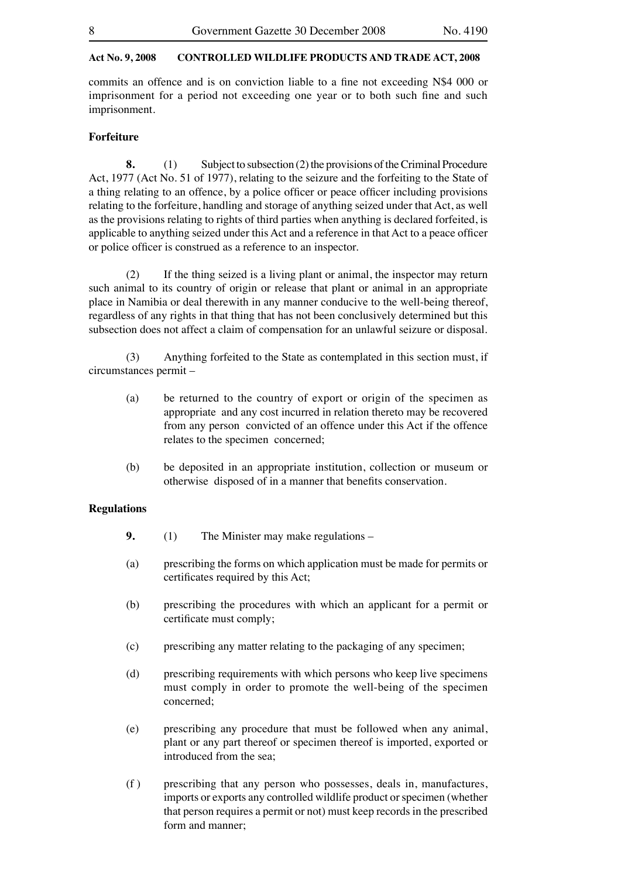commits an offence and is on conviction liable to a fine not exceeding N$4 000 or imprisonment for a period not exceeding one year or to both such fine and such imprisonment.

**Forfeiture**

**8.** (1) Subject to subsection (2) the provisions of the Criminal Procedure Act, 1977 (Act No. 51 of 1977), relating to the seizure and the forfeiting to the State of a thing relating to an offence, by a police officer or peace officer including provisions relating to the forfeiture, handling and storage of anything seized under that Act, as well as the provisions relating to rights of third parties when anything is declared forfeited, is applicable to anything seized under this Act and a reference in that Act to a peace officer or police officer is construed as a reference to an inspector.

(2) If the thing seized is a living plant or animal, the inspector may return such animal to its country of origin or release that plant or animal in an appropriate place in Namibia or deal therewith in any manner conducive to the well-being thereof, regardless of any rights in that thing that has not been conclusively determined but this subsection does not affect a claim of compensation for an unlawful seizure or disposal.

(3) Anything forfeited to the State as contemplated in this section must, if circumstances permit –

(a) be returned to the country of export or origin of the specimen as appropriate and any cost incurred in relation thereto may be recovered from any person convicted of an offence under this Act if the offence relates to the specimen concerned;

(b) be deposited in an appropriate institution, collection or museum or otherwise disposed of in a manner that benefits conservation.

**Regulations**

**9.** (1) The Minister may make regulations –

(a) prescribing the forms on which application must be made for permits or certificates required by this Act;

(b) prescribing the procedures with which an applicant for a permit or certificate must comply;

(c) prescribing any matter relating to the packaging of any specimen;

(d) prescribing requirements with which persons who keep live specimens must comply in order to promote the well-being of the specimen concerned;

(e) prescribing any procedure that must be followed when any animal, plant or any part thereof or specimen thereof is imported, exported or introduced from the sea;

(f) prescribing that any person who possesses, deals in, manufactures, imports or exports any controlled wildlife product or specimen (whether that person requires a permit or not) must keep records in the prescribed form and manner;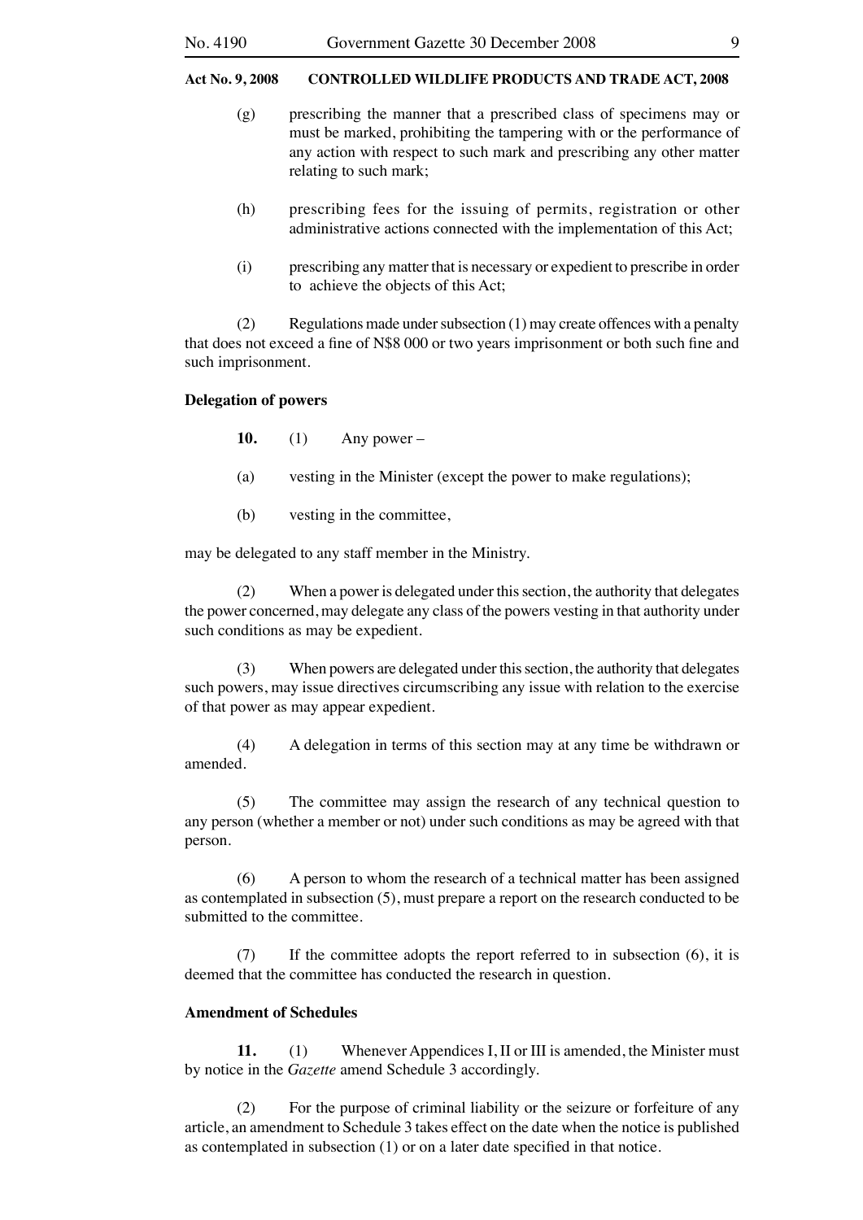(g) prescribing the manner that a prescribed class of specimens may or must be marked, prohibiting the tampering with or the performance of any action with respect to such mark and prescribing any other matter relating to such mark;

(h) prescribing fees for the issuing of permits, registration or other administrative actions connected with the implementation of this Act;

(i) prescribing any matter that is necessary or expedient to prescribe in order to achieve the objects of this Act;

(2) Regulations made under subsection (1) may create offences with a penalty that does not exceed a fine of N$8 000 or two years imprisonment or both such fine and such imprisonment.

**Delegation of powers**

**10.** (1) Any power –

(a) vesting in the Minister (except the power to make regulations);

(b) vesting in the committee,

may be delegated to any staff member in the Ministry.

(2) When a power is delegated under this section, the authority that delegates the power concerned, may delegate any class of the powers vesting in that authority under such conditions as may be expedient.

(3) When powers are delegated under this section, the authority that delegates such powers, may issue directives circumscribing any issue with relation to the exercise of that power as may appear expedient.

(4) A delegation in terms of this section may at any time be withdrawn or amended.

(5) The committee may assign the research of any technical question to any person (whether a member or not) under such conditions as may be agreed with that person.

(6) A person to whom the research of a technical matter has been assigned as contemplated in subsection (5), must prepare a report on the research conducted to be submitted to the committee.

(7) If the committee adopts the report referred to in subsection (6), it is deemed that the committee has conducted the research in question.

**Amendment of Schedules**

**11.** (1) Whenever Appendices I, II or III is amended, the Minister must by notice in the *Gazette* amend Schedule 3 accordingly.

(2) For the purpose of criminal liability or the seizure or forfeiture of any article, an amendment to Schedule 3 takes effect on the date when the notice is published as contemplated in subsection (1) or on a later date specified in that notice.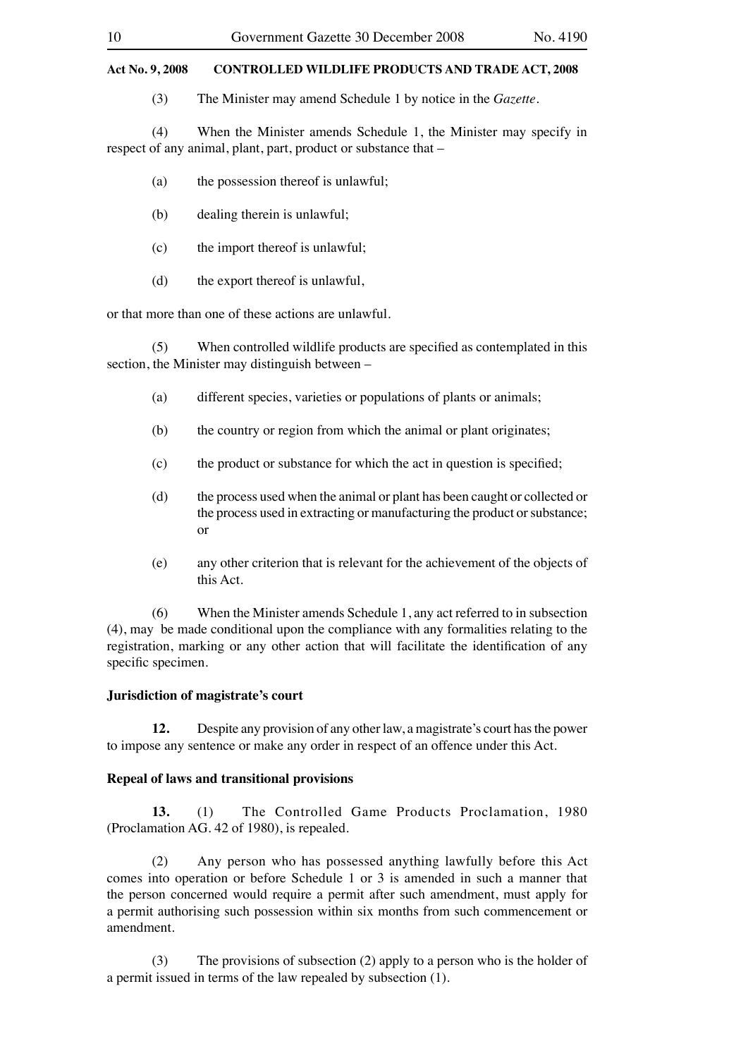(3) The Minister may amend Schedule 1 by notice in the *Gazette*.

(4) When the Minister amends Schedule 1, the Minister may specify in respect of any animal, plant, part, product or substance that –

(a) the possession thereof is unlawful;

(b) dealing therein is unlawful;

(c) the import thereof is unlawful;

(d) the export thereof is unlawful,

or that more than one of these actions are unlawful.

(5) When controlled wildlife products are specified as contemplated in this section, the Minister may distinguish between –

(a) different species, varieties or populations of plants or animals;

(b) the country or region from which the animal or plant originates;

(c) the product or substance for which the act in question is specified;

(d) the process used when the animal or plant has been caught or collected or the process used in extracting or manufacturing the product or substance; or

(e) any other criterion that is relevant for the achievement of the objects of this Act.

(6) When the Minister amends Schedule 1, any act referred to in subsection (4), may be made conditional upon the compliance with any formalities relating to the registration, marking or any other action that will facilitate the identification of any specific specimen.

**Jurisdiction of magistrate's court**

**12.** Despite any provision of any other law, a magistrate's court has the power to impose any sentence or make any order in respect of an offence under this Act.

**Repeal of laws and transitional provisions**

**13.** (1) The Controlled Game Products Proclamation, 1980 (Proclamation AG. 42 of 1980), is repealed.

(2) Any person who has possessed anything lawfully before this Act comes into operation or before Schedule 1 or 3 is amended in such a manner that the person concerned would require a permit after such amendment, must apply for a permit authorising such possession within six months from such commencement or amendment.

(3) The provisions of subsection (2) apply to a person who is the holder of a permit issued in terms of the law repealed by subsection (1).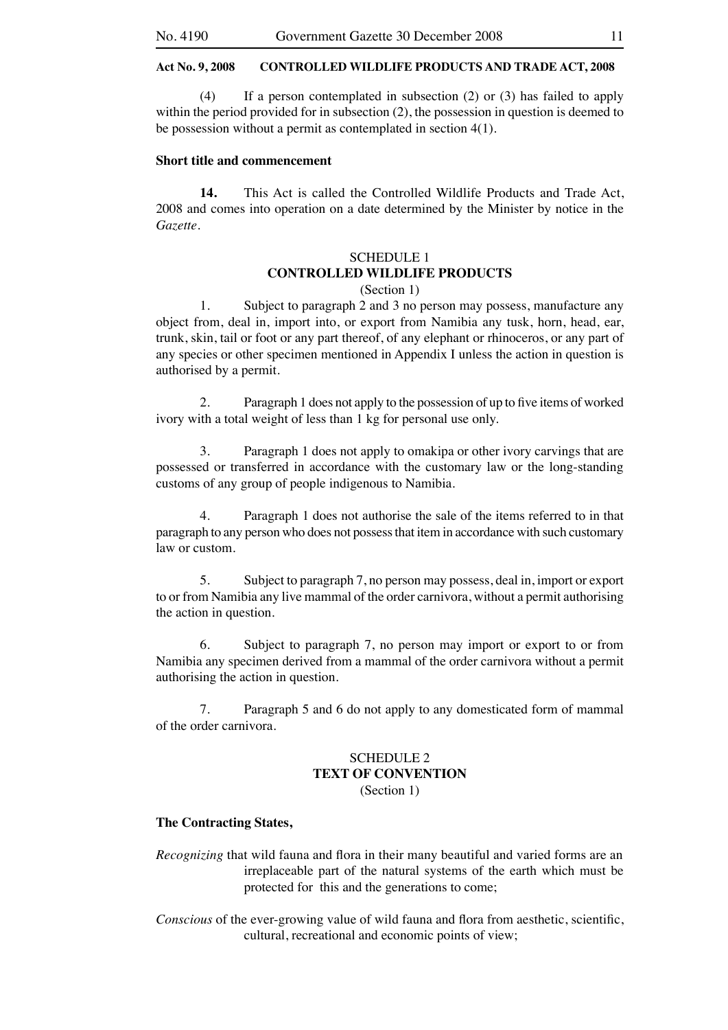(4) If a person contemplated in subsection (2) or (3) has failed to apply within the period provided for in subsection (2), the possession in question is deemed to be possession without a permit as contemplated in section 4(1).

**Short title and commencement**

**14.** This Act is called the Controlled Wildlife Products and Trade Act, 2008 and comes into operation on a date determined by the Minister by notice in the *Gazette*.

## SCHEDULE 1
## CONTROLLED WILDLIFE PRODUCTS
(Section 1)

1. Subject to paragraph 2 and 3 no person may possess, manufacture any object from, deal in, import into, or export from Namibia any tusk, horn, head, ear, trunk, skin, tail or foot or any part thereof, of any elephant or rhinoceros, or any part of any species or other specimen mentioned in Appendix I unless the action in question is authorised by a permit.

2. Paragraph 1 does not apply to the possession of up to five items of worked ivory with a total weight of less than 1 kg for personal use only.

3. Paragraph 1 does not apply to omakipa or other ivory carvings that are possessed or transferred in accordance with the customary law or the long-standing customs of any group of people indigenous to Namibia.

4. Paragraph 1 does not authorise the sale of the items referred to in that paragraph to any person who does not possess that item in accordance with such customary law or custom.

5. Subject to paragraph 7, no person may possess, deal in, import or export to or from Namibia any live mammal of the order carnivora, without a permit authorising the action in question.

6. Subject to paragraph 7, no person may import or export to or from Namibia any specimen derived from a mammal of the order carnivora without a permit authorising the action in question.

7. Paragraph 5 and 6 do not apply to any domesticated form of mammal of the order carnivora.

## SCHEDULE 2
## TEXT OF CONVENTION
(Section 1)

**The Contracting States,**

*Recognizing* that wild fauna and flora in their many beautiful and varied forms are an irreplaceable part of the natural systems of the earth which must be protected for this and the generations to come;

*Conscious* of the ever-growing value of wild fauna and flora from aesthetic, scientific, cultural, recreational and economic points of view;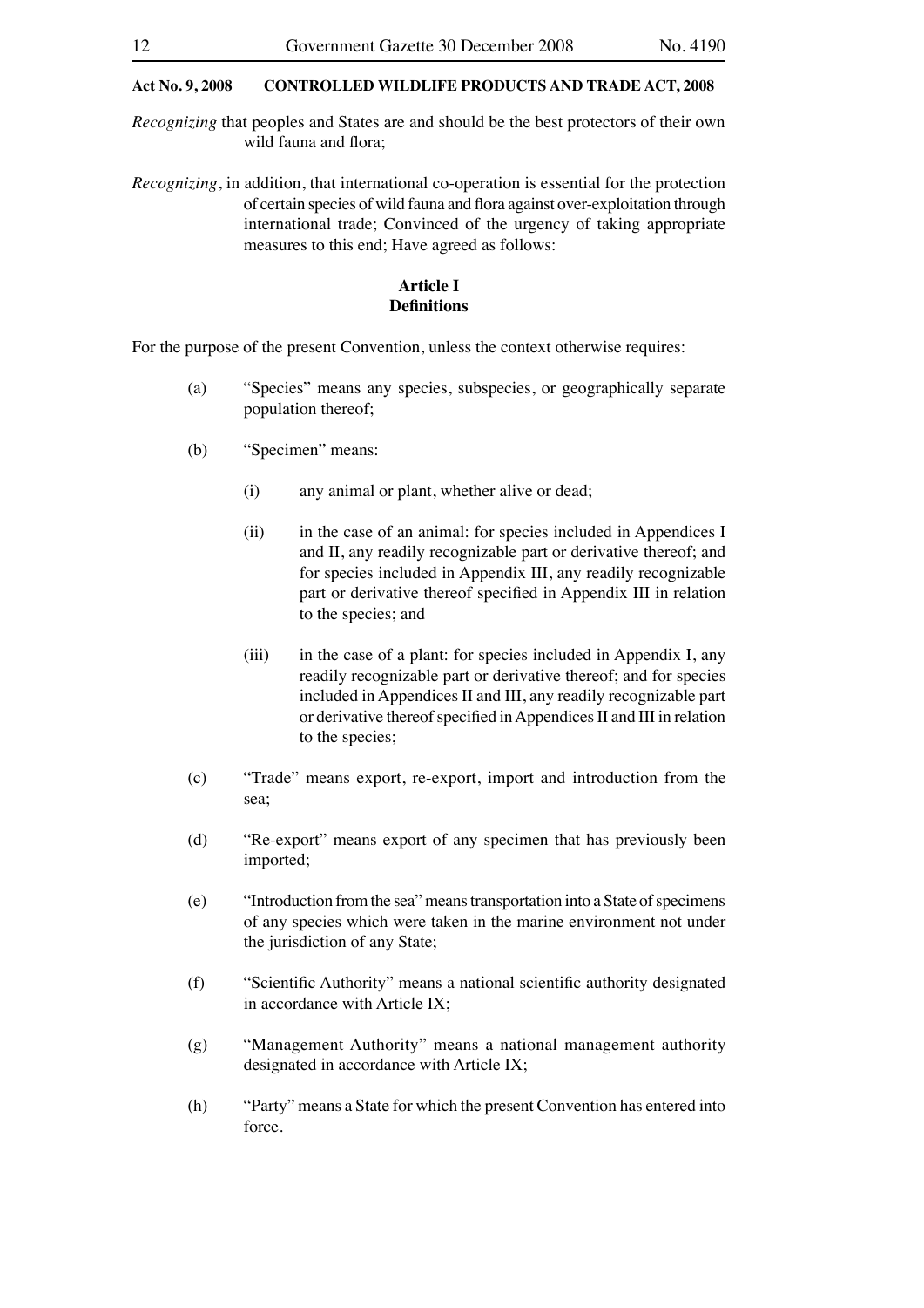*Recognizing* that peoples and States are and should be the best protectors of their own wild fauna and flora;

*Recognizing*, in addition, that international co-operation is essential for the protection of certain species of wild fauna and flora against over-exploitation through international trade; Convinced of the urgency of taking appropriate measures to this end; Have agreed as follows:

### Article I
### Definitions

For the purpose of the present Convention, unless the context otherwise requires:

(a) "Species" means any species, subspecies, or geographically separate population thereof;

(b) "Specimen" means:

  (i) any animal or plant, whether alive or dead;

  (ii) in the case of an animal: for species included in Appendices I and II, any readily recognizable part or derivative thereof; and for species included in Appendix III, any readily recognizable part or derivative thereof specified in Appendix III in relation to the species; and

  (iii) in the case of a plant: for species included in Appendix I, any readily recognizable part or derivative thereof; and for species included in Appendices II and III, any readily recognizable part or derivative thereof specified in Appendices II and III in relation to the species;

(c) "Trade" means export, re-export, import and introduction from the sea;

(d) "Re-export" means export of any specimen that has previously been imported;

(e) "Introduction from the sea" means transportation into a State of specimens of any species which were taken in the marine environment not under the jurisdiction of any State;

(f) "Scientific Authority" means a national scientific authority designated in accordance with Article IX;

(g) "Management Authority" means a national management authority designated in accordance with Article IX;

(h) "Party" means a State for which the present Convention has entered into force.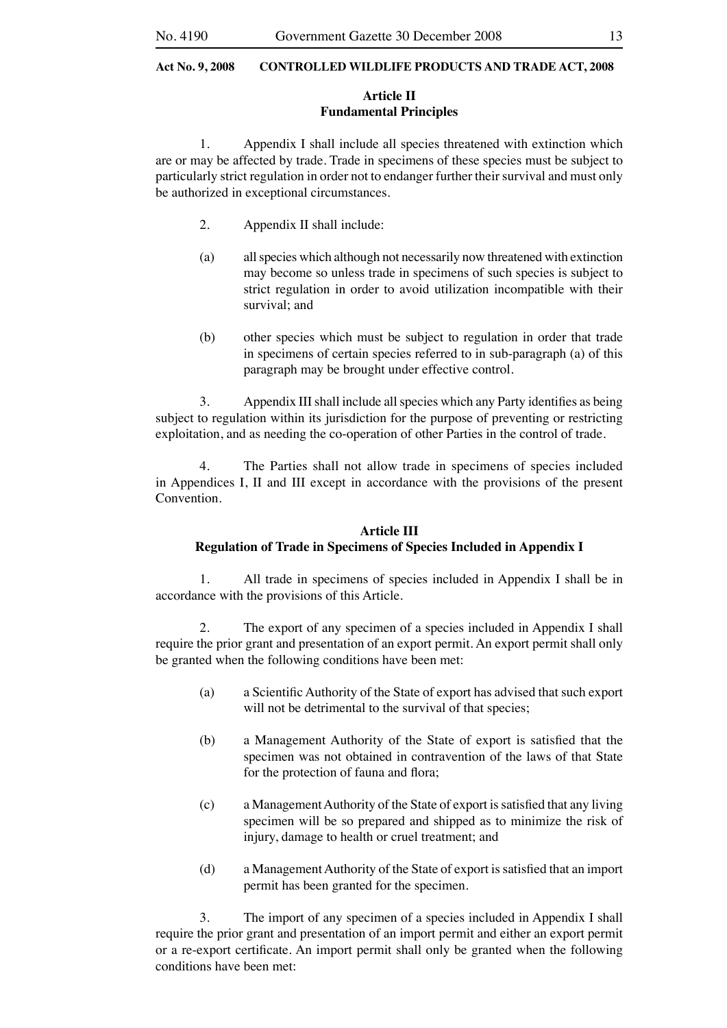**Article II**
**Fundamental Principles**

1. Appendix I shall include all species threatened with extinction which are or may be affected by trade. Trade in specimens of these species must be subject to particularly strict regulation in order not to endanger further their survival and must only be authorized in exceptional circumstances.

2. Appendix II shall include:

(a) all species which although not necessarily now threatened with extinction may become so unless trade in specimens of such species is subject to strict regulation in order to avoid utilization incompatible with their survival; and

(b) other species which must be subject to regulation in order that trade in specimens of certain species referred to in sub-paragraph (a) of this paragraph may be brought under effective control.

3. Appendix III shall include all species which any Party identifies as being subject to regulation within its jurisdiction for the purpose of preventing or restricting exploitation, and as needing the co-operation of other Parties in the control of trade.

4. The Parties shall not allow trade in specimens of species included in Appendices I, II and III except in accordance with the provisions of the present Convention.

**Article III**
**Regulation of Trade in Specimens of Species Included in Appendix I**

1. All trade in specimens of species included in Appendix I shall be in accordance with the provisions of this Article.

2. The export of any specimen of a species included in Appendix I shall require the prior grant and presentation of an export permit. An export permit shall only be granted when the following conditions have been met:

(a) a Scientific Authority of the State of export has advised that such export will not be detrimental to the survival of that species;

(b) a Management Authority of the State of export is satisfied that the specimen was not obtained in contravention of the laws of that State for the protection of fauna and flora;

(c) a Management Authority of the State of export is satisfied that any living specimen will be so prepared and shipped as to minimize the risk of injury, damage to health or cruel treatment; and

(d) a Management Authority of the State of export is satisfied that an import permit has been granted for the specimen.

3. The import of any specimen of a species included in Appendix I shall require the prior grant and presentation of an import permit and either an export permit or a re-export certificate. An import permit shall only be granted when the following conditions have been met: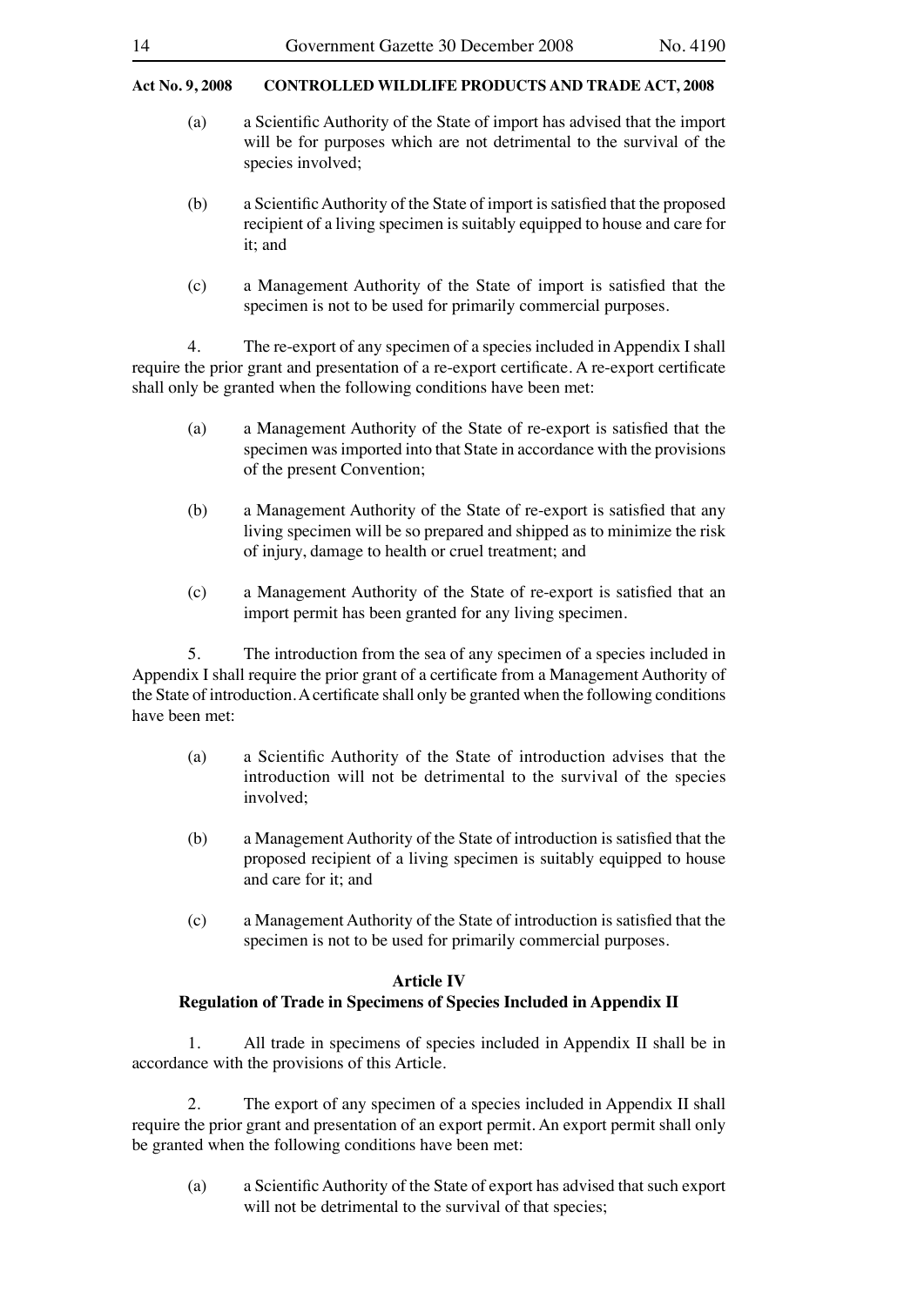(a) a Scientific Authority of the State of import has advised that the import will be for purposes which are not detrimental to the survival of the species involved;

(b) a Scientific Authority of the State of import is satisfied that the proposed recipient of a living specimen is suitably equipped to house and care for it; and

(c) a Management Authority of the State of import is satisfied that the specimen is not to be used for primarily commercial purposes.

4. The re-export of any specimen of a species included in Appendix I shall require the prior grant and presentation of a re-export certificate. A re-export certificate shall only be granted when the following conditions have been met:

(a) a Management Authority of the State of re-export is satisfied that the specimen was imported into that State in accordance with the provisions of the present Convention;

(b) a Management Authority of the State of re-export is satisfied that any living specimen will be so prepared and shipped as to minimize the risk of injury, damage to health or cruel treatment; and

(c) a Management Authority of the State of re-export is satisfied that an import permit has been granted for any living specimen.

5. The introduction from the sea of any specimen of a species included in Appendix I shall require the prior grant of a certificate from a Management Authority of the State of introduction. A certificate shall only be granted when the following conditions have been met:

(a) a Scientific Authority of the State of introduction advises that the introduction will not be detrimental to the survival of the species involved;

(b) a Management Authority of the State of introduction is satisfied that the proposed recipient of a living specimen is suitably equipped to house and care for it; and

(c) a Management Authority of the State of introduction is satisfied that the specimen is not to be used for primarily commercial purposes.

## Article IV
## Regulation of Trade in Specimens of Species Included in Appendix II

1. All trade in specimens of species included in Appendix II shall be in accordance with the provisions of this Article.

2. The export of any specimen of a species included in Appendix II shall require the prior grant and presentation of an export permit. An export permit shall only be granted when the following conditions have been met:

(a) a Scientific Authority of the State of export has advised that such export will not be detrimental to the survival of that species;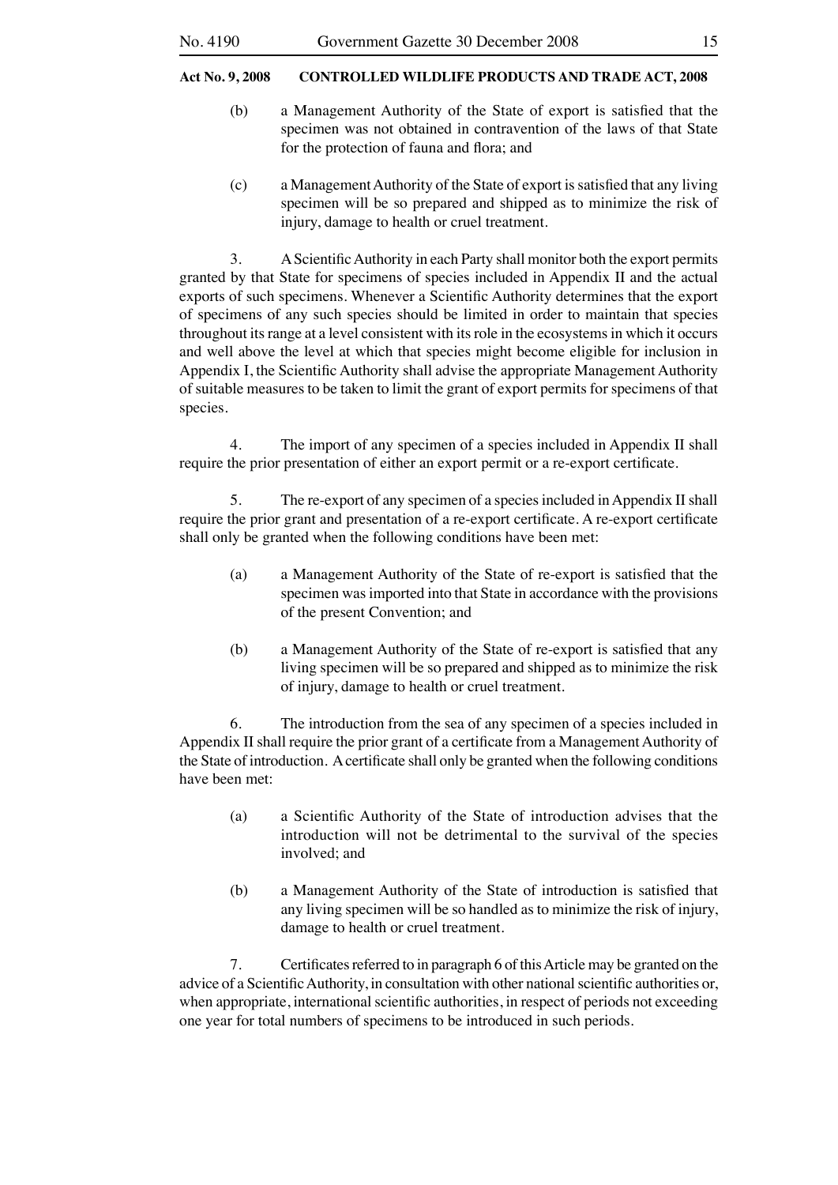(b) a Management Authority of the State of export is satisfied that the specimen was not obtained in contravention of the laws of that State for the protection of fauna and flora; and

(c) a Management Authority of the State of export is satisfied that any living specimen will be so prepared and shipped as to minimize the risk of injury, damage to health or cruel treatment.

3. A Scientific Authority in each Party shall monitor both the export permits granted by that State for specimens of species included in Appendix II and the actual exports of such specimens. Whenever a Scientific Authority determines that the export of specimens of any such species should be limited in order to maintain that species throughout its range at a level consistent with its role in the ecosystems in which it occurs and well above the level at which that species might become eligible for inclusion in Appendix I, the Scientific Authority shall advise the appropriate Management Authority of suitable measures to be taken to limit the grant of export permits for specimens of that species.

4. The import of any specimen of a species included in Appendix II shall require the prior presentation of either an export permit or a re-export certificate.

5. The re-export of any specimen of a species included in Appendix II shall require the prior grant and presentation of a re-export certificate. A re-export certificate shall only be granted when the following conditions have been met:

(a) a Management Authority of the State of re-export is satisfied that the specimen was imported into that State in accordance with the provisions of the present Convention; and

(b) a Management Authority of the State of re-export is satisfied that any living specimen will be so prepared and shipped as to minimize the risk of injury, damage to health or cruel treatment.

6. The introduction from the sea of any specimen of a species included in Appendix II shall require the prior grant of a certificate from a Management Authority of the State of introduction. A certificate shall only be granted when the following conditions have been met:

(a) a Scientific Authority of the State of introduction advises that the introduction will not be detrimental to the survival of the species involved; and

(b) a Management Authority of the State of introduction is satisfied that any living specimen will be so handled as to minimize the risk of injury, damage to health or cruel treatment.

7. Certificates referred to in paragraph 6 of this Article may be granted on the advice of a Scientific Authority, in consultation with other national scientific authorities or, when appropriate, international scientific authorities, in respect of periods not exceeding one year for total numbers of specimens to be introduced in such periods.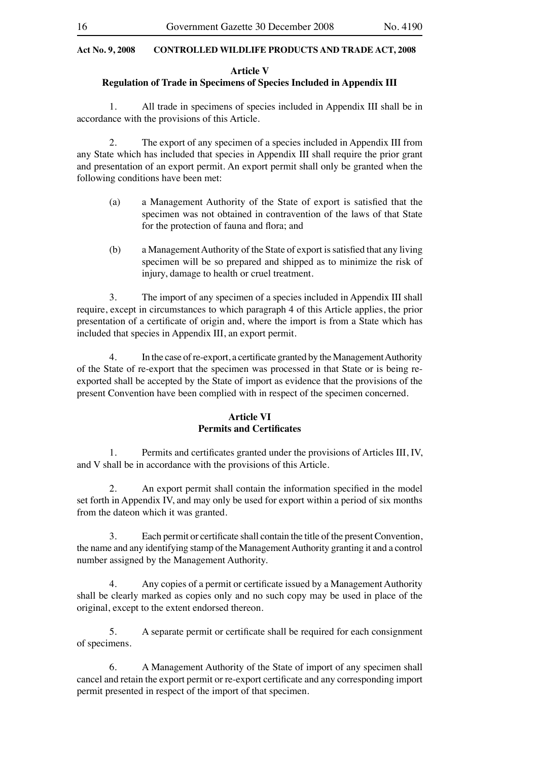### Article V
### Regulation of Trade in Specimens of Species Included in Appendix III

1. All trade in specimens of species included in Appendix III shall be in accordance with the provisions of this Article.

2. The export of any specimen of a species included in Appendix III from any State which has included that species in Appendix III shall require the prior grant and presentation of an export permit. An export permit shall only be granted when the following conditions have been met:

(a) a Management Authority of the State of export is satisfied that the specimen was not obtained in contravention of the laws of that State for the protection of fauna and flora; and

(b) a Management Authority of the State of export is satisfied that any living specimen will be so prepared and shipped as to minimize the risk of injury, damage to health or cruel treatment.

3. The import of any specimen of a species included in Appendix III shall require, except in circumstances to which paragraph 4 of this Article applies, the prior presentation of a certificate of origin and, where the import is from a State which has included that species in Appendix III, an export permit.

4. In the case of re-export, a certificate granted by the Management Authority of the State of re-export that the specimen was processed in that State or is being re-exported shall be accepted by the State of import as evidence that the provisions of the present Convention have been complied with in respect of the specimen concerned.

### Article VI
### Permits and Certificates

1. Permits and certificates granted under the provisions of Articles III, IV, and V shall be in accordance with the provisions of this Article.

2. An export permit shall contain the information specified in the model set forth in Appendix IV, and may only be used for export within a period of six months from the dateon which it was granted.

3. Each permit or certificate shall contain the title of the present Convention, the name and any identifying stamp of the Management Authority granting it and a control number assigned by the Management Authority.

4. Any copies of a permit or certificate issued by a Management Authority shall be clearly marked as copies only and no such copy may be used in place of the original, except to the extent endorsed thereon.

5. A separate permit or certificate shall be required for each consignment of specimens.

6. A Management Authority of the State of import of any specimen shall cancel and retain the export permit or re-export certificate and any corresponding import permit presented in respect of the import of that specimen.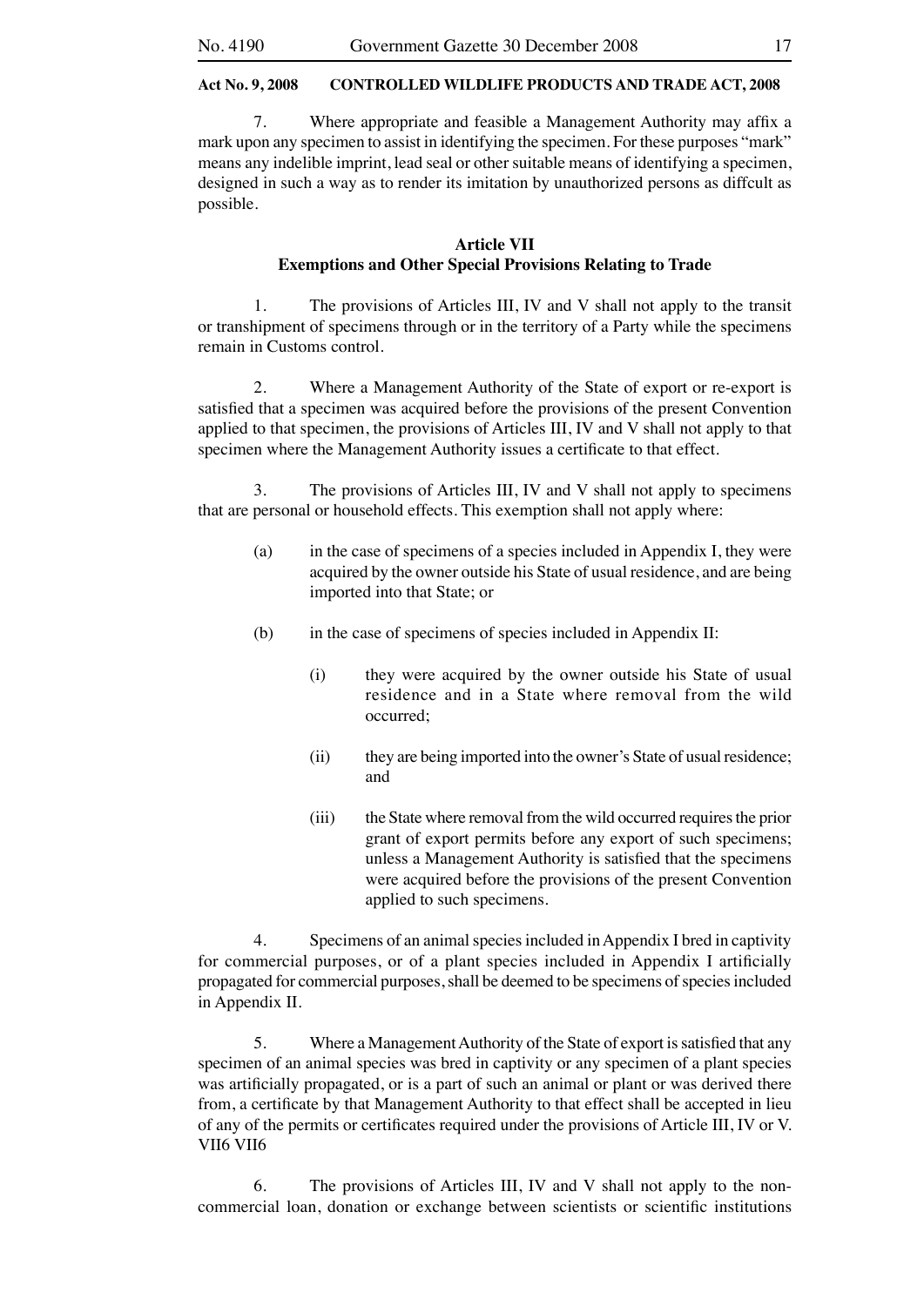7. Where appropriate and feasible a Management Authority may affix a mark upon any specimen to assist in identifying the specimen. For these purposes "mark" means any indelible imprint, lead seal or other suitable means of identifying a specimen, designed in such a way as to render its imitation by unauthorized persons as diffcult as possible.

**Article VII**
**Exemptions and Other Special Provisions Relating to Trade**

1. The provisions of Articles III, IV and V shall not apply to the transit or transhipment of specimens through or in the territory of a Party while the specimens remain in Customs control.

2. Where a Management Authority of the State of export or re-export is satisfied that a specimen was acquired before the provisions of the present Convention applied to that specimen, the provisions of Articles III, IV and V shall not apply to that specimen where the Management Authority issues a certificate to that effect.

3. The provisions of Articles III, IV and V shall not apply to specimens that are personal or household effects. This exemption shall not apply where:

(a) in the case of specimens of a species included in Appendix I, they were acquired by the owner outside his State of usual residence, and are being imported into that State; or

(b) in the case of specimens of species included in Appendix II:

(i) they were acquired by the owner outside his State of usual residence and in a State where removal from the wild occurred;

(ii) they are being imported into the owner's State of usual residence; and

(iii) the State where removal from the wild occurred requires the prior grant of export permits before any export of such specimens; unless a Management Authority is satisfied that the specimens were acquired before the provisions of the present Convention applied to such specimens.

4. Specimens of an animal species included in Appendix I bred in captivity for commercial purposes, or of a plant species included in Appendix I artificially propagated for commercial purposes, shall be deemed to be specimens of species included in Appendix II.

5. Where a Management Authority of the State of export is satisfied that any specimen of an animal species was bred in captivity or any specimen of a plant species was artificially propagated, or is a part of such an animal or plant or was derived there from, a certificate by that Management Authority to that effect shall be accepted in lieu of any of the permits or certificates required under the provisions of Article III, IV or V. VII6 VII6

6. The provisions of Articles III, IV and V shall not apply to the non-commercial loan, donation or exchange between scientists or scientific institutions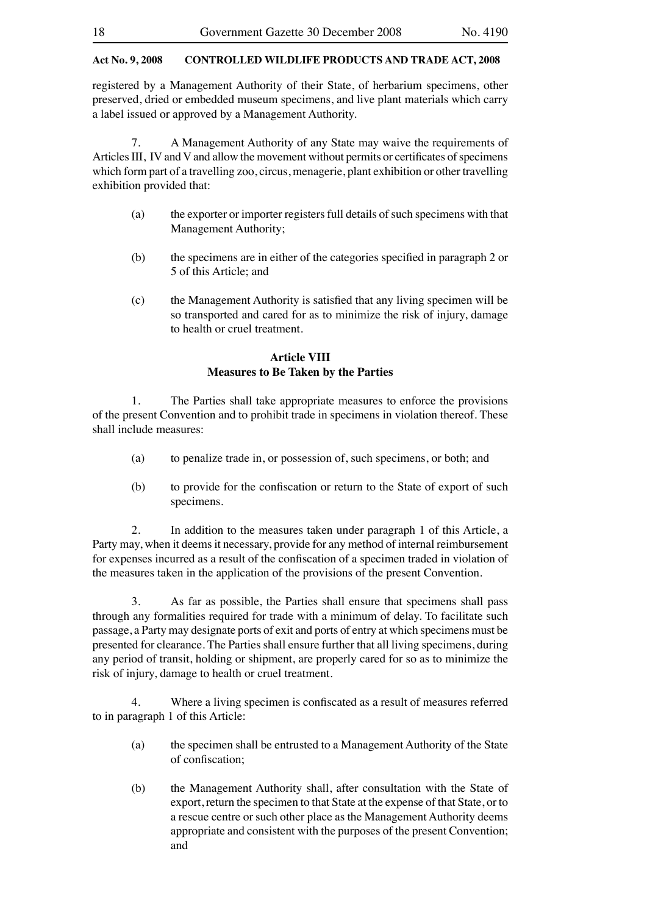registered by a Management Authority of their State, of herbarium specimens, other preserved, dried or embedded museum specimens, and live plant materials which carry a label issued or approved by a Management Authority.

7. A Management Authority of any State may waive the requirements of Articles III, IV and V and allow the movement without permits or certificates of specimens which form part of a travelling zoo, circus, menagerie, plant exhibition or other travelling exhibition provided that:

(a) the exporter or importer registers full details of such specimens with that Management Authority;

(b) the specimens are in either of the categories specified in paragraph 2 or 5 of this Article; and

(c) the Management Authority is satisfied that any living specimen will be so transported and cared for as to minimize the risk of injury, damage to health or cruel treatment.

**Article VIII**
**Measures to Be Taken by the Parties**

1. The Parties shall take appropriate measures to enforce the provisions of the present Convention and to prohibit trade in specimens in violation thereof. These shall include measures:

(a) to penalize trade in, or possession of, such specimens, or both; and

(b) to provide for the confiscation or return to the State of export of such specimens.

2. In addition to the measures taken under paragraph 1 of this Article, a Party may, when it deems it necessary, provide for any method of internal reimbursement for expenses incurred as a result of the confiscation of a specimen traded in violation of the measures taken in the application of the provisions of the present Convention.

3. As far as possible, the Parties shall ensure that specimens shall pass through any formalities required for trade with a minimum of delay. To facilitate such passage, a Party may designate ports of exit and ports of entry at which specimens must be presented for clearance. The Parties shall ensure further that all living specimens, during any period of transit, holding or shipment, are properly cared for so as to minimize the risk of injury, damage to health or cruel treatment.

4. Where a living specimen is confiscated as a result of measures referred to in paragraph 1 of this Article:

(a) the specimen shall be entrusted to a Management Authority of the State of confiscation;

(b) the Management Authority shall, after consultation with the State of export, return the specimen to that State at the expense of that State, or to a rescue centre or such other place as the Management Authority deems appropriate and consistent with the purposes of the present Convention; and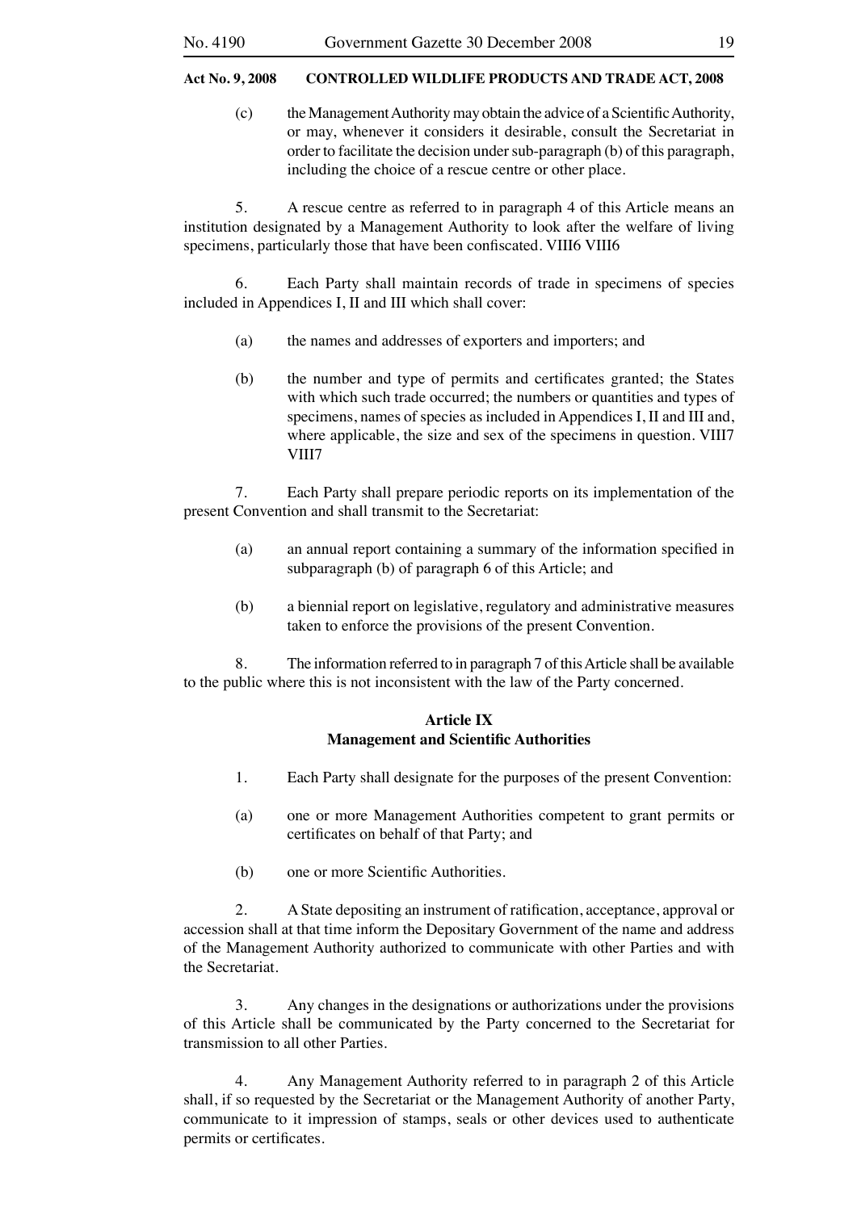(c) the Management Authority may obtain the advice of a Scientific Authority, or may, whenever it considers it desirable, consult the Secretariat in order to facilitate the decision under sub-paragraph (b) of this paragraph, including the choice of a rescue centre or other place.

5. A rescue centre as referred to in paragraph 4 of this Article means an institution designated by a Management Authority to look after the welfare of living specimens, particularly those that have been confiscated. VIII6 VIII6

6. Each Party shall maintain records of trade in specimens of species included in Appendices I, II and III which shall cover:

(a) the names and addresses of exporters and importers; and

(b) the number and type of permits and certificates granted; the States with which such trade occurred; the numbers or quantities and types of specimens, names of species as included in Appendices I, II and III and, where applicable, the size and sex of the specimens in question. VIII7 VIII7

7. Each Party shall prepare periodic reports on its implementation of the present Convention and shall transmit to the Secretariat:

(a) an annual report containing a summary of the information specified in subparagraph (b) of paragraph 6 of this Article; and

(b) a biennial report on legislative, regulatory and administrative measures taken to enforce the provisions of the present Convention.

8. The information referred to in paragraph 7 of this Article shall be available to the public where this is not inconsistent with the law of the Party concerned.

### Article IX
### Management and Scientific Authorities

1. Each Party shall designate for the purposes of the present Convention:

(a) one or more Management Authorities competent to grant permits or certificates on behalf of that Party; and

(b) one or more Scientific Authorities.

2. A State depositing an instrument of ratification, acceptance, approval or accession shall at that time inform the Depositary Government of the name and address of the Management Authority authorized to communicate with other Parties and with the Secretariat.

3. Any changes in the designations or authorizations under the provisions of this Article shall be communicated by the Party concerned to the Secretariat for transmission to all other Parties.

4. Any Management Authority referred to in paragraph 2 of this Article shall, if so requested by the Secretariat or the Management Authority of another Party, communicate to it impression of stamps, seals or other devices used to authenticate permits or certificates.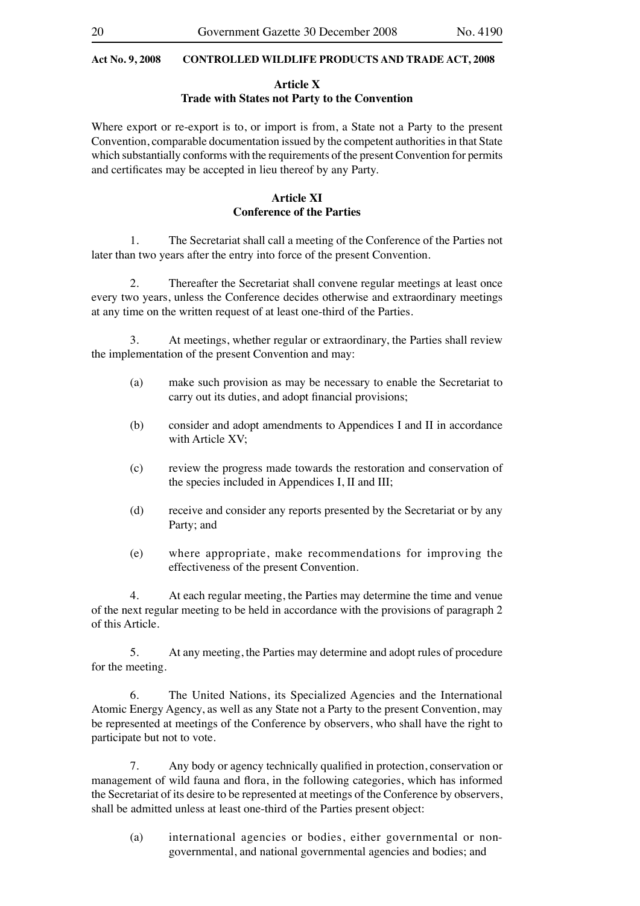### Article X
### Trade with States not Party to the Convention

Where export or re-export is to, or import is from, a State not a Party to the present Convention, comparable documentation issued by the competent authorities in that State which substantially conforms with the requirements of the present Convention for permits and certificates may be accepted in lieu thereof by any Party.

### Article XI
### Conference of the Parties

1. The Secretariat shall call a meeting of the Conference of the Parties not later than two years after the entry into force of the present Convention.

2. Thereafter the Secretariat shall convene regular meetings at least once every two years, unless the Conference decides otherwise and extraordinary meetings at any time on the written request of at least one-third of the Parties.

3. At meetings, whether regular or extraordinary, the Parties shall review the implementation of the present Convention and may:

(a) make such provision as may be necessary to enable the Secretariat to carry out its duties, and adopt financial provisions;

(b) consider and adopt amendments to Appendices I and II in accordance with Article XV;

(c) review the progress made towards the restoration and conservation of the species included in Appendices I, II and III;

(d) receive and consider any reports presented by the Secretariat or by any Party; and

(e) where appropriate, make recommendations for improving the effectiveness of the present Convention.

4. At each regular meeting, the Parties may determine the time and venue of the next regular meeting to be held in accordance with the provisions of paragraph 2 of this Article.

5. At any meeting, the Parties may determine and adopt rules of procedure for the meeting.

6. The United Nations, its Specialized Agencies and the International Atomic Energy Agency, as well as any State not a Party to the present Convention, may be represented at meetings of the Conference by observers, who shall have the right to participate but not to vote.

7. Any body or agency technically qualified in protection, conservation or management of wild fauna and flora, in the following categories, which has informed the Secretariat of its desire to be represented at meetings of the Conference by observers, shall be admitted unless at least one-third of the Parties present object:

(a) international agencies or bodies, either governmental or non-governmental, and national governmental agencies and bodies; and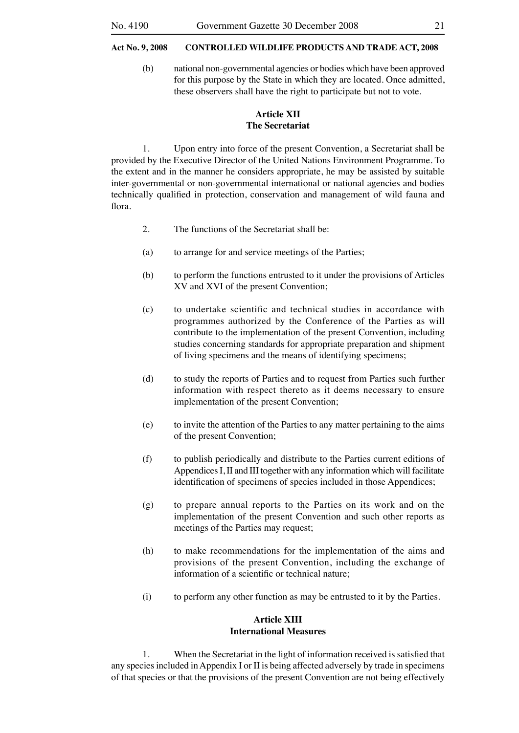(b) national non-governmental agencies or bodies which have been approved for this purpose by the State in which they are located. Once admitted, these observers shall have the right to participate but not to vote.

**Article XII**
**The Secretariat**

1. Upon entry into force of the present Convention, a Secretariat shall be provided by the Executive Director of the United Nations Environment Programme. To the extent and in the manner he considers appropriate, he may be assisted by suitable inter-governmental or non-governmental international or national agencies and bodies technically qualified in protection, conservation and management of wild fauna and flora.

2. The functions of the Secretariat shall be:

(a) to arrange for and service meetings of the Parties;

(b) to perform the functions entrusted to it under the provisions of Articles XV and XVI of the present Convention;

(c) to undertake scientific and technical studies in accordance with programmes authorized by the Conference of the Parties as will contribute to the implementation of the present Convention, including studies concerning standards for appropriate preparation and shipment of living specimens and the means of identifying specimens;

(d) to study the reports of Parties and to request from Parties such further information with respect thereto as it deems necessary to ensure implementation of the present Convention;

(e) to invite the attention of the Parties to any matter pertaining to the aims of the present Convention;

(f) to publish periodically and distribute to the Parties current editions of Appendices I, II and III together with any information which will facilitate identification of specimens of species included in those Appendices;

(g) to prepare annual reports to the Parties on its work and on the implementation of the present Convention and such other reports as meetings of the Parties may request;

(h) to make recommendations for the implementation of the aims and provisions of the present Convention, including the exchange of information of a scientific or technical nature;

(i) to perform any other function as may be entrusted to it by the Parties.

**Article XIII**
**International Measures**

1. When the Secretariat in the light of information received is satisfied that any species included in Appendix I or II is being affected adversely by trade in specimens of that species or that the provisions of the present Convention are not being effectively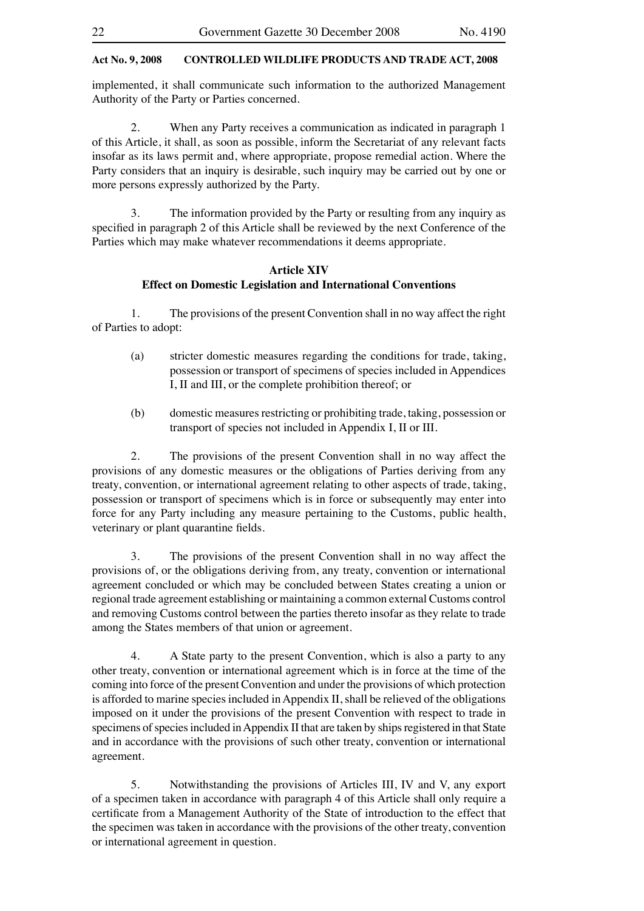implemented, it shall communicate such information to the authorized Management Authority of the Party or Parties concerned.

2. When any Party receives a communication as indicated in paragraph 1 of this Article, it shall, as soon as possible, inform the Secretariat of any relevant facts insofar as its laws permit and, where appropriate, propose remedial action. Where the Party considers that an inquiry is desirable, such inquiry may be carried out by one or more persons expressly authorized by the Party.

3. The information provided by the Party or resulting from any inquiry as specified in paragraph 2 of this Article shall be reviewed by the next Conference of the Parties which may make whatever recommendations it deems appropriate.

**Article XIV**
**Effect on Domestic Legislation and International Conventions**

1. The provisions of the present Convention shall in no way affect the right of Parties to adopt:

(a) stricter domestic measures regarding the conditions for trade, taking, possession or transport of specimens of species included in Appendices I, II and III, or the complete prohibition thereof; or

(b) domestic measures restricting or prohibiting trade, taking, possession or transport of species not included in Appendix I, II or III.

2. The provisions of the present Convention shall in no way affect the provisions of any domestic measures or the obligations of Parties deriving from any treaty, convention, or international agreement relating to other aspects of trade, taking, possession or transport of specimens which is in force or subsequently may enter into force for any Party including any measure pertaining to the Customs, public health, veterinary or plant quarantine fields.

3. The provisions of the present Convention shall in no way affect the provisions of, or the obligations deriving from, any treaty, convention or international agreement concluded or which may be concluded between States creating a union or regional trade agreement establishing or maintaining a common external Customs control and removing Customs control between the parties thereto insofar as they relate to trade among the States members of that union or agreement.

4. A State party to the present Convention, which is also a party to any other treaty, convention or international agreement which is in force at the time of the coming into force of the present Convention and under the provisions of which protection is afforded to marine species included in Appendix II, shall be relieved of the obligations imposed on it under the provisions of the present Convention with respect to trade in specimens of species included in Appendix II that are taken by ships registered in that State and in accordance with the provisions of such other treaty, convention or international agreement.

5. Notwithstanding the provisions of Articles III, IV and V, any export of a specimen taken in accordance with paragraph 4 of this Article shall only require a certificate from a Management Authority of the State of introduction to the effect that the specimen was taken in accordance with the provisions of the other treaty, convention or international agreement in question.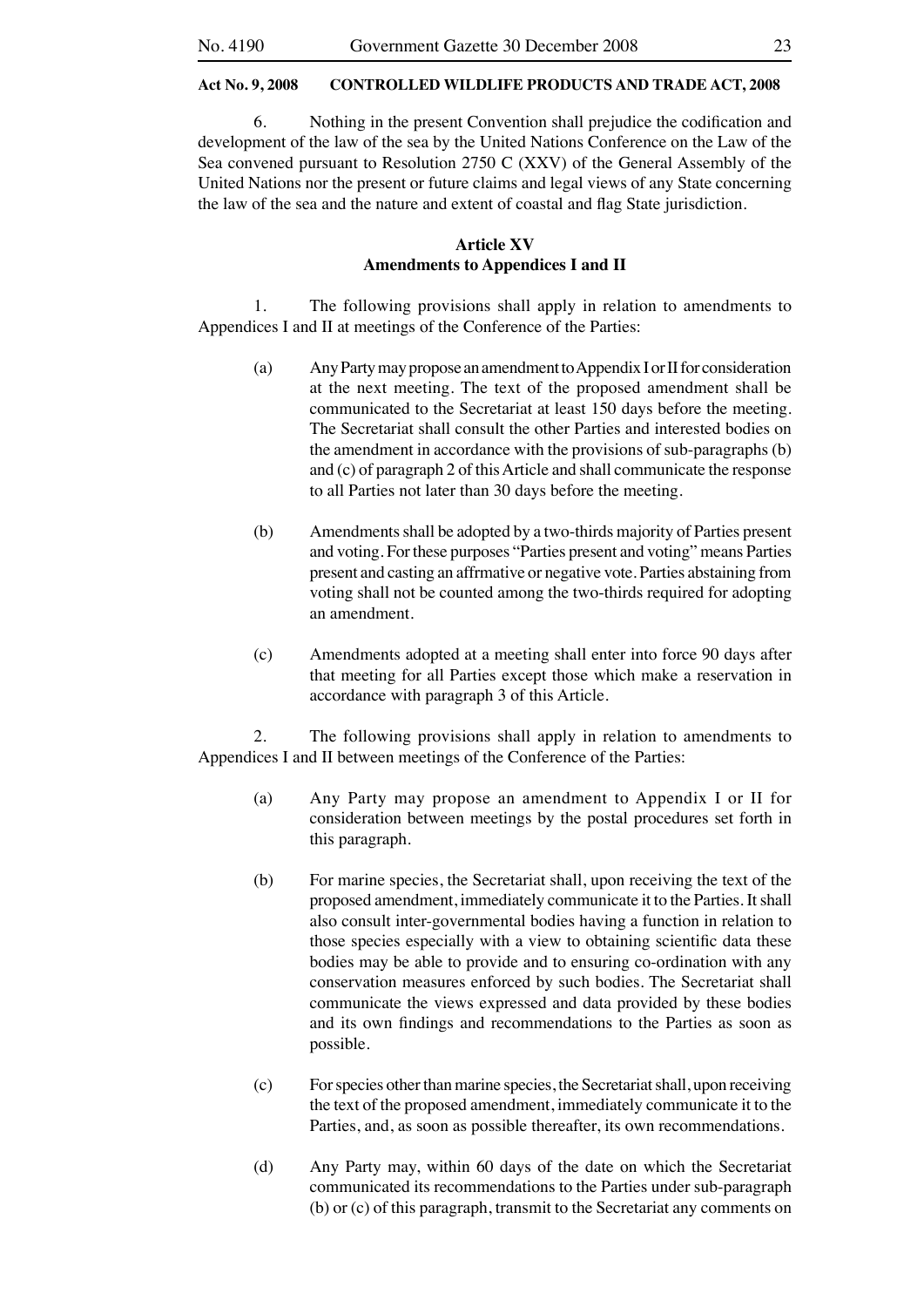6. Nothing in the present Convention shall prejudice the codification and development of the law of the sea by the United Nations Conference on the Law of the Sea convened pursuant to Resolution 2750 C (XXV) of the General Assembly of the United Nations nor the present or future claims and legal views of any State concerning the law of the sea and the nature and extent of coastal and flag State jurisdiction.

### Article XV
### Amendments to Appendices I and II

1. The following provisions shall apply in relation to amendments to Appendices I and II at meetings of the Conference of the Parties:

(a) Any Party may propose an amendment to Appendix I or II for consideration at the next meeting. The text of the proposed amendment shall be communicated to the Secretariat at least 150 days before the meeting. The Secretariat shall consult the other Parties and interested bodies on the amendment in accordance with the provisions of sub-paragraphs (b) and (c) of paragraph 2 of this Article and shall communicate the response to all Parties not later than 30 days before the meeting.

(b) Amendments shall be adopted by a two-thirds majority of Parties present and voting. For these purposes "Parties present and voting" means Parties present and casting an affrmative or negative vote. Parties abstaining from voting shall not be counted among the two-thirds required for adopting an amendment.

(c) Amendments adopted at a meeting shall enter into force 90 days after that meeting for all Parties except those which make a reservation in accordance with paragraph 3 of this Article.

2. The following provisions shall apply in relation to amendments to Appendices I and II between meetings of the Conference of the Parties:

(a) Any Party may propose an amendment to Appendix I or II for consideration between meetings by the postal procedures set forth in this paragraph.

(b) For marine species, the Secretariat shall, upon receiving the text of the proposed amendment, immediately communicate it to the Parties. It shall also consult inter-governmental bodies having a function in relation to those species especially with a view to obtaining scientific data these bodies may be able to provide and to ensuring co-ordination with any conservation measures enforced by such bodies. The Secretariat shall communicate the views expressed and data provided by these bodies and its own findings and recommendations to the Parties as soon as possible.

(c) For species other than marine species, the Secretariat shall, upon receiving the text of the proposed amendment, immediately communicate it to the Parties, and, as soon as possible thereafter, its own recommendations.

(d) Any Party may, within 60 days of the date on which the Secretariat communicated its recommendations to the Parties under sub-paragraph (b) or (c) of this paragraph, transmit to the Secretariat any comments on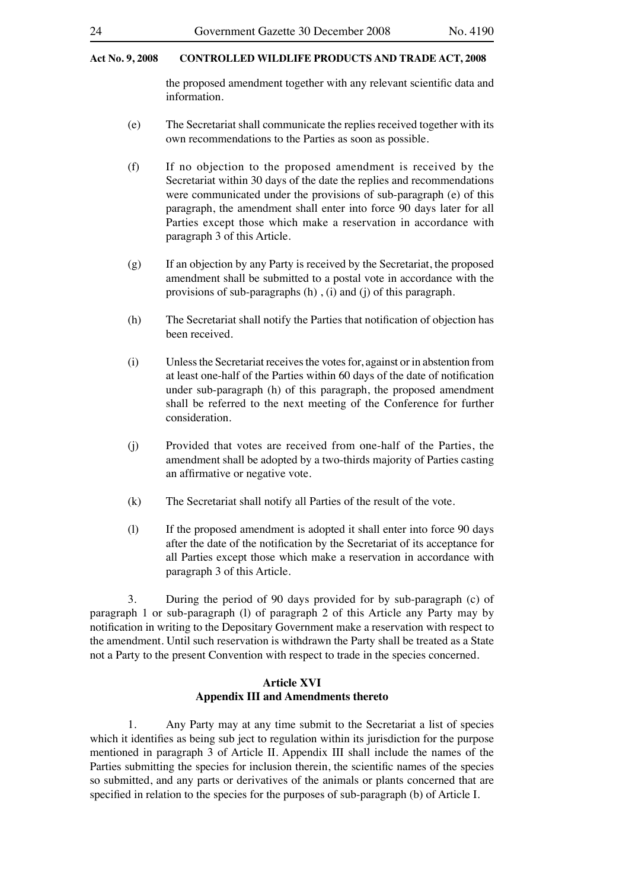the proposed amendment together with any relevant scientific data and information.

(e) The Secretariat shall communicate the replies received together with its own recommendations to the Parties as soon as possible.

(f) If no objection to the proposed amendment is received by the Secretariat within 30 days of the date the replies and recommendations were communicated under the provisions of sub-paragraph (e) of this paragraph, the amendment shall enter into force 90 days later for all Parties except those which make a reservation in accordance with paragraph 3 of this Article.

(g) If an objection by any Party is received by the Secretariat, the proposed amendment shall be submitted to a postal vote in accordance with the provisions of sub-paragraphs (h) , (i) and (j) of this paragraph.

(h) The Secretariat shall notify the Parties that notification of objection has been received.

(i) Unless the Secretariat receives the votes for, against or in abstention from at least one-half of the Parties within 60 days of the date of notification under sub-paragraph (h) of this paragraph, the proposed amendment shall be referred to the next meeting of the Conference for further consideration.

(j) Provided that votes are received from one-half of the Parties, the amendment shall be adopted by a two-thirds majority of Parties casting an affirmative or negative vote.

(k) The Secretariat shall notify all Parties of the result of the vote.

(l) If the proposed amendment is adopted it shall enter into force 90 days after the date of the notification by the Secretariat of its acceptance for all Parties except those which make a reservation in accordance with paragraph 3 of this Article.

3. During the period of 90 days provided for by sub-paragraph (c) of paragraph 1 or sub-paragraph (l) of paragraph 2 of this Article any Party may by notification in writing to the Depositary Government make a reservation with respect to the amendment. Until such reservation is withdrawn the Party shall be treated as a State not a Party to the present Convention with respect to trade in the species concerned.

## Article XVI
## Appendix III and Amendments thereto

1. Any Party may at any time submit to the Secretariat a list of species which it identifies as being sub ject to regulation within its jurisdiction for the purpose mentioned in paragraph 3 of Article II. Appendix III shall include the names of the Parties submitting the species for inclusion therein, the scientific names of the species so submitted, and any parts or derivatives of the animals or plants concerned that are specified in relation to the species for the purposes of sub-paragraph (b) of Article I.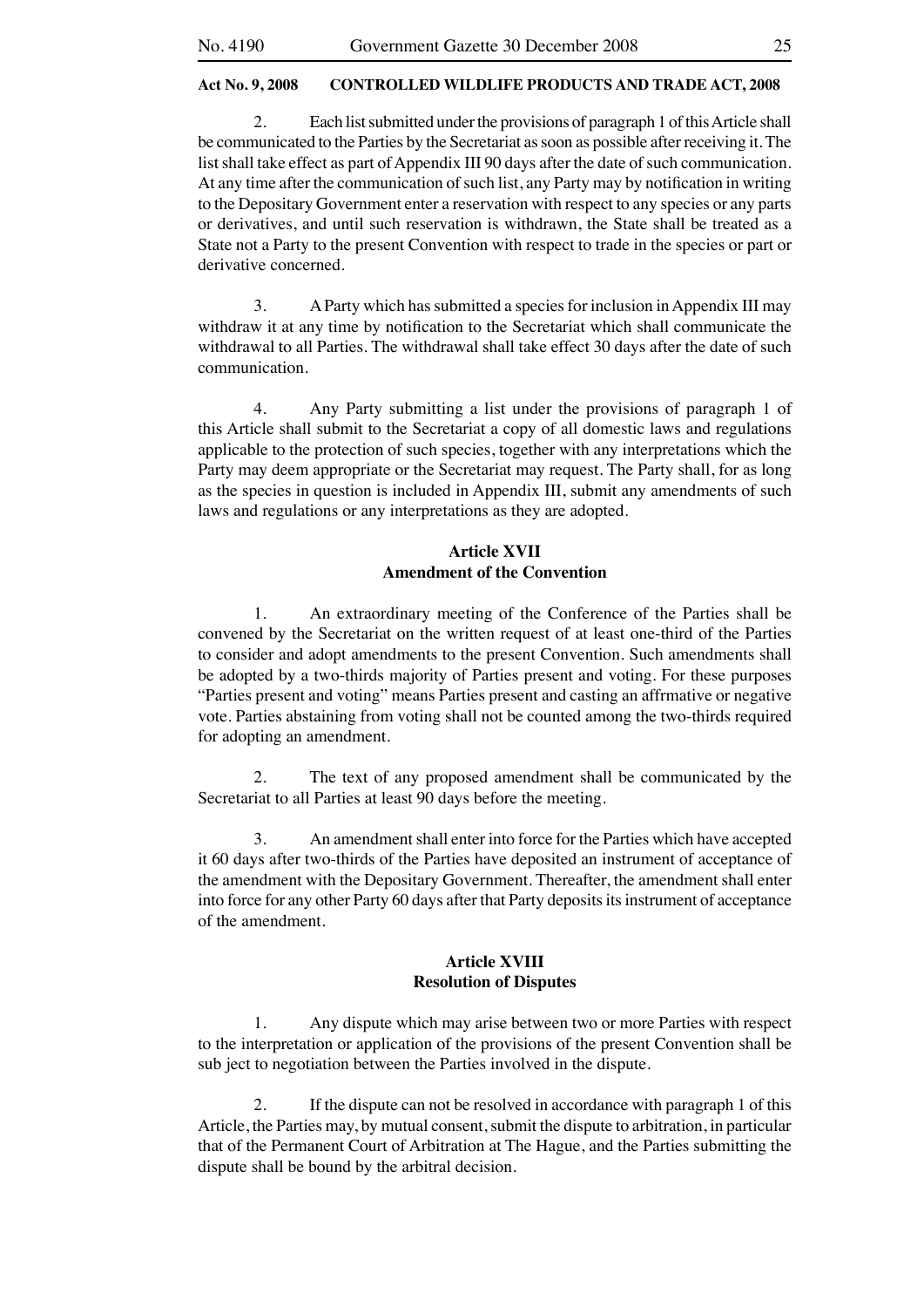2. Each list submitted under the provisions of paragraph 1 of this Article shall be communicated to the Parties by the Secretariat as soon as possible after receiving it. The list shall take effect as part of Appendix III 90 days after the date of such communication. At any time after the communication of such list, any Party may by notification in writing to the Depositary Government enter a reservation with respect to any species or any parts or derivatives, and until such reservation is withdrawn, the State shall be treated as a State not a Party to the present Convention with respect to trade in the species or part or derivative concerned.

3. A Party which has submitted a species for inclusion in Appendix III may withdraw it at any time by notification to the Secretariat which shall communicate the withdrawal to all Parties. The withdrawal shall take effect 30 days after the date of such communication.

4. Any Party submitting a list under the provisions of paragraph 1 of this Article shall submit to the Secretariat a copy of all domestic laws and regulations applicable to the protection of such species, together with any interpretations which the Party may deem appropriate or the Secretariat may request. The Party shall, for as long as the species in question is included in Appendix III, submit any amendments of such laws and regulations or any interpretations as they are adopted.

**Article XVII**
**Amendment of the Convention**

1. An extraordinary meeting of the Conference of the Parties shall be convened by the Secretariat on the written request of at least one-third of the Parties to consider and adopt amendments to the present Convention. Such amendments shall be adopted by a two-thirds majority of Parties present and voting. For these purposes "Parties present and voting" means Parties present and casting an affrmative or negative vote. Parties abstaining from voting shall not be counted among the two-thirds required for adopting an amendment.

2. The text of any proposed amendment shall be communicated by the Secretariat to all Parties at least 90 days before the meeting.

3. An amendment shall enter into force for the Parties which have accepted it 60 days after two-thirds of the Parties have deposited an instrument of acceptance of the amendment with the Depositary Government. Thereafter, the amendment shall enter into force for any other Party 60 days after that Party deposits its instrument of acceptance of the amendment.

**Article XVIII**
**Resolution of Disputes**

1. Any dispute which may arise between two or more Parties with respect to the interpretation or application of the provisions of the present Convention shall be sub ject to negotiation between the Parties involved in the dispute.

2. If the dispute can not be resolved in accordance with paragraph 1 of this Article, the Parties may, by mutual consent, submit the dispute to arbitration, in particular that of the Permanent Court of Arbitration at The Hague, and the Parties submitting the dispute shall be bound by the arbitral decision.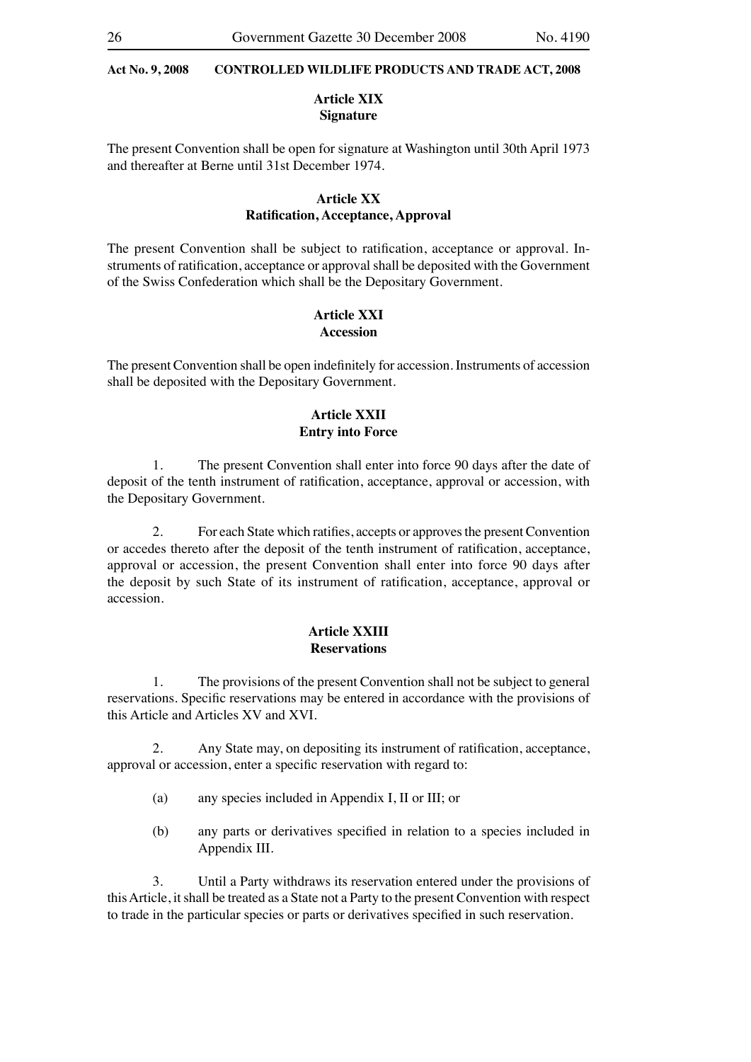## Article XIX
## Signature

The present Convention shall be open for signature at Washington until 30th April 1973 and thereafter at Berne until 31st December 1974.

## Article XX
## Ratification, Acceptance, Approval

The present Convention shall be subject to ratification, acceptance or approval. Instruments of ratification, acceptance or approval shall be deposited with the Government of the Swiss Confederation which shall be the Depositary Government.

## Article XXI
## Accession

The present Convention shall be open indefinitely for accession. Instruments of accession shall be deposited with the Depositary Government.

## Article XXII
## Entry into Force

1. The present Convention shall enter into force 90 days after the date of deposit of the tenth instrument of ratification, acceptance, approval or accession, with the Depositary Government.

2. For each State which ratifies, accepts or approves the present Convention or accedes thereto after the deposit of the tenth instrument of ratification, acceptance, approval or accession, the present Convention shall enter into force 90 days after the deposit by such State of its instrument of ratification, acceptance, approval or accession.

## Article XXIII
## Reservations

1. The provisions of the present Convention shall not be subject to general reservations. Specific reservations may be entered in accordance with the provisions of this Article and Articles XV and XVI.

2. Any State may, on depositing its instrument of ratification, acceptance, approval or accession, enter a specific reservation with regard to:

(a) any species included in Appendix I, II or III; or

(b) any parts or derivatives specified in relation to a species included in Appendix III.

3. Until a Party withdraws its reservation entered under the provisions of this Article, it shall be treated as a State not a Party to the present Convention with respect to trade in the particular species or parts or derivatives specified in such reservation.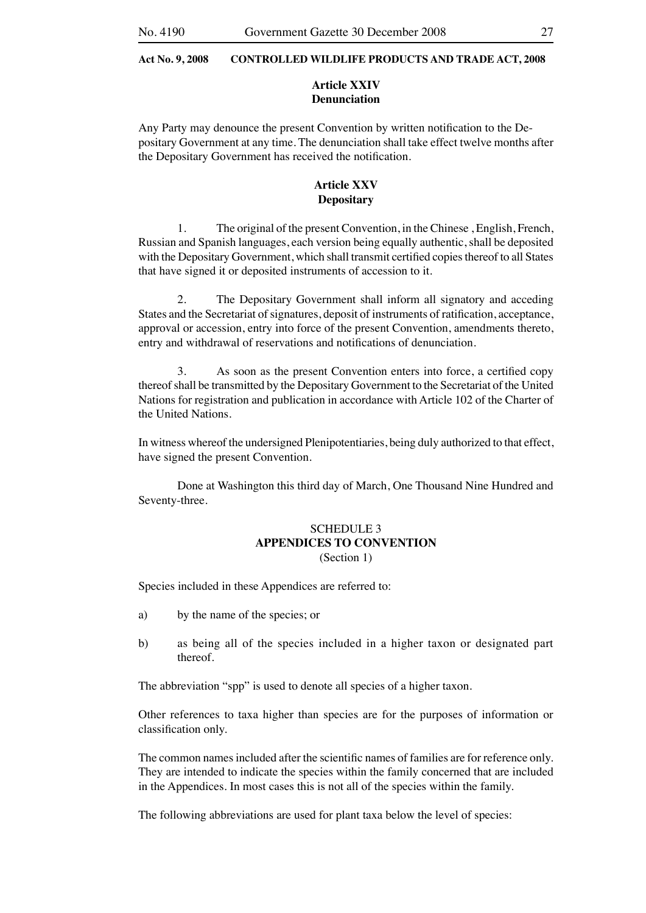### Article XXIV
### Denunciation

Any Party may denounce the present Convention by written notification to the Depositary Government at any time. The denunciation shall take effect twelve months after the Depositary Government has received the notification.

### Article XXV
### Depositary

1. The original of the present Convention, in the Chinese , English, French, Russian and Spanish languages, each version being equally authentic, shall be deposited with the Depositary Government, which shall transmit certified copies thereof to all States that have signed it or deposited instruments of accession to it.

2. The Depositary Government shall inform all signatory and acceding States and the Secretariat of signatures, deposit of instruments of ratification, acceptance, approval or accession, entry into force of the present Convention, amendments thereto, entry and withdrawal of reservations and notifications of denunciation.

3. As soon as the present Convention enters into force, a certified copy thereof shall be transmitted by the Depositary Government to the Secretariat of the United Nations for registration and publication in accordance with Article 102 of the Charter of the United Nations.

In witness whereof the undersigned Plenipotentiaries, being duly authorized to that effect, have signed the present Convention.

Done at Washington this third day of March, One Thousand Nine Hundred and Seventy-three.

## SCHEDULE 3
## APPENDICES TO CONVENTION
(Section 1)

Species included in these Appendices are referred to:

a) by the name of the species; or

b) as being all of the species included in a higher taxon or designated part thereof.

The abbreviation "spp" is used to denote all species of a higher taxon.

Other references to taxa higher than species are for the purposes of information or classification only.

The common names included after the scientific names of families are for reference only. They are intended to indicate the species within the family concerned that are included in the Appendices. In most cases this is not all of the species within the family.

The following abbreviations are used for plant taxa below the level of species: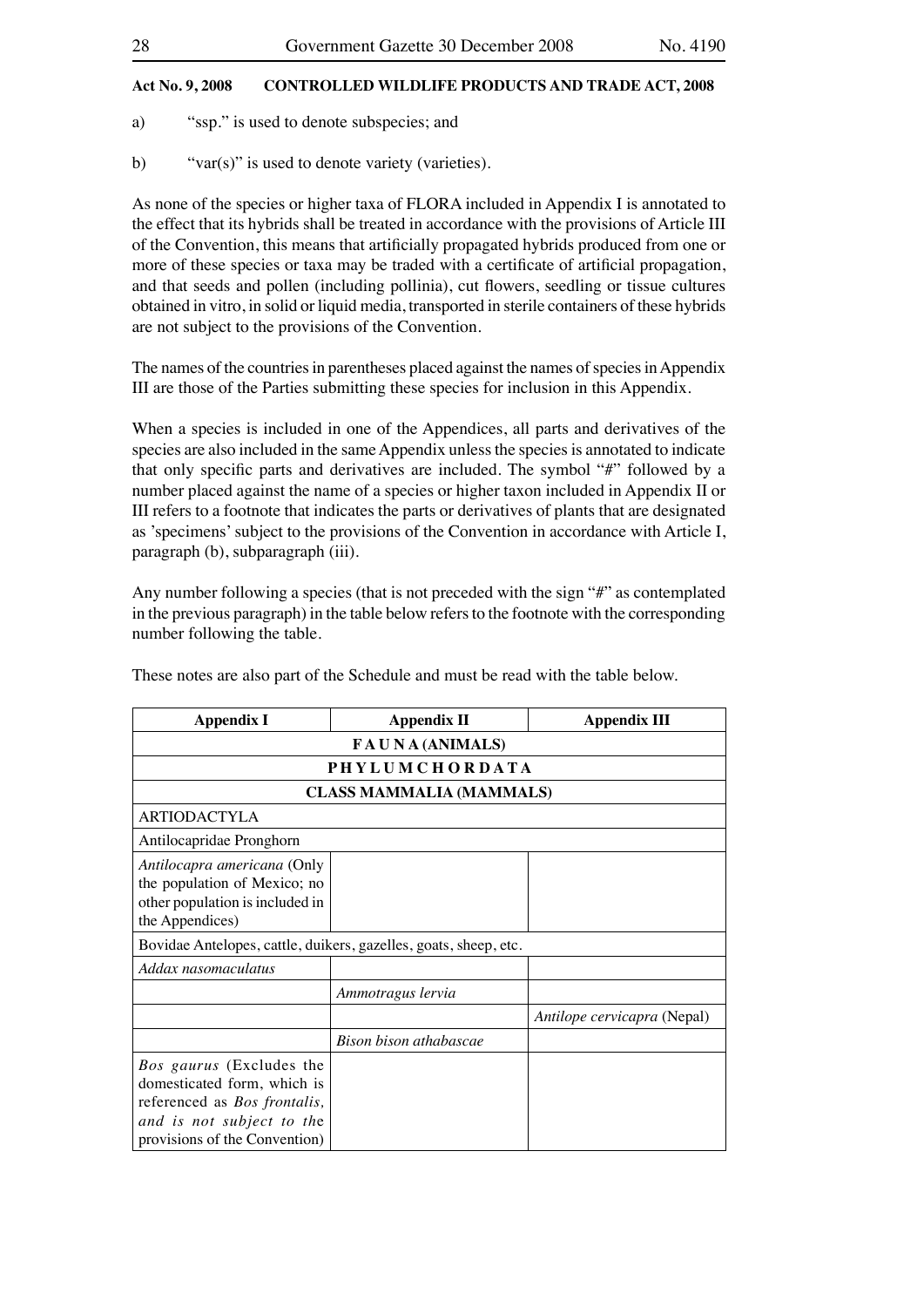a) "ssp." is used to denote subspecies; and

b) "var(s)" is used to denote variety (varieties).

As none of the species or higher taxa of FLORA included in Appendix I is annotated to the effect that its hybrids shall be treated in accordance with the provisions of Article III of the Convention, this means that artificially propagated hybrids produced from one or more of these species or taxa may be traded with a certificate of artificial propagation, and that seeds and pollen (including pollinia), cut flowers, seedling or tissue cultures obtained in vitro, in solid or liquid media, transported in sterile containers of these hybrids are not subject to the provisions of the Convention.

The names of the countries in parentheses placed against the names of species in Appendix III are those of the Parties submitting these species for inclusion in this Appendix.

When a species is included in one of the Appendices, all parts and derivatives of the species are also included in the same Appendix unless the species is annotated to indicate that only specific parts and derivatives are included. The symbol "#" followed by a number placed against the name of a species or higher taxon included in Appendix II or III refers to a footnote that indicates the parts or derivatives of plants that are designated as 'specimens' subject to the provisions of the Convention in accordance with Article I, paragraph (b), subparagraph (iii).

Any number following a species (that is not preceded with the sign "#" as contemplated in the previous paragraph) in the table below refers to the footnote with the corresponding number following the table.

These notes are also part of the Schedule and must be read with the table below.

| Appendix I | Appendix II | Appendix III |
|---|---|---|
| **F A U N A (ANIMALS)** | | |
| **P H Y L U M C H O R D A T A** | | |
| **CLASS MAMMALIA (MAMMALS)** | | |
| ARTIODACTYLA | | |
| Antilocapridae Pronghorn | | |
| *Antilocapra americana* (Only the population of Mexico; no other population is included in the Appendices) | | |
| Bovidae Antelopes, cattle, duikers, gazelles, goats, sheep, etc. | | |
| *Addax nasomaculatus* | | |
| | *Ammotragus lervia* | |
| | | *Antilope cervicapra* (Nepal) |
| | *Bison bison athabascae* | |
| *Bos gaurus* (Excludes the domesticated form, which is referenced as *Bos frontalis, and is not subject to the* provisions of the Convention) | | |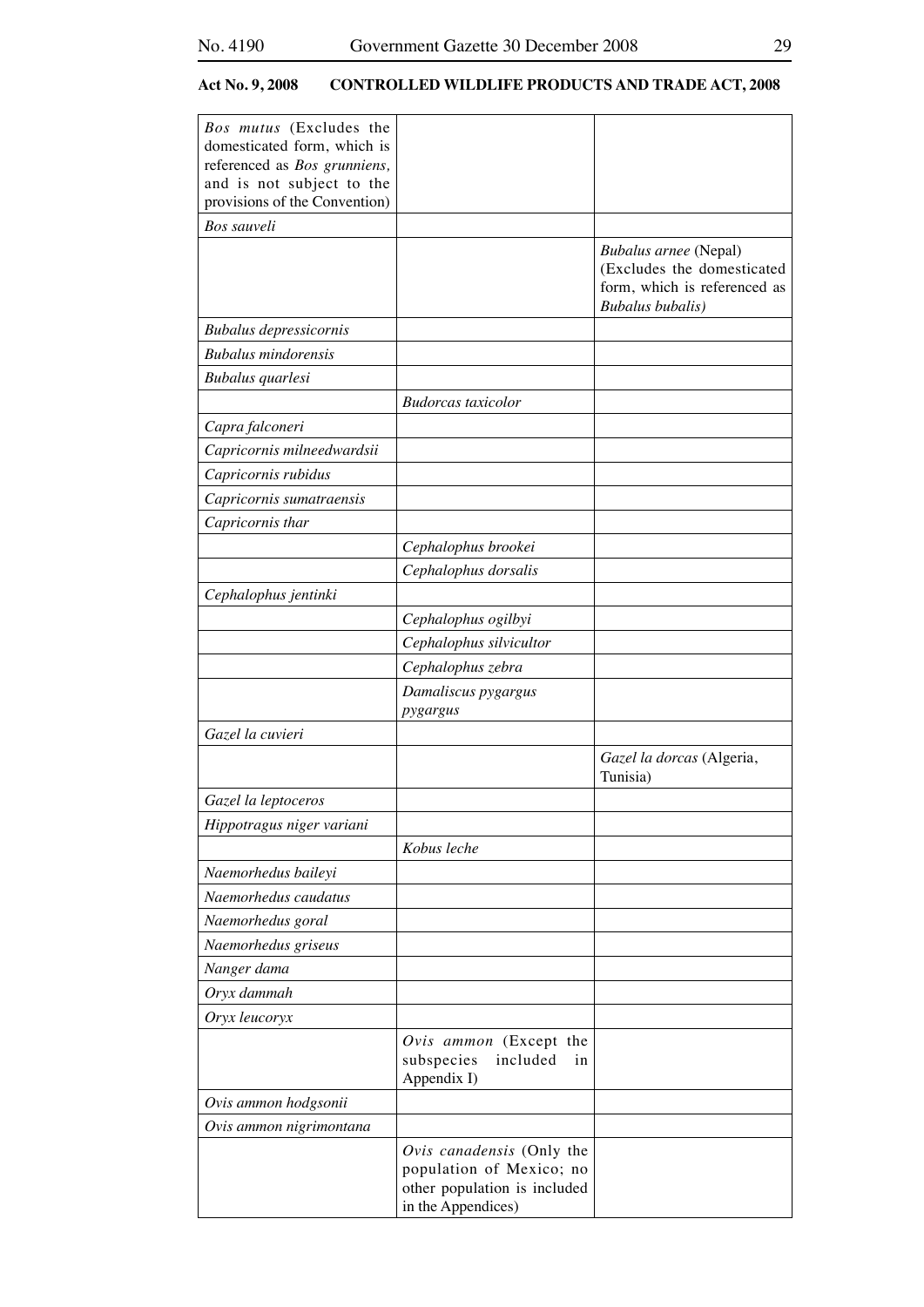**Act No. 9, 2008 CONTROLLED WILDLIFE PRODUCTS AND TRADE ACT, 2008**

| | | |
|---|---|---|
| *Bos mutus* (Excludes the domesticated form, which is referenced as *Bos grunniens*, and is not subject to the provisions of the Convention) | | |
| *Bos sauveli* | | |
| | | *Bubalus arnee* (Nepal) (Excludes the domesticated form, which is referenced as *Bubalus bubalis)* |
| *Bubalus depressicornis* | | |
| *Bubalus mindorensis* | | |
| *Bubalus quarlesi* | | |
| | *Budorcas taxicolor* | |
| *Capra falconeri* | | |
| *Capricornis milneedwardsii* | | |
| *Capricornis rubidus* | | |
| *Capricornis sumatraensis* | | |
| *Capricornis thar* | | |
| | *Cephalophus brookei* | |
| | *Cephalophus dorsalis* | |
| *Cephalophus jentinki* | | |
| | *Cephalophus ogilbyi* | |
| | *Cephalophus silvicultor* | |
| | *Cephalophus zebra* | |
| | *Damaliscus pygargus pygargus* | |
| *Gazel la cuvieri* | | |
| | | *Gazel la dorcas* (Algeria, Tunisia) |
| *Gazel la leptoceros* | | |
| *Hippotragus niger variani* | | |
| | *Kobus leche* | |
| *Naemorhedus baileyi* | | |
| *Naemorhedus caudatus* | | |
| *Naemorhedus goral* | | |
| *Naemorhedus griseus* | | |
| *Nanger dama* | | |
| *Oryx dammah* | | |
| *Oryx leucoryx* | | |
| | *Ovis ammon* (Except the subspecies included in Appendix I) | |
| *Ovis ammon hodgsonii* | | |
| *Ovis ammon nigrimontana* | | |
| | *Ovis canadensis* (Only the population of Mexico; no other population is included in the Appendices) | |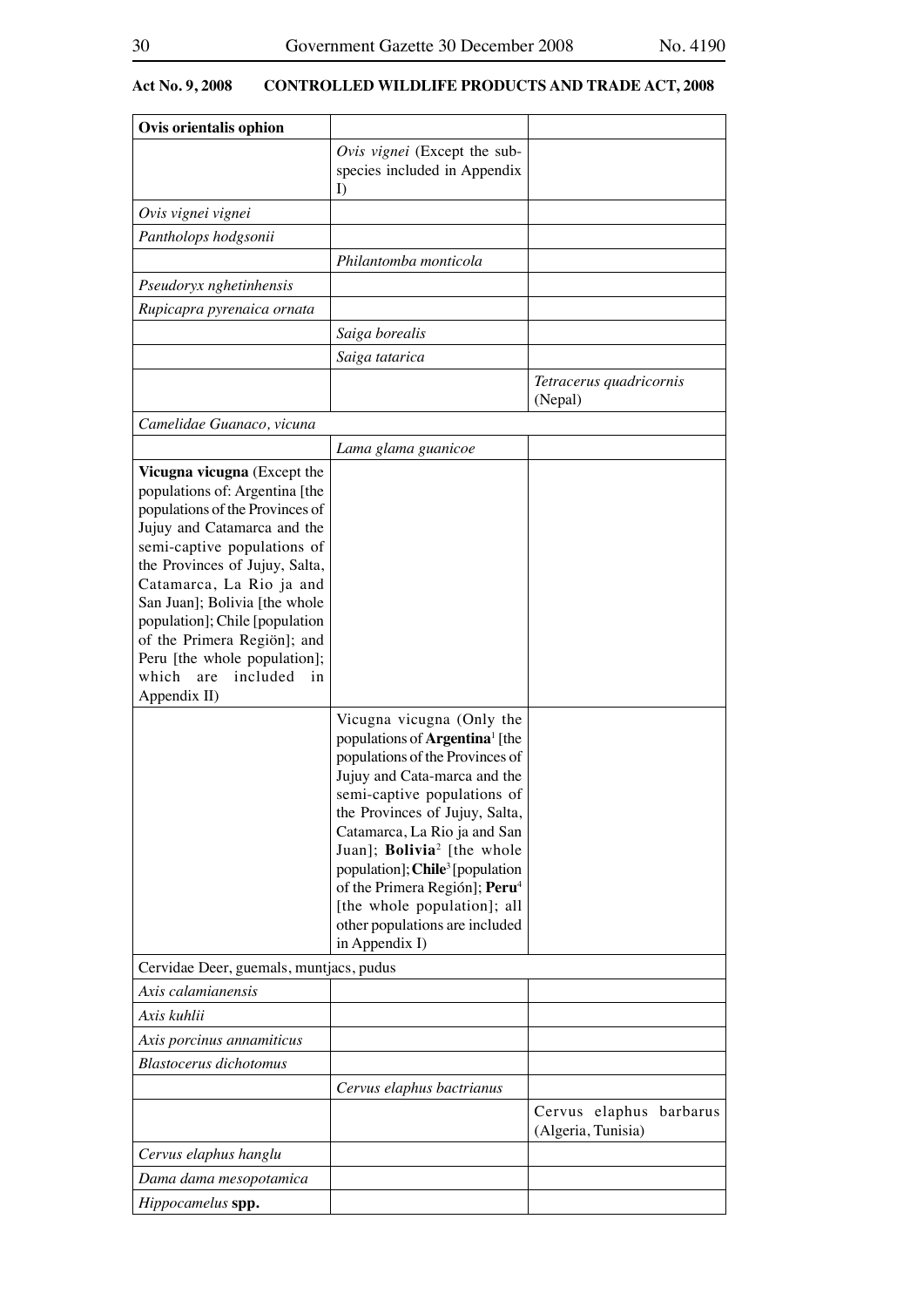**Act No. 9, 2008 CONTROLLED WILDLIFE PRODUCTS AND TRADE ACT, 2008**

| | | |
|---|---|---|
| **Ovis orientalis ophion** | | |
| | *Ovis vignei* (Except the sub-species included in Appendix I) | |
| *Ovis vignei vignei* | | |
| *Pantholops hodgsonii* | | |
| | *Philantomba monticola* | |
| *Pseudoryx nghetinhensis* | | |
| *Rupicapra pyrenaica ornata* | | |
| | *Saiga borealis* | |
| | *Saiga tatarica* | |
| | | *Tetracerus quadricornis* (Nepal) |
| *Camelidae Guanaco, vicuna* | | |
| | *Lama glama guanicoe* | |
| **Vicugna vicugna** (Except the populations of: Argentina [the populations of the Provinces of Jujuy and Catamarca and the semi-captive populations of the Provinces of Jujuy, Salta, Catamarca, La Rio ja and San Juan]; Bolivia [the whole population]; Chile [population of the Primera Regiön]; and Peru [the whole population]; which are included in Appendix II) | | |
| | Vicugna vicugna (Only the populations of **Argentina**[1] [the populations of the Provinces of Jujuy and Cata-marca and the semi-captive populations of the Provinces of Jujuy, Salta, Catamarca, La Rio ja and San Juan]; **Bolivia**[2] [the whole population]; **Chile**[3] [population of the Primera Región]; **Peru**[4] [the whole population]; all other populations are included in Appendix I) | |
| Cervidae Deer, guemals, muntjacs, pudus | | |
| *Axis calamianensis* | | |
| *Axis kuhlii* | | |
| *Axis porcinus annamiticus* | | |
| *Blastocerus dichotomus* | | |
| | *Cervus elaphus bactrianus* | |
| | | Cervus elaphus barbarus (Algeria, Tunisia) |
| *Cervus elaphus hanglu* | | |
| *Dama dama mesopotamica* | | |
| *Hippocamelus* **spp.** | | |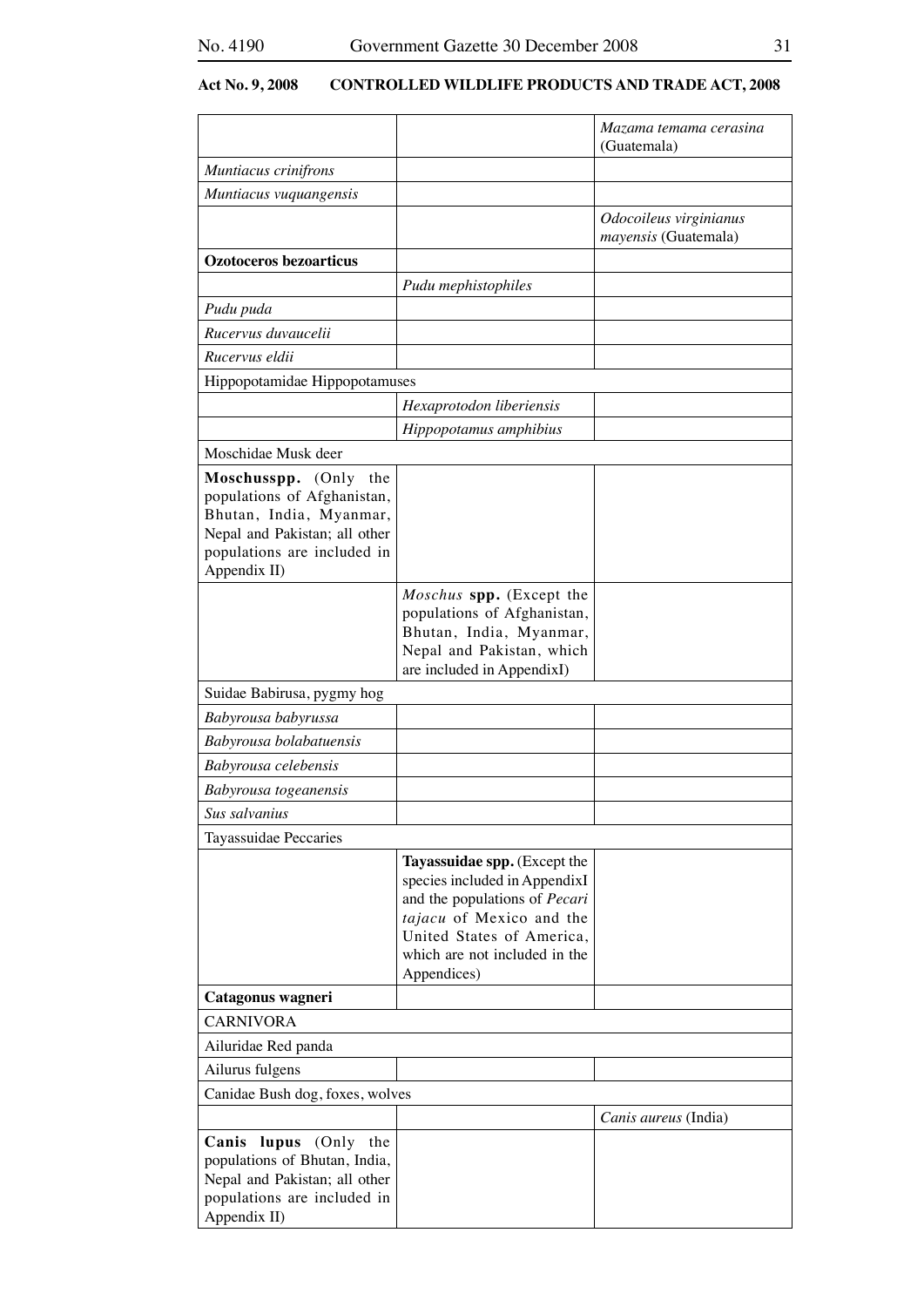**Act No. 9, 2008 CONTROLLED WILDLIFE PRODUCTS AND TRADE ACT, 2008**

| | | |
|---|---|---|
| | | *Mazama temama cerasina* (Guatemala) |
| *Muntiacus crinifrons* | | |
| *Muntiacus vuquangensis* | | |
| | | *Odocoileus virginianus mayensis* (Guatemala) |
| **Ozotoceros bezoarticus** | | |
| | *Pudu mephistophiles* | |
| *Pudu puda* | | |
| *Rucervus duvaucelii* | | |
| *Rucervus eldii* | | |
| Hippopotamidae Hippopotamuses | | |
| | *Hexaprotodon liberiensis* | |
| | *Hippopotamus amphibius* | |
| Moschidae Musk deer | | |
| **Moschusspp.** (Only the populations of Afghanistan, Bhutan, India, Myanmar, Nepal and Pakistan; all other populations are included in Appendix II) | | |
| | *Moschus* **spp.** (Except the populations of Afghanistan, Bhutan, India, Myanmar, Nepal and Pakistan, which are included in AppendixI) | |
| Suidae Babirusa, pygmy hog | | |
| *Babyrousa babyrussa* | | |
| *Babyrousa bolabatuensis* | | |
| *Babyrousa celebensis* | | |
| *Babyrousa togeanensis* | | |
| *Sus salvanius* | | |
| Tayassuidae Peccaries | | |
| | **Tayassuidae spp.** (Except the species included in AppendixI and the populations of *Pecari tajacu* of Mexico and the United States of America, which are not included in the Appendices) | |
| **Catagonus wagneri** | | |
| CARNIVORA | | |
| Ailuridae Red panda | | |
| Ailurus fulgens | | |
| Canidae Bush dog, foxes, wolves | | |
| | | *Canis aureus* (India) |
| **Canis lupus** (Only the populations of Bhutan, India, Nepal and Pakistan; all other populations are included in Appendix II) | | |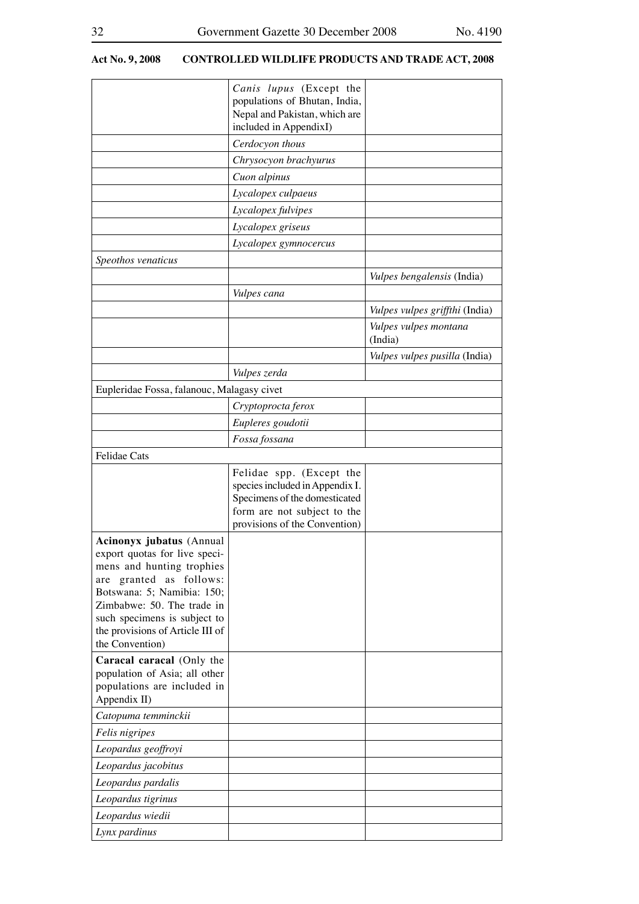| | | |
|---|---|---|
| | *Canis lupus* (Except the populations of Bhutan, India, Nepal and Pakistan, which are included in AppendixI) | |
| | *Cerdocyon thous* | |
| | *Chrysocyon brachyurus* | |
| | *Cuon alpinus* | |
| | *Lycalopex culpaeus* | |
| | *Lycalopex fulvipes* | |
| | *Lycalopex griseus* | |
| | *Lycalopex gymnocercus* | |
| *Speothos venaticus* | | |
| | | *Vulpes bengalensis* (India) |
| | *Vulpes cana* | |
| | | *Vulpes vulpes griffthi* (India) |
| | | *Vulpes vulpes montana* (India) |
| | | *Vulpes vulpes pusilla* (India) |
| | *Vulpes zerda* | |
| Eupleridae Fossa, falanouc, Malagasy civet | | |
| | *Cryptoprocta ferox* | |
| | *Eupleres goudotii* | |
| | *Fossa fossana* | |
| Felidae Cats | | |
| | Felidae spp. (Except the species included in Appendix I. Specimens of the domesticated form are not subject to the provisions of the Convention) | |
| **Acinonyx jubatus** (Annual export quotas for live specimens and hunting trophies are granted as follows: Botswana: 5; Namibia: 150; Zimbabwe: 50. The trade in such specimens is subject to the provisions of Article III of the Convention) | | |
| **Caracal caracal** (Only the population of Asia; all other populations are included in Appendix II) | | |
| *Catopuma temminckii* | | |
| *Felis nigripes* | | |
| *Leopardus geoffroyi* | | |
| *Leopardus jacobitus* | | |
| *Leopardus pardalis* | | |
| *Leopardus tigrinus* | | |
| *Leopardus wiedii* | | |
| *Lynx pardinus* | | |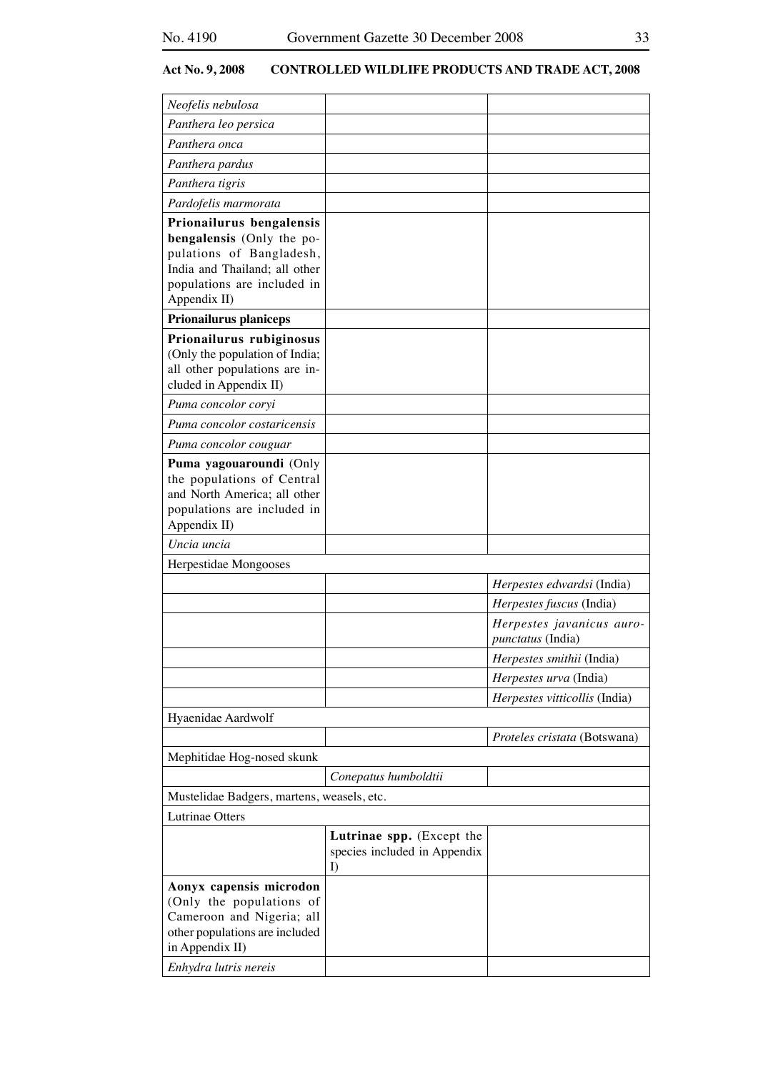**Act No. 9, 2008 CONTROLLED WILDLIFE PRODUCTS AND TRADE ACT, 2008**

| | | |
|---|---|---|
| *Neofelis nebulosa* | | |
| *Panthera leo persica* | | |
| *Panthera onca* | | |
| *Panthera pardus* | | |
| *Panthera tigris* | | |
| *Pardofelis marmorata* | | |
| **Prionailurus bengalensis bengalensis** (Only the populations of Bangladesh, India and Thailand; all other populations are included in Appendix II) | | |
| **Prionailurus planiceps** | | |
| **Prionailurus rubiginosus** (Only the population of India; all other populations are included in Appendix II) | | |
| *Puma concolor coryi* | | |
| *Puma concolor costaricensis* | | |
| *Puma concolor couguar* | | |
| **Puma yagouaroundi** (Only the populations of Central and North America; all other populations are included in Appendix II) | | |
| *Uncia uncia* | | |
| Herpestidae Mongooses | | |
| | | *Herpestes edwardsi* (India) |
| | | *Herpestes fuscus* (India) |
| | | *Herpestes javanicus auropunctatus* (India) |
| | | *Herpestes smithii* (India) |
| | | *Herpestes urva* (India) |
| | | *Herpestes vitticollis* (India) |
| Hyaenidae Aardwolf | | |
| | | *Proteles cristata* (Botswana) |
| Mephitidae Hog-nosed skunk | | |
| | *Conepatus humboldtii* | |
| Mustelidae Badgers, martens, weasels, etc. | | |
| Lutrinae Otters | | |
| | **Lutrinae spp.** (Except the species included in Appendix I) | |
| **Aonyx capensis microdon** (Only the populations of Cameroon and Nigeria; all other populations are included in Appendix II) | | |
| *Enhydra lutris nereis* | | |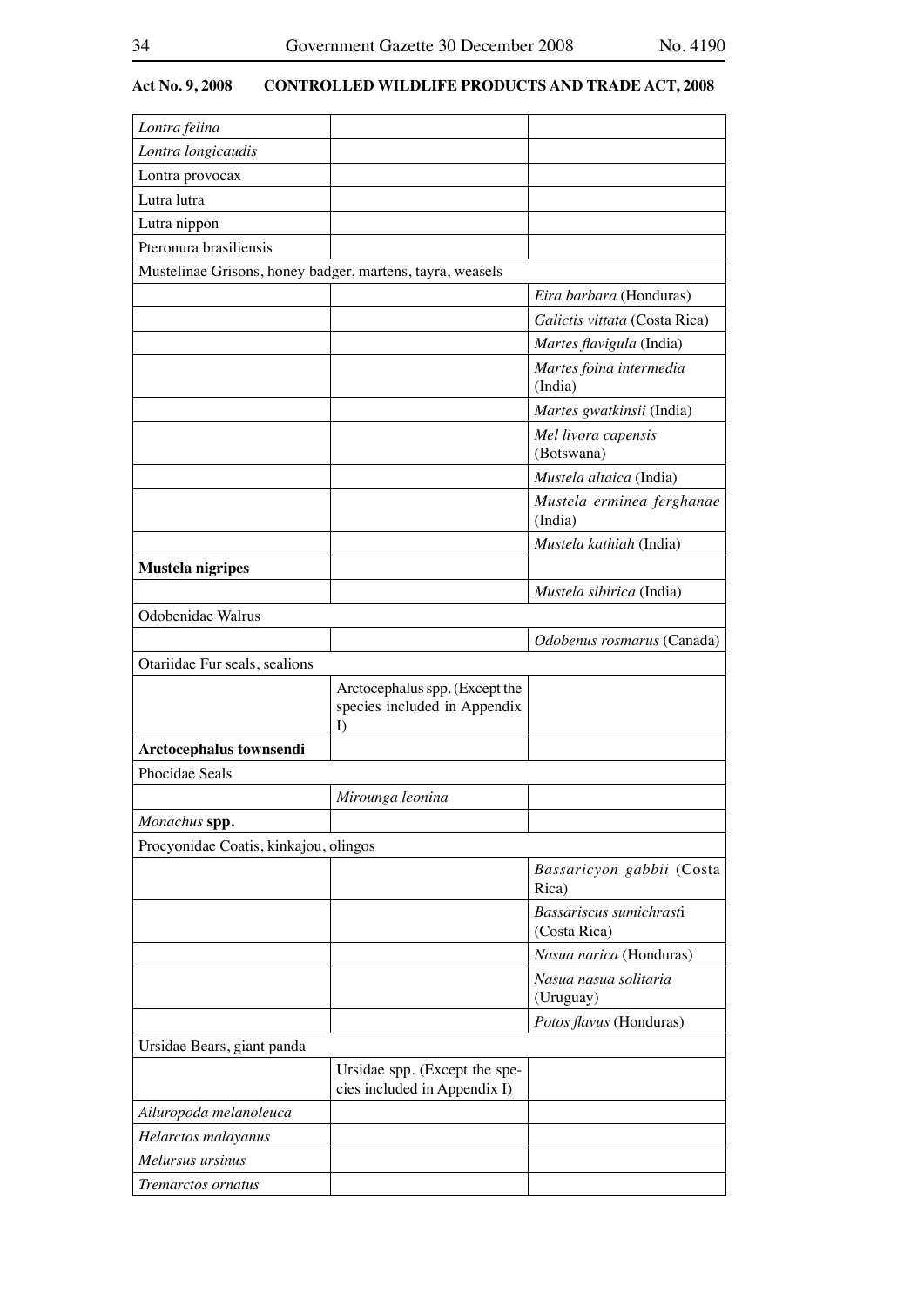**Act No. 9, 2008 CONTROLLED WILDLIFE PRODUCTS AND TRADE ACT, 2008**

| | | |
|---|---|---|
| *Lontra felina* | | |
| *Lontra longicaudis* | | |
| Lontra provocax | | |
| Lutra lutra | | |
| Lutra nippon | | |
| Pteronura brasiliensis | | |
| Mustelinae Grisons, honey badger, martens, tayra, weasels | | |
| | | *Eira barbara* (Honduras) |
| | | *Galictis vittata* (Costa Rica) |
| | | *Martes flavigula* (India) |
| | | *Martes foina intermedia* (India) |
| | | *Martes gwatkinsii* (India) |
| | | *Mel livora capensis* (Botswana) |
| | | *Mustela altaica* (India) |
| | | *Mustela erminea ferghanae* (India) |
| | | *Mustela kathiah* (India) |
| **Mustela nigripes** | | |
| | | *Mustela sibirica* (India) |
| Odobenidae Walrus | | |
| | | *Odobenus rosmarus* (Canada) |
| Otariidae Fur seals, sealions | | |
| | Arctocephalus spp. (Except the species included in Appendix I) | |
| **Arctocephalus townsendi** | | |
| Phocidae Seals | | |
| | *Mirounga leonina* | |
| *Monachus* **spp.** | | |
| Procyonidae Coatis, kinkajou, olingos | | |
| | | *Bassaricyon gabbii* (Costa Rica) |
| | | *Bassariscus sumichrasti* (Costa Rica) |
| | | *Nasua narica* (Honduras) |
| | | *Nasua nasua solitaria* (Uruguay) |
| | | *Potos flavus* (Honduras) |
| Ursidae Bears, giant panda | | |
| | Ursidae spp. (Except the species included in Appendix I) | |
| *Ailuropoda melanoleuca* | | |
| *Helarctos malayanus* | | |
| *Melursus ursinus* | | |
| *Tremarctos ornatus* | | |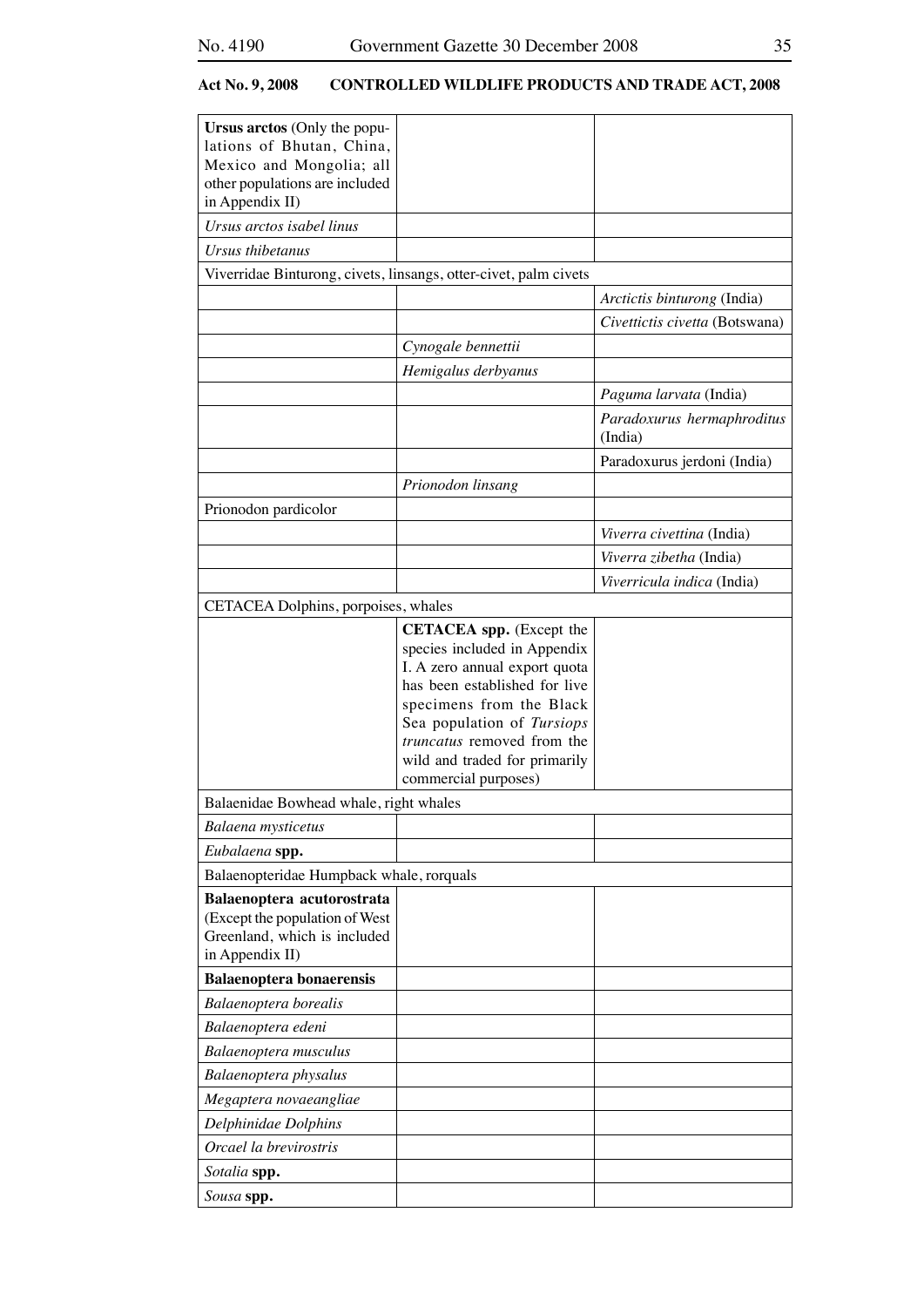**Act No. 9, 2008 CONTROLLED WILDLIFE PRODUCTS AND TRADE ACT, 2008**

| | | |
|---|---|---|
| **Ursus arctos** (Only the populations of Bhutan, China, Mexico and Mongolia; all other populations are included in Appendix II) | | |
| *Ursus arctos isabel linus* | | |
| *Ursus thibetanus* | | |
| Viverridae Binturong, civets, linsangs, otter-civet, palm civets | | |
| | | *Arctictis binturong* (India) |
| | | *Civettictis civetta* (Botswana) |
| | *Cynogale bennettii* | |
| | *Hemigalus derbyanus* | |
| | | *Paguma larvata* (India) |
| | | *Paradoxurus hermaphroditus* (India) |
| | | Paradoxurus jerdoni (India) |
| | *Prionodon linsang* | |
| Prionodon pardicolor | | |
| | | *Viverra civettina* (India) |
| | | *Viverra zibetha* (India) |
| | | *Viverricula indica* (India) |
| CETACEA Dolphins, porpoises, whales | | |
| | **CETACEA spp.** (Except the species included in Appendix I. A zero annual export quota has been established for live specimens from the Black Sea population of *Tursiops truncatus* removed from the wild and traded for primarily commercial purposes) | |
| Balaenidae Bowhead whale, right whales | | |
| *Balaena mysticetus* | | |
| *Eubalaena* **spp.** | | |
| Balaenopteridae Humpback whale, rorquals | | |
| **Balaenoptera acutorostrata** (Except the population of West Greenland, which is included in Appendix II) | | |
| **Balaenoptera bonaerensis** | | |
| *Balaenoptera borealis* | | |
| *Balaenoptera edeni* | | |
| *Balaenoptera musculus* | | |
| *Balaenoptera physalus* | | |
| *Megaptera novaeangliae* | | |
| *Delphinidae Dolphins* | | |
| *Orcael la brevirostris* | | |
| *Sotalia* **spp.** | | |
| *Sousa* **spp.** | | |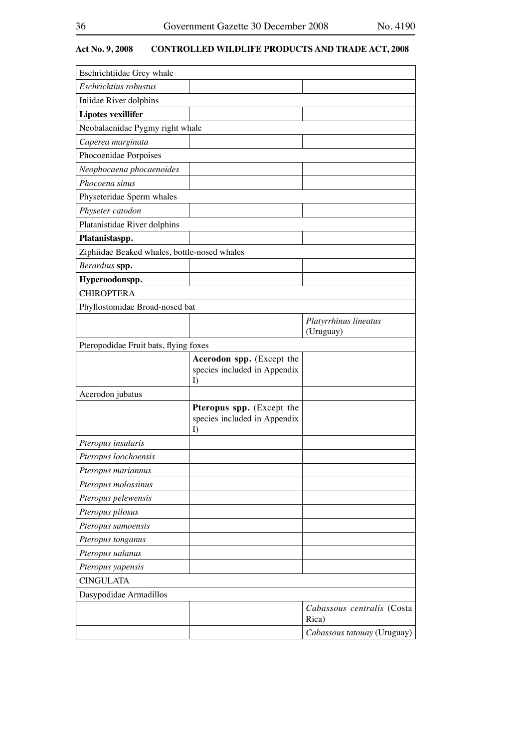**Act No. 9, 2008 CONTROLLED WILDLIFE PRODUCTS AND TRADE ACT, 2008**

| | | |
|---|---|---|
| Eschrichtiidae Grey whale | | |
| *Eschrichtius robustus* | | |
| Iniidae River dolphins | | |
| **Lipotes vexillifer** | | |
| Neobalaenidae Pygmy right whale | | |
| *Caperea marginata* | | |
| Phocoenidae Porpoises | | |
| *Neophocaena phocaenoides* | | |
| *Phocoena sinus* | | |
| Physeteridae Sperm whales | | |
| *Physeter catodon* | | |
| Platanistidae River dolphins | | |
| **Platanistaspp.** | | |
| Ziphiidae Beaked whales, bottle-nosed whales | | |
| *Berardius* **spp.** | | |
| **Hyperoodonspp.** | | |
| CHIROPTERA | | |
| Phyllostomidae Broad-nosed bat | | |
| | | *Platyrrhinus lineatus* (Uruguay) |
| Pteropodidae Fruit bats, flying foxes | | |
| | **Acerodon spp.** (Except the species included in Appendix I) | |
| Acerodon jubatus | | |
| | **Pteropus spp.** (Except the species included in Appendix I) | |
| *Pteropus insularis* | | |
| *Pteropus loochoensis* | | |
| *Pteropus mariannus* | | |
| *Pteropus molossinus* | | |
| *Pteropus pelewensis* | | |
| *Pteropus pilosus* | | |
| *Pteropus samoensis* | | |
| *Pteropus tonganus* | | |
| *Pteropus ualanus* | | |
| *Pteropus yapensis* | | |
| CINGULATA | | |
| Dasypodidae Armadillos | | |
| | | *Cabassous centralis* (Costa Rica) |
| | | *Cabassous tatouay* (Uruguay) |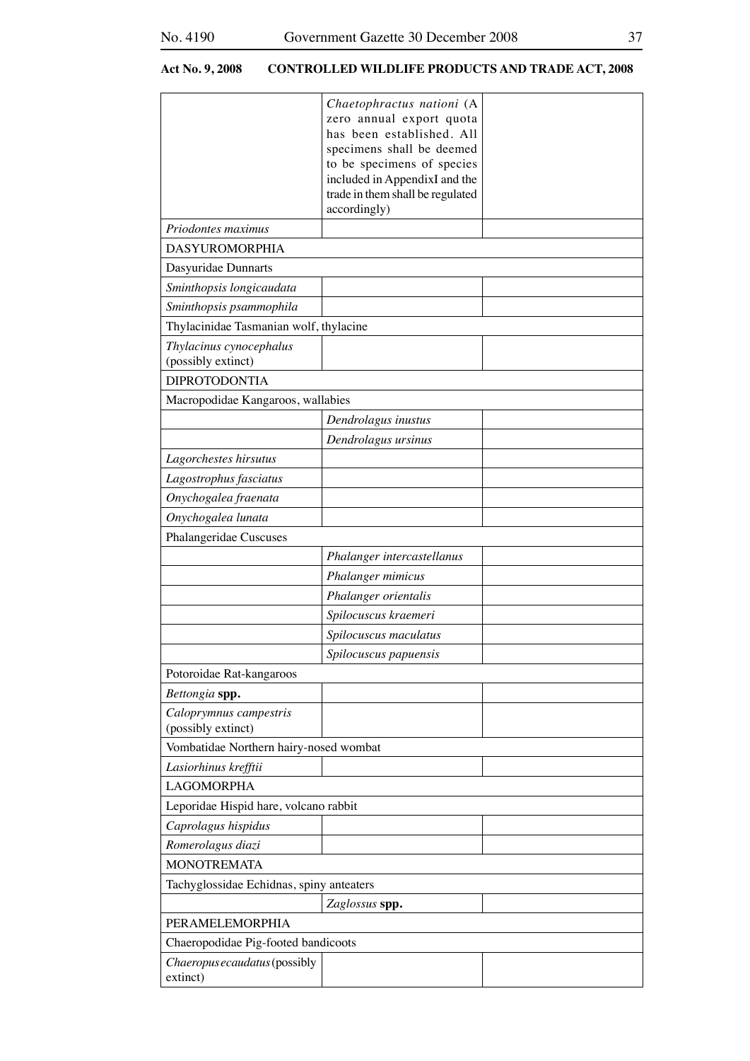**Act No. 9, 2008 CONTROLLED WILDLIFE PRODUCTS AND TRADE ACT, 2008**

| | | |
|---|---|---|
| | *Chaetophractus nationi* (A zero annual export quota has been established. All specimens shall be deemed to be specimens of species included in AppendixI and the trade in them shall be regulated accordingly) | |
| *Priodontes maximus* | | |
| DASYUROMORPHIA | | |
| Dasyuridae Dunnarts | | |
| *Sminthopsis longicaudata* | | |
| *Sminthopsis psammophila* | | |
| Thylacinidae Tasmanian wolf, thylacine | | |
| *Thylacinus cynocephalus* (possibly extinct) | | |
| DIPROTODONTIA | | |
| Macropodidae Kangaroos, wallabies | | |
| | *Dendrolagus inustus* | |
| | *Dendrolagus ursinus* | |
| *Lagorchestes hirsutus* | | |
| *Lagostrophus fasciatus* | | |
| *Onychogalea fraenata* | | |
| *Onychogalea lunata* | | |
| Phalangeridae Cuscuses | | |
| | *Phalanger intercastellanus* | |
| | *Phalanger mimicus* | |
| | *Phalanger orientalis* | |
| | *Spilocuscus kraemeri* | |
| | *Spilocuscus maculatus* | |
| | *Spilocuscus papuensis* | |
| Potoroidae Rat-kangaroos | | |
| *Bettongia* **spp.** | | |
| *Caloprymnus campestris* (possibly extinct) | | |
| Vombatidae Northern hairy-nosed wombat | | |
| *Lasiorhinus krefftii* | | |
| LAGOMORPHA | | |
| Leporidae Hispid hare, volcano rabbit | | |
| *Caprolagus hispidus* | | |
| *Romerolagus diazi* | | |
| MONOTREMATA | | |
| Tachyglossidae Echidnas, spiny anteaters | | |
| | *Zaglossus* **spp.** | |
| PERAMELEMORPHIA | | |
| Chaeropodidae Pig-footed bandicoots | | |
| *Chaeropus ecaudatus* (possibly extinct) | | |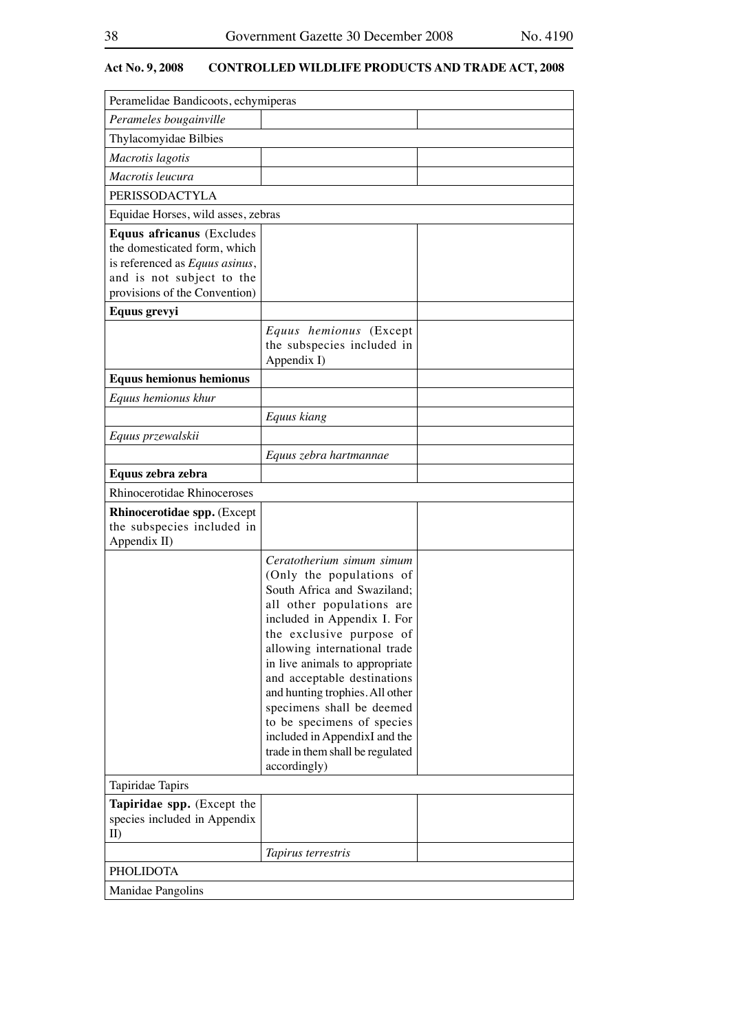**Act No. 9, 2008 CONTROLLED WILDLIFE PRODUCTS AND TRADE ACT, 2008**

| | | |
|---|---|---|
| Peramelidae Bandicoots, echymiperas | | |
| *Perameles bougainville* | | |
| Thylacomyidae Bilbies | | |
| *Macrotis lagotis* | | |
| *Macrotis leucura* | | |
| PERISSODACTYLA | | |
| Equidae Horses, wild asses, zebras | | |
| **Equus africanus** (Excludes the domesticated form, which is referenced as *Equus asinus*, and is not subject to the provisions of the Convention) | | |
| **Equus grevyi** | | |
| | *Equus hemionus* (Except the subspecies included in Appendix I) | |
| **Equus hemionus hemionus** | | |
| *Equus hemionus khur* | | |
| | *Equus kiang* | |
| *Equus przewalskii* | | |
| | *Equus zebra hartmannae* | |
| **Equus zebra zebra** | | |
| Rhinocerotidae Rhinoceroses | | |
| **Rhinocerotidae spp.** (Except the subspecies included in Appendix II) | | |
| | *Ceratotherium simum simum* (Only the populations of South Africa and Swaziland; all other populations are included in Appendix I. For the exclusive purpose of allowing international trade in live animals to appropriate and acceptable destinations and hunting trophies. All other specimens shall be deemed to be specimens of species included in AppendixI and the trade in them shall be regulated accordingly) | |
| Tapiridae Tapirs | | |
| **Tapiridae spp.** (Except the species included in Appendix II) | | |
| | *Tapirus terrestris* | |
| PHOLIDOTA | | |
| Manidae Pangolins | | |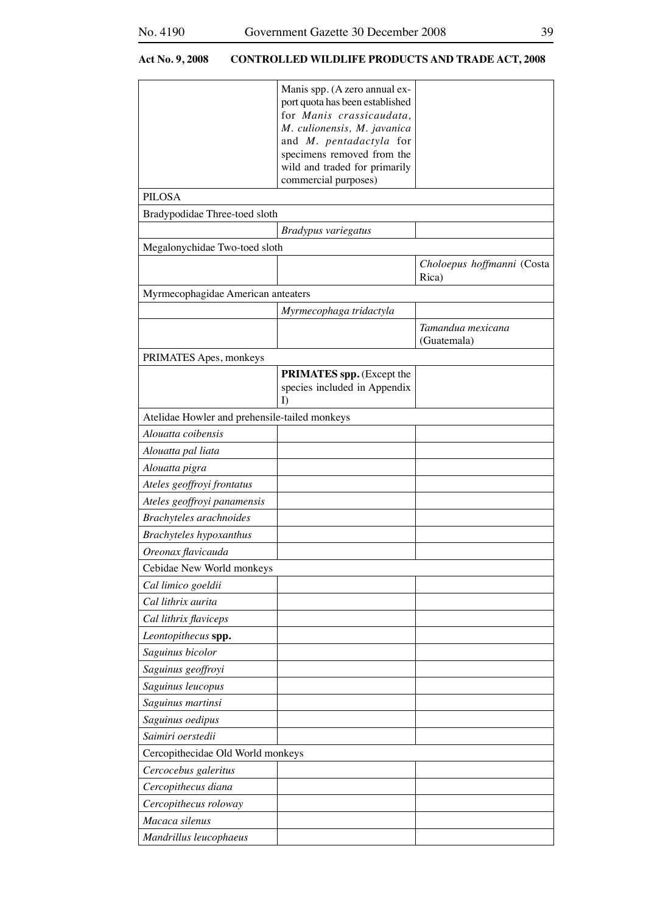**Act No. 9, 2008 CONTROLLED WILDLIFE PRODUCTS AND TRADE ACT, 2008**

| | | |
|---|---|---|
| | Manis spp. (A zero annual export quota has been established for *Manis crassicaudata, M. culionensis, M. javanica* and *M. pentadactyla* for specimens removed from the wild and traded for primarily commercial purposes) | |
| PILOSA | | |
| Bradypodidae Three-toed sloth | | |
| | *Bradypus variegatus* | |
| Megalonychidae Two-toed sloth | | |
| | | *Choloepus hoffmanni* (Costa Rica) |
| Myrmecophagidae American anteaters | | |
| | *Myrmecophaga tridactyla* | |
| | | *Tamandua mexicana* (Guatemala) |
| PRIMATES Apes, monkeys | | |
| | **PRIMATES spp.** (Except the species included in Appendix I) | |
| Atelidae Howler and prehensile-tailed monkeys | | |
| *Alouatta coibensis* | | |
| *Alouatta pal liata* | | |
| *Alouatta pigra* | | |
| *Ateles geoffroyi frontatus* | | |
| *Ateles geoffroyi panamensis* | | |
| *Brachyteles arachnoides* | | |
| *Brachyteles hypoxanthus* | | |
| *Oreonax flavicauda* | | |
| Cebidae New World monkeys | | |
| *Cal limico goeldii* | | |
| *Cal lithrix aurita* | | |
| *Cal lithrix flaviceps* | | |
| *Leontopithecus* **spp.** | | |
| *Saguinus bicolor* | | |
| *Saguinus geoffroyi* | | |
| *Saguinus leucopus* | | |
| *Saguinus martinsi* | | |
| *Saguinus oedipus* | | |
| *Saimiri oerstedii* | | |
| Cercopithecidae Old World monkeys | | |
| *Cercocebus galeritus* | | |
| *Cercopithecus diana* | | |
| *Cercopithecus roloway* | | |
| *Macaca silenus* | | |
| *Mandrillus leucophaeus* | | |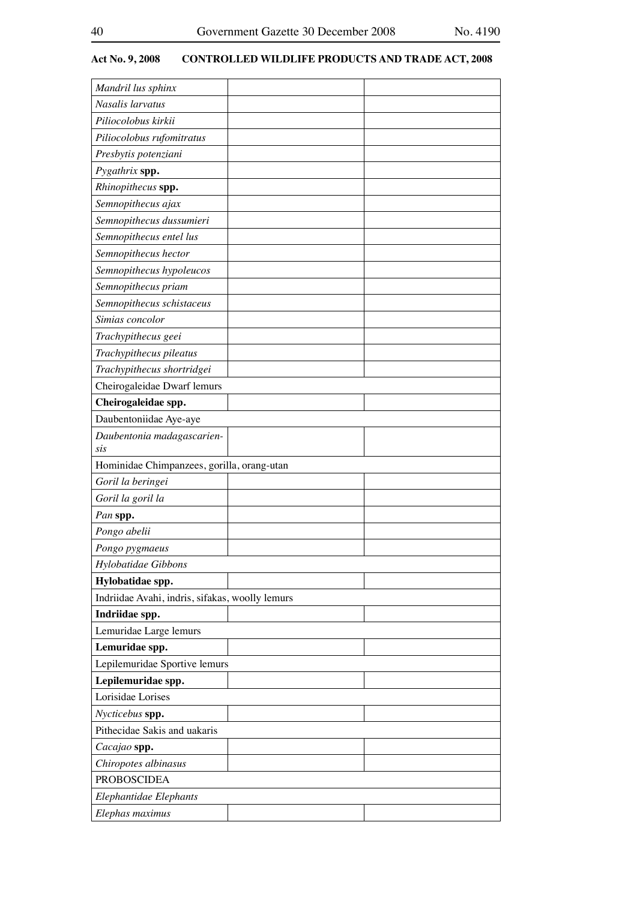**Act No. 9, 2008 CONTROLLED WILDLIFE PRODUCTS AND TRADE ACT, 2008**

| | | |
|---|---|---|
| *Mandril lus sphinx* | | |
| *Nasalis larvatus* | | |
| *Piliocolobus kirkii* | | |
| *Piliocolobus rufomitratus* | | |
| *Presbytis potenziani* | | |
| *Pygathrix* **spp.** | | |
| *Rhinopithecus* **spp.** | | |
| *Semnopithecus ajax* | | |
| *Semnopithecus dussumieri* | | |
| *Semnopithecus entel lus* | | |
| *Semnopithecus hector* | | |
| *Semnopithecus hypoleucos* | | |
| *Semnopithecus priam* | | |
| *Semnopithecus schistaceus* | | |
| *Simias concolor* | | |
| *Trachypithecus geei* | | |
| *Trachypithecus pileatus* | | |
| *Trachypithecus shortridgei* | | |
| Cheirogaleidae Dwarf lemurs | | |
| **Cheirogaleidae spp.** | | |
| Daubentoniidae Aye-aye | | |
| *Daubentonia madagascarien-sis* | | |
| Hominidae Chimpanzees, gorilla, orang-utan | | |
| *Goril la beringei* | | |
| *Goril la goril la* | | |
| *Pan* **spp.** | | |
| *Pongo abelii* | | |
| *Pongo pygmaeus* | | |
| *Hylobatidae Gibbons* | | |
| **Hylobatidae spp.** | | |
| Indriidae Avahi, indris, sifakas, woolly lemurs | | |
| **Indriidae spp.** | | |
| Lemuridae Large lemurs | | |
| **Lemuridae spp.** | | |
| Lepilemuridae Sportive lemurs | | |
| **Lepilemuridae spp.** | | |
| Lorisidae Lorises | | |
| *Nycticebus* **spp.** | | |
| Pithecidae Sakis and uakaris | | |
| *Cacajao* **spp.** | | |
| *Chiropotes albinasus* | | |
| PROBOSCIDEA | | |
| *Elephantidae Elephants* | | |
| *Elephas maximus* | | |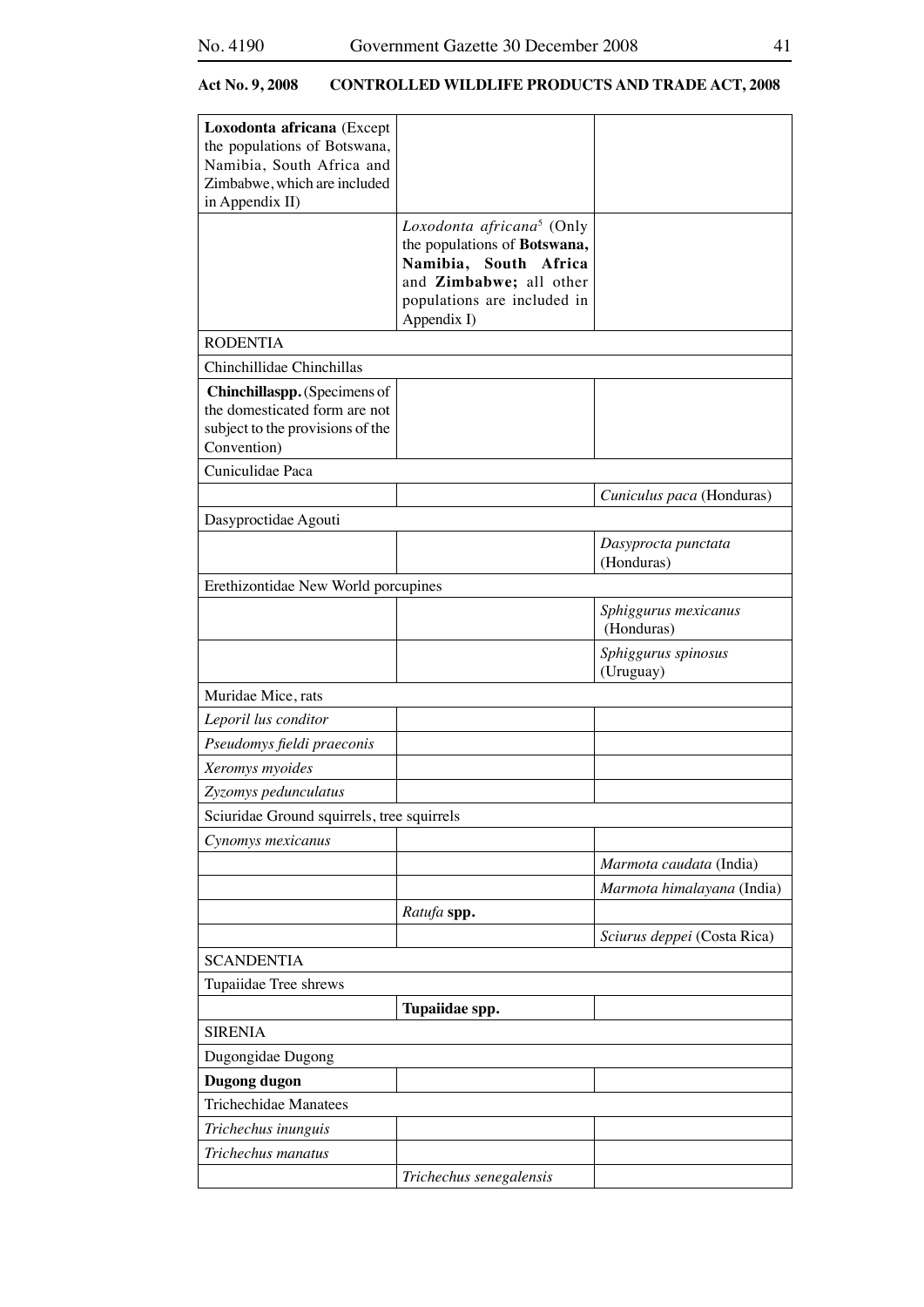**Act No. 9, 2008 CONTROLLED WILDLIFE PRODUCTS AND TRADE ACT, 2008**

| | | |
|---|---|---|
| **Loxodonta africana** (Except the populations of Botswana, Namibia, South Africa and Zimbabwe, which are included in Appendix II) | | |
| | *Loxodonta africana*[5] (Only the populations of **Botswana, Namibia, South Africa** and **Zimbabwe;** all other populations are included in Appendix I) | |
| RODENTIA | | |
| Chinchillidae Chinchillas | | |
| **Chinchillaspp.** (Specimens of the domesticated form are not subject to the provisions of the Convention) | | |
| Cuniculidae Paca | | |
| | | *Cuniculus paca* (Honduras) |
| Dasyproctidae Agouti | | |
| | | *Dasyprocta punctata* (Honduras) |
| Erethizontidae New World porcupines | | |
| | | *Sphiggurus mexicanus* (Honduras) |
| | | *Sphiggurus spinosus* (Uruguay) |
| Muridae Mice, rats | | |
| *Leporil lus conditor* | | |
| *Pseudomys fieldi praeconis* | | |
| *Xeromys myoides* | | |
| *Zyzomys pedunculatus* | | |
| Sciuridae Ground squirrels, tree squirrels | | |
| *Cynomys mexicanus* | | |
| | | *Marmota caudata* (India) |
| | | *Marmota himalayana* (India) |
| | *Ratufa* **spp.** | |
| | | *Sciurus deppei* (Costa Rica) |
| SCANDENTIA | | |
| Tupaiidae Tree shrews | | |
| | **Tupaiidae spp.** | |
| SIRENIA | | |
| Dugongidae Dugong | | |
| **Dugong dugon** | | |
| Trichechidae Manatees | | |
| *Trichechus inunguis* | | |
| *Trichechus manatus* | | |
| | *Trichechus senegalensis* | |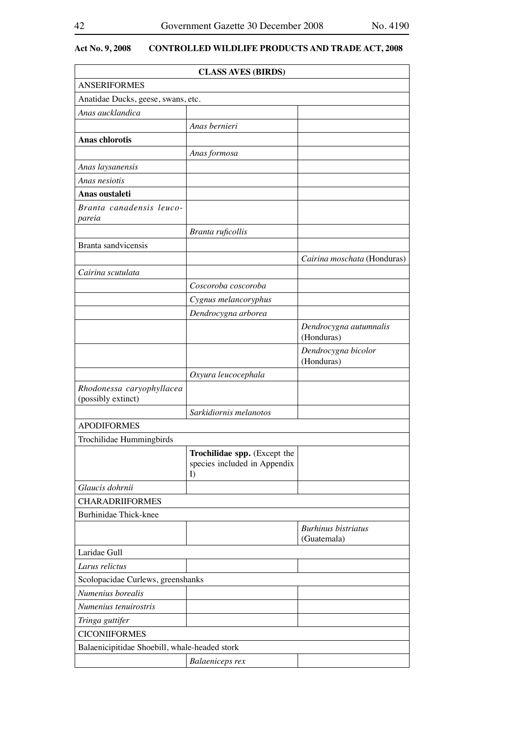**Act No. 9, 2008 CONTROLLED WILDLIFE PRODUCTS AND TRADE ACT, 2008**

| **CLASS AVES (BIRDS)** | | |
|---|---|---|
| ANSERIFORMES | | |
| Anatidae Ducks, geese, swans, etc. | | |
| *Anas aucklandica* | | |
| | *Anas bernieri* | |
| **Anas chlorotis** | | |
| | *Anas formosa* | |
| *Anas laysanensis* | | |
| *Anas nesiotis* | | |
| **Anas oustaleti** | | |
| *Branta canadensis leucopareia* | | |
| | *Branta ruficollis* | |
| Branta sandvicensis | | |
| | | *Cairina moschata* (Honduras) |
| *Cairina scutulata* | | |
| | *Coscoroba coscoroba* | |
| | *Cygnus melancoryphus* | |
| | *Dendrocygna arborea* | |
| | | *Dendrocygna autumnalis* (Honduras) |
| | | *Dendrocygna bicolor* (Honduras) |
| | *Oxyura leucocephala* | |
| *Rhodonessa caryophyllacea* (possibly extinct) | | |
| | *Sarkidiornis melanotos* | |
| APODIFORMES | | |
| Trochilidae Hummingbirds | | |
| | **Trochilidae spp.** (Except the species included in Appendix I) | |
| *Glaucis dohrnii* | | |
| CHARADRIIFORMES | | |
| Burhinidae Thick-knee | | |
| | | *Burhinus bistriatus* (Guatemala) |
| Laridae Gull | | |
| *Larus relictus* | | |
| Scolopacidae Curlews, greenshanks | | |
| *Numenius borealis* | | |
| *Numenius tenuirostris* | | |
| *Tringa guttifer* | | |
| CICONIIFORMES | | |
| Balaenicipitidae Shoebill, whale-headed stork | | |
| | *Balaeniceps rex* | |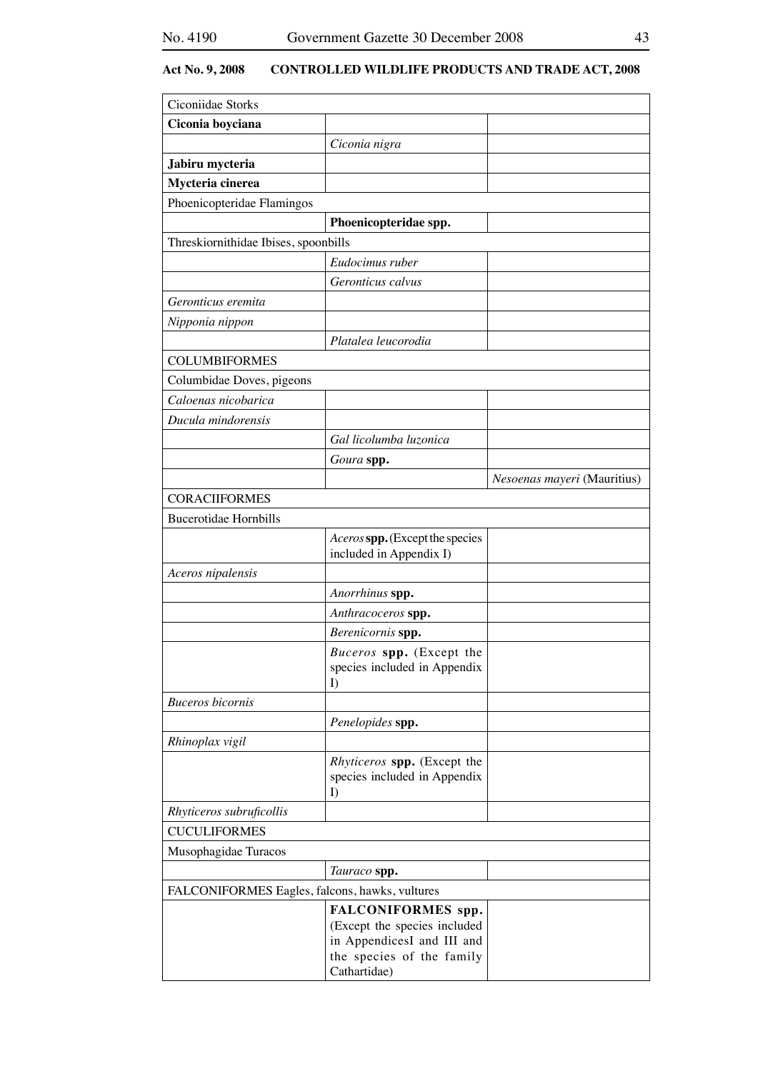**Act No. 9, 2008 CONTROLLED WILDLIFE PRODUCTS AND TRADE ACT, 2008**

| Ciconiidae Storks | | |
|---|---|---|
| **Ciconia boyciana** | | |
| | *Ciconia nigra* | |
| **Jabiru mycteria** | | |
| **Mycteria cinerea** | | |
| Phoenicopteridae Flamingos | | |
| | **Phoenicopteridae spp.** | |
| Threskiornithidae Ibises, spoonbills | | |
| | *Eudocimus ruber* | |
| | *Geronticus calvus* | |
| *Geronticus eremita* | | |
| *Nipponia nippon* | | |
| | *Platalea leucorodia* | |
| COLUMBIFORMES | | |
| Columbidae Doves, pigeons | | |
| *Caloenas nicobarica* | | |
| *Ducula mindorensis* | | |
| | *Gal licolumba luzonica* | |
| | *Goura* **spp.** | |
| | | *Nesoenas mayeri* (Mauritius) |
| CORACIIFORMES | | |
| Bucerotidae Hornbills | | |
| | *Aceros* **spp.** (Except the species included in Appendix I) | |
| *Aceros nipalensis* | | |
| | *Anorrhinus* **spp.** | |
| | *Anthracoceros* **spp.** | |
| | *Berenicornis* **spp.** | |
| | *Buceros* **spp.** (Except the species included in Appendix I) | |
| *Buceros bicornis* | | |
| | *Penelopides* **spp.** | |
| *Rhinoplax vigil* | | |
| | *Rhyticeros* **spp.** (Except the species included in Appendix I) | |
| *Rhyticeros subruficollis* | | |
| CUCULIFORMES | | |
| Musophagidae Turacos | | |
| | *Tauraco* **spp.** | |
| FALCONIFORMES Eagles, falcons, hawks, vultures | | |
| | **FALCONIFORMES spp.** (Except the species included in AppendicesI and III and the species of the family Cathartidae) | |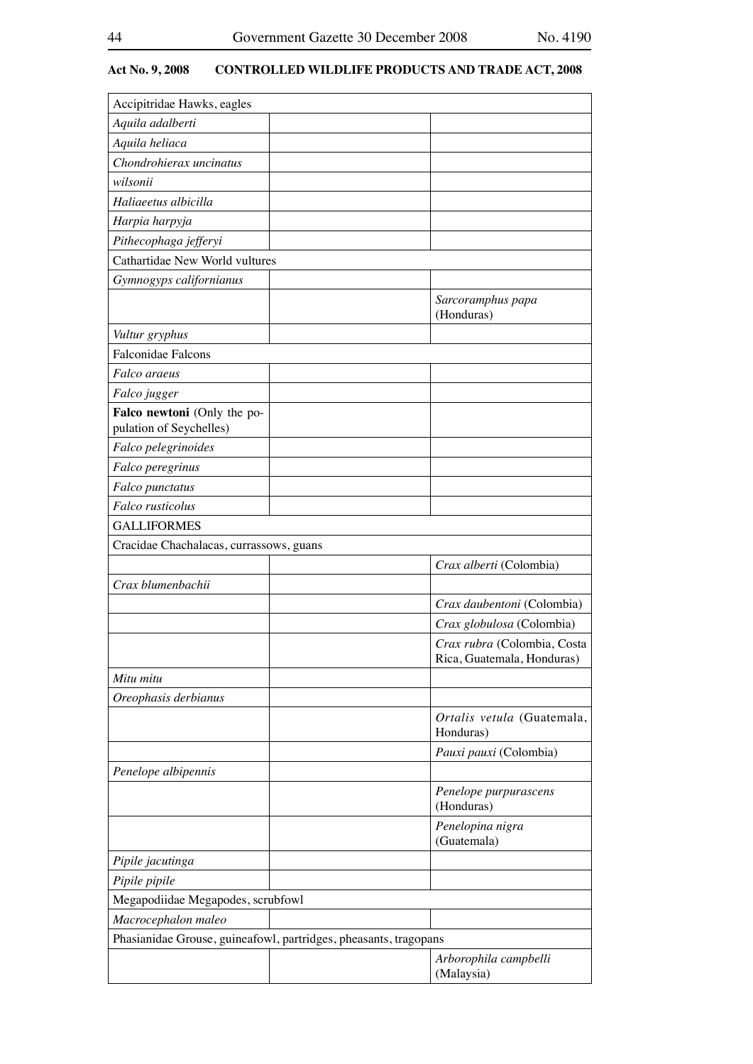**Act No. 9, 2008　　CONTROLLED WILDLIFE PRODUCTS AND TRADE ACT, 2008**

| | | |
|---|---|---|
| Accipitridae Hawks, eagles | | |
| *Aquila adalberti* | | |
| *Aquila heliaca* | | |
| *Chondrohierax uncinatus* | | |
| *wilsonii* | | |
| *Haliaeetus albicilla* | | |
| *Harpia harpyja* | | |
| *Pithecophaga jefferyi* | | |
| Cathartidae New World vultures | | |
| *Gymnogyps californianus* | | |
| | | *Sarcoramphus papa* (Honduras) |
| *Vultur gryphus* | | |
| Falconidae Falcons | | |
| *Falco araeus* | | |
| *Falco jugger* | | |
| **Falco newtoni** (Only the population of Seychelles) | | |
| *Falco pelegrinoides* | | |
| *Falco peregrinus* | | |
| *Falco punctatus* | | |
| *Falco rusticolus* | | |
| GALLIFORMES | | |
| Cracidae Chachalacas, currassows, guans | | |
| | | *Crax alberti* (Colombia) |
| *Crax blumenbachii* | | |
| | | *Crax daubentoni* (Colombia) |
| | | *Crax globulosa* (Colombia) |
| | | *Crax rubra* (Colombia, Costa Rica, Guatemala, Honduras) |
| *Mitu mitu* | | |
| *Oreophasis derbianus* | | |
| | | *Ortalis vetula* (Guatemala, Honduras) |
| | | *Pauxi pauxi* (Colombia) |
| *Penelope albipennis* | | |
| | | *Penelope purpurascens* (Honduras) |
| | | *Penelopina nigra* (Guatemala) |
| *Pipile jacutinga* | | |
| *Pipile pipile* | | |
| Megapodiidae Megapodes, scrubfowl | | |
| *Macrocephalon maleo* | | |
| Phasianidae Grouse, guineafowl, partridges, pheasants, tragopans | | |
| | | *Arborophila campbelli* (Malaysia) |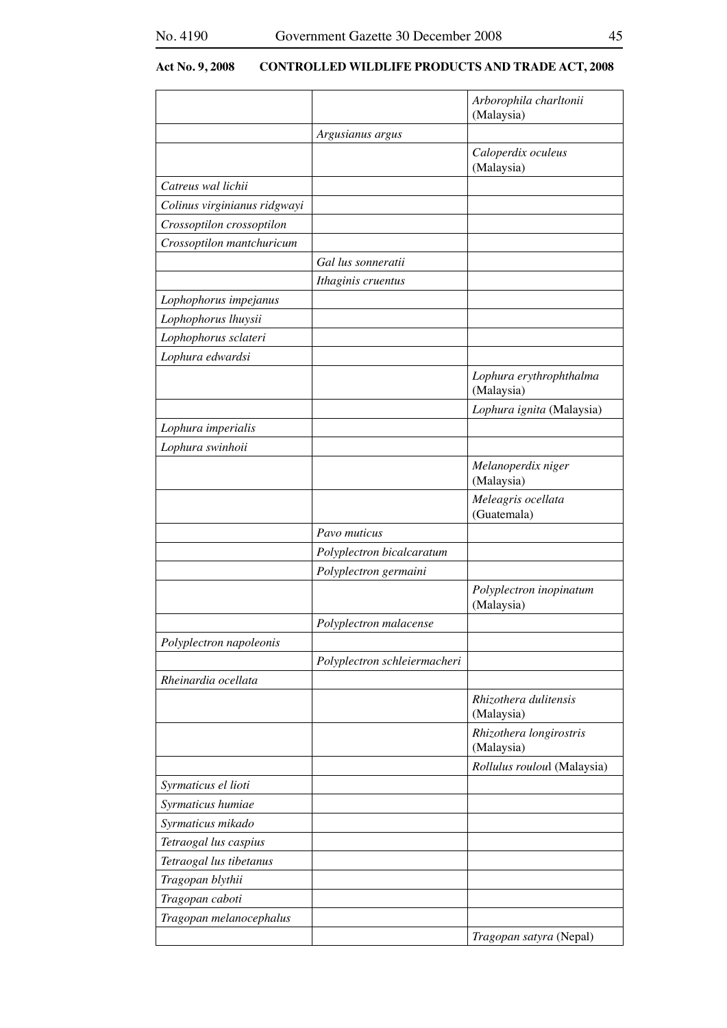| | | |
|---|---|---|
| | | *Arborophila charltonii* (Malaysia) |
| | *Argusianus argus* | |
| | | *Caloperdix oculeus* (Malaysia) |
| *Catreus wal lichii* | | |
| *Colinus virginianus ridgwayi* | | |
| *Crossoptilon crossoptilon* | | |
| *Crossoptilon mantchuricum* | | |
| | *Gal lus sonneratii* | |
| | *Ithaginis cruentus* | |
| *Lophophorus impejanus* | | |
| *Lophophorus lhuysii* | | |
| *Lophophorus sclateri* | | |
| *Lophura edwardsi* | | |
| | | *Lophura erythrophthalma* (Malaysia) |
| | | *Lophura ignita* (Malaysia) |
| *Lophura imperialis* | | |
| *Lophura swinhoii* | | |
| | | *Melanoperdix niger* (Malaysia) |
| | | *Meleagris ocellata* (Guatemala) |
| | *Pavo muticus* | |
| | *Polyplectron bicalcaratum* | |
| | *Polyplectron germaini* | |
| | | *Polyplectron inopinatum* (Malaysia) |
| | *Polyplectron malacense* | |
| *Polyplectron napoleonis* | | |
| | *Polyplectron schleiermacheri* | |
| *Rheinardia ocellata* | | |
| | | *Rhizothera dulitensis* (Malaysia) |
| | | *Rhizothera longirostris* (Malaysia) |
| | | *Rollulus roulou*l (Malaysia) |
| *Syrmaticus el lioti* | | |
| *Syrmaticus humiae* | | |
| *Syrmaticus mikado* | | |
| *Tetraogal lus caspius* | | |
| *Tetraogal lus tibetanus* | | |
| *Tragopan blythii* | | |
| *Tragopan caboti* | | |
| *Tragopan melanocephalus* | | |
| | | *Tragopan satyra* (Nepal) |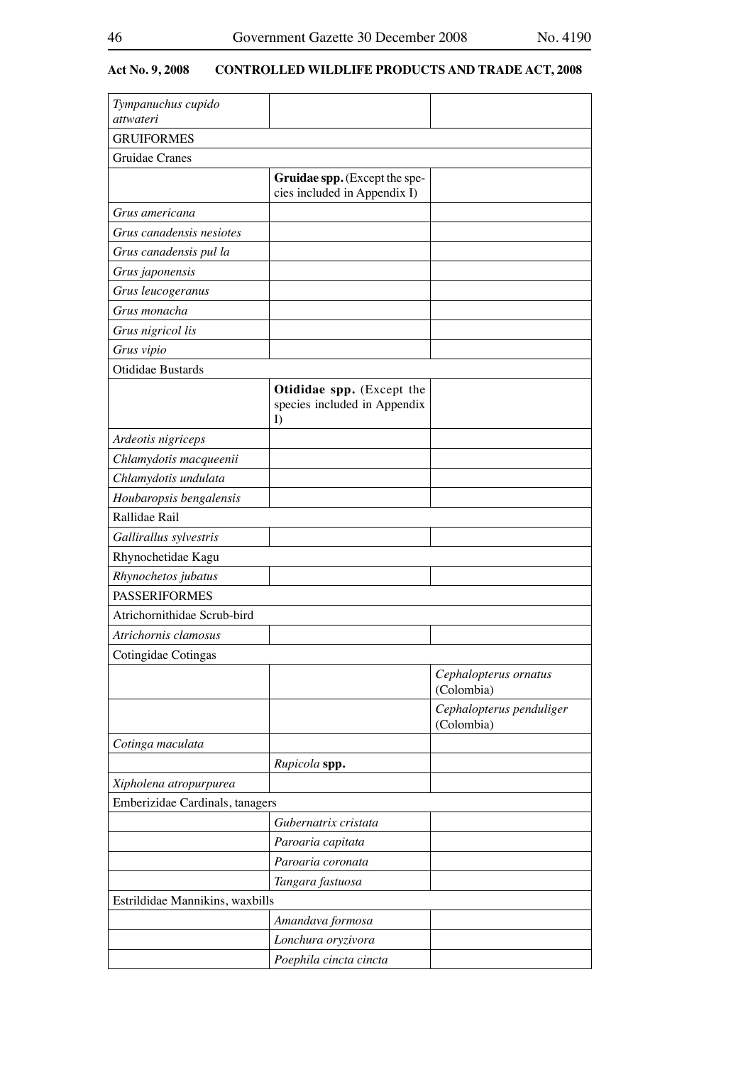**Act No. 9, 2008 CONTROLLED WILDLIFE PRODUCTS AND TRADE ACT, 2008**

| | | |
|---|---|---|
| *Tympanuchus cupido attwateri* | | |
| GRUIFORMES | | |
| Gruidae Cranes | | |
| | **Gruidae spp.** (Except the species included in Appendix I) | |
| *Grus americana* | | |
| *Grus canadensis nesiotes* | | |
| *Grus canadensis pul la* | | |
| *Grus japonensis* | | |
| *Grus leucogeranus* | | |
| *Grus monacha* | | |
| *Grus nigricol lis* | | |
| *Grus vipio* | | |
| Otididae Bustards | | |
| | **Otididae spp.** (Except the species included in Appendix I) | |
| *Ardeotis nigriceps* | | |
| *Chlamydotis macqueenii* | | |
| *Chlamydotis undulata* | | |
| *Houbaropsis bengalensis* | | |
| Rallidae Rail | | |
| *Gallirallus sylvestris* | | |
| Rhynochetidae Kagu | | |
| *Rhynochetos jubatus* | | |
| PASSERIFORMES | | |
| Atrichornithidae Scrub-bird | | |
| *Atrichornis clamosus* | | |
| Cotingidae Cotingas | | |
| | | *Cephalopterus ornatus* (Colombia) |
| | | *Cephalopterus penduliger* (Colombia) |
| *Cotinga maculata* | | |
| | *Rupicola* **spp.** | |
| *Xipholena atropurpurea* | | |
| Emberizidae Cardinals, tanagers | | |
| | *Gubernatrix cristata* | |
| | *Paroaria capitata* | |
| | *Paroaria coronata* | |
| | *Tangara fastuosa* | |
| Estrildidae Mannikins, waxbills | | |
| | *Amandava formosa* | |
| | *Lonchura oryzivora* | |
| | *Poephila cincta cincta* | |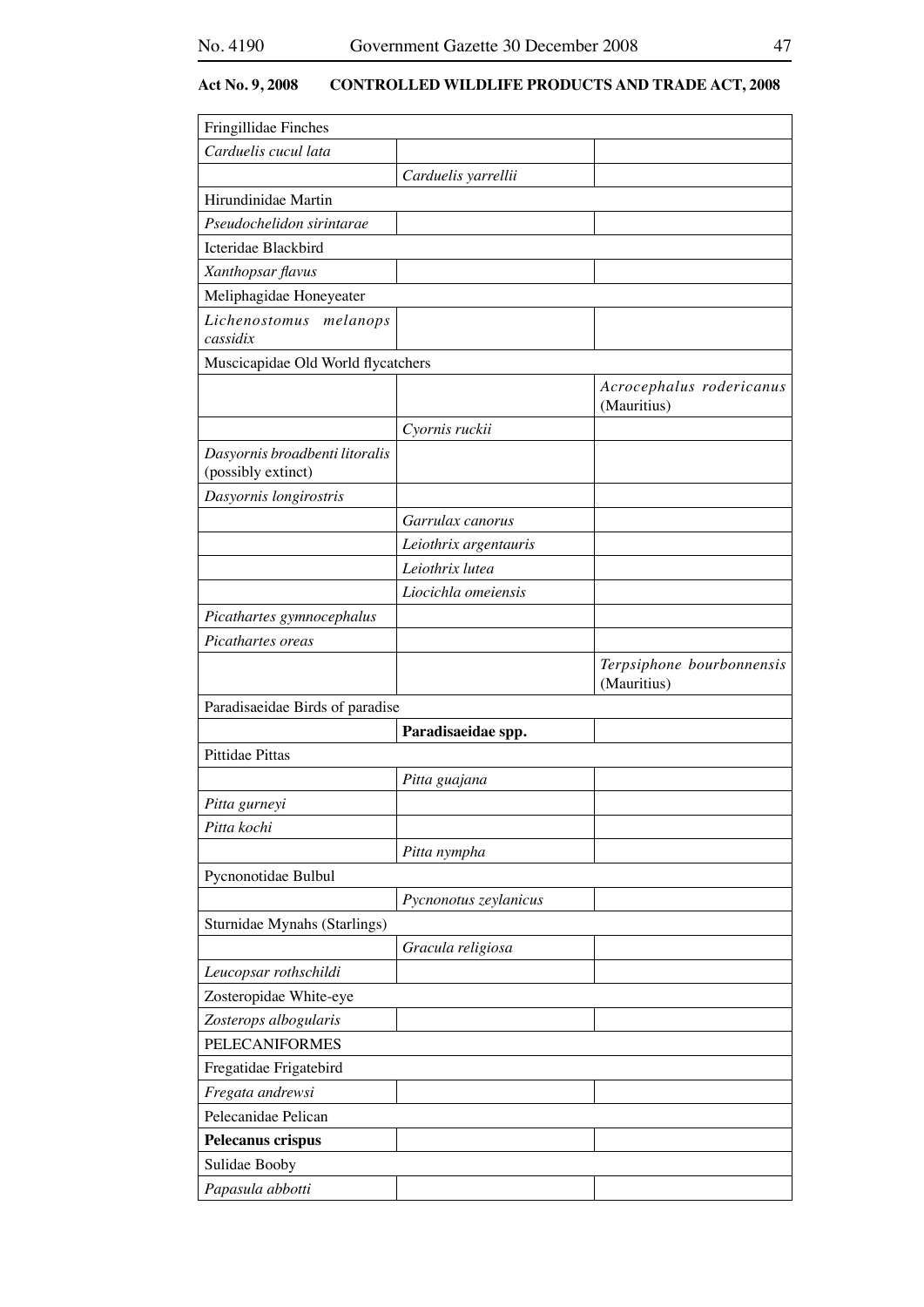**Act No. 9, 2008 CONTROLLED WILDLIFE PRODUCTS AND TRADE ACT, 2008**

| | | |
|---|---|---|
| Fringillidae Finches | | |
| *Carduelis cucul lata* | | |
| | *Carduelis yarrellii* | |
| Hirundinidae Martin | | |
| *Pseudochelidon sirintarae* | | |
| Icteridae Blackbird | | |
| *Xanthopsar flavus* | | |
| Meliphagidae Honeyeater | | |
| *Lichenostomus melanops cassidix* | | |
| Muscicapidae Old World flycatchers | | |
| | | *Acrocephalus rodericanus* (Mauritius) |
| | *Cyornis ruckii* | |
| *Dasyornis broadbenti litoralis* (possibly extinct) | | |
| *Dasyornis longirostris* | | |
| | *Garrulax canorus* | |
| | *Leiothrix argentauris* | |
| | *Leiothrix lutea* | |
| | *Liocichla omeiensis* | |
| *Picathartes gymnocephalus* | | |
| *Picathartes oreas* | | |
| | | *Terpsiphone bourbonnensis* (Mauritius) |
| Paradisaeidae Birds of paradise | | |
| | **Paradisaeidae spp.** | |
| Pittidae Pittas | | |
| | *Pitta guajana* | |
| *Pitta gurneyi* | | |
| *Pitta kochi* | | |
| | *Pitta nympha* | |
| Pycnonotidae Bulbul | | |
| | *Pycnonotus zeylanicus* | |
| Sturnidae Mynahs (Starlings) | | |
| | *Gracula religiosa* | |
| *Leucopsar rothschildi* | | |
| Zosteropidae White-eye | | |
| *Zosterops albogularis* | | |
| PELECANIFORMES | | |
| Fregatidae Frigatebird | | |
| *Fregata andrewsi* | | |
| Pelecanidae Pelican | | |
| **Pelecanus crispus** | | |
| Sulidae Booby | | |
| *Papasula abbotti* | | |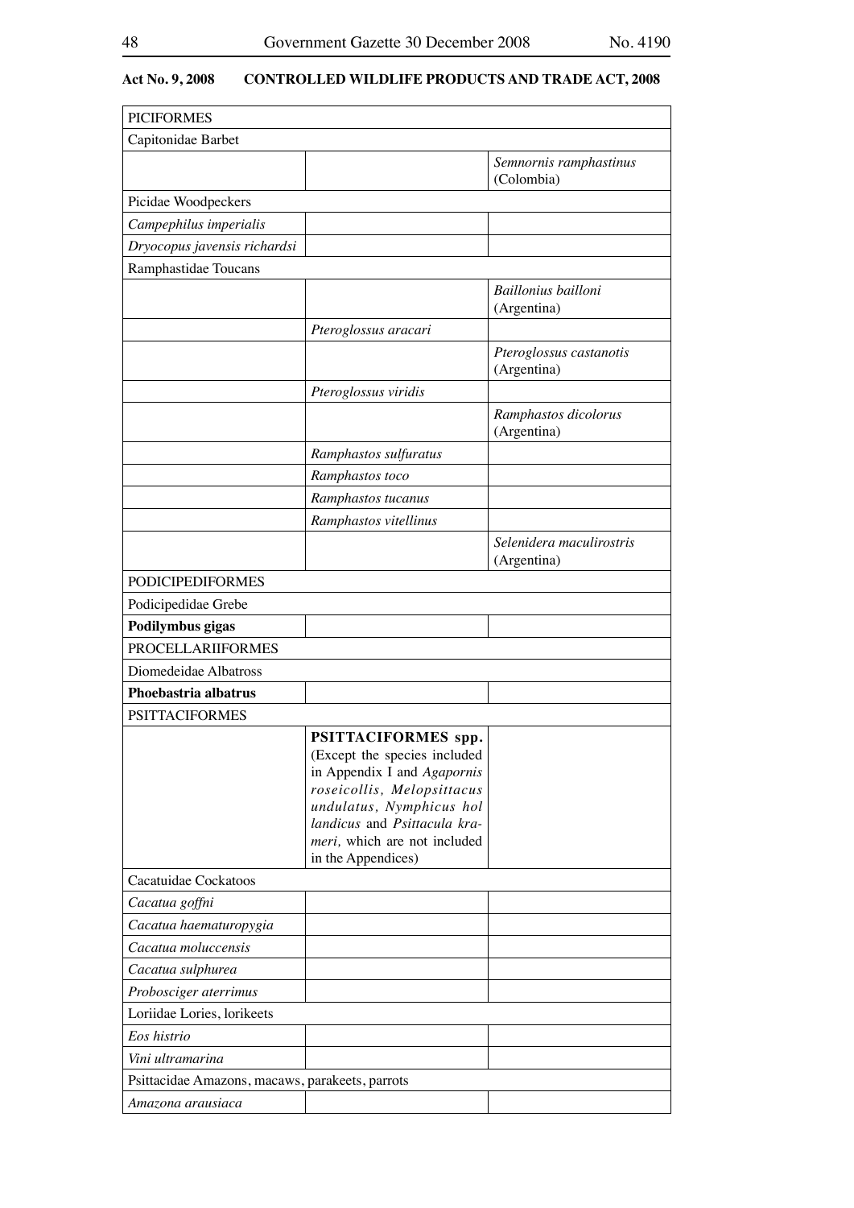**Act No. 9, 2008 CONTROLLED WILDLIFE PRODUCTS AND TRADE ACT, 2008**

| | | |
|---|---|---|
| PICIFORMES | | |
| Capitonidae Barbet | | |
| | | *Semnornis ramphastinus* (Colombia) |
| Picidae Woodpeckers | | |
| *Campephilus imperialis* | | |
| *Dryocopus javensis richardsi* | | |
| Ramphastidae Toucans | | |
| | | *Baillonius bailloni* (Argentina) |
| | *Pteroglossus aracari* | |
| | | *Pteroglossus castanotis* (Argentina) |
| | *Pteroglossus viridis* | |
| | | *Ramphastos dicolorus* (Argentina) |
| | *Ramphastos sulfuratus* | |
| | *Ramphastos toco* | |
| | *Ramphastos tucanus* | |
| | *Ramphastos vitellinus* | |
| | | *Selenidera maculirostris* (Argentina) |
| PODICIPEDIFORMES | | |
| Podicipedidae Grebe | | |
| **Podilymbus gigas** | | |
| PROCELLARIIFORMES | | |
| Diomedeidae Albatross | | |
| **Phoebastria albatrus** | | |
| PSITTACIFORMES | | |
| | **PSITTACIFORMES spp.** (Except the species included in Appendix I and *Agapornis roseicollis, Melopsittacus undulatus, Nymphicus hollandicus* and *Psittacula krameri,* which are not included in the Appendices) | |
| Cacatuidae Cockatoos | | |
| *Cacatua goffni* | | |
| *Cacatua haematuropygia* | | |
| *Cacatua moluccensis* | | |
| *Cacatua sulphurea* | | |
| *Probosciger aterrimus* | | |
| Loriidae Lories, lorikeets | | |
| *Eos histrio* | | |
| *Vini ultramarina* | | |
| Psittacidae Amazons, macaws, parakeets, parrots | | |
| *Amazona arausiaca* | | |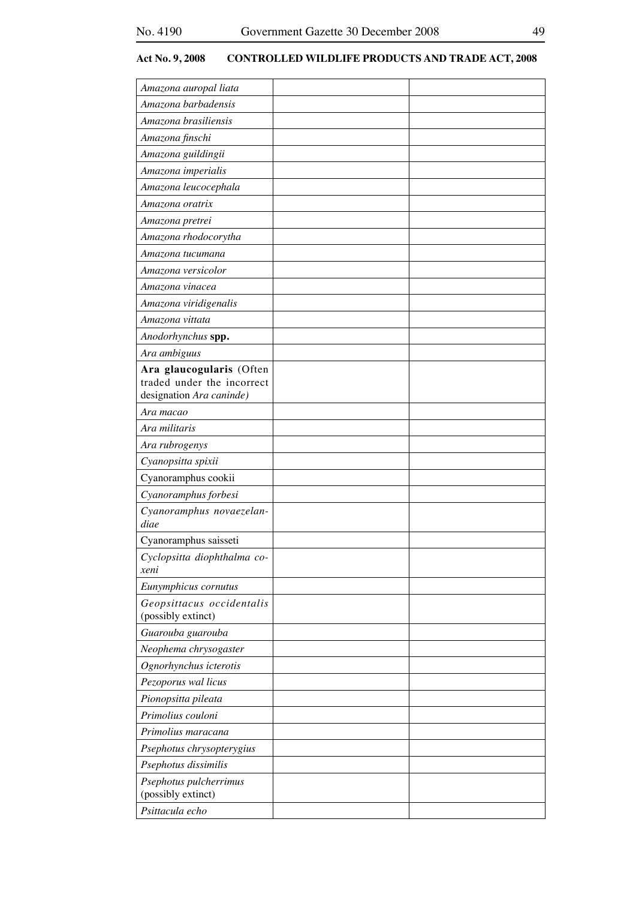**Act No. 9, 2008 CONTROLLED WILDLIFE PRODUCTS AND TRADE ACT, 2008**

| | | |
|---|---|---|
| *Amazona auropal liata* | | |
| *Amazona barbadensis* | | |
| *Amazona brasiliensis* | | |
| *Amazona finschi* | | |
| *Amazona guildingii* | | |
| *Amazona imperialis* | | |
| *Amazona leucocephala* | | |
| *Amazona oratrix* | | |
| *Amazona pretrei* | | |
| *Amazona rhodocorytha* | | |
| *Amazona tucumana* | | |
| *Amazona versicolor* | | |
| *Amazona vinacea* | | |
| *Amazona viridigenalis* | | |
| *Amazona vittata* | | |
| *Anodorhynchus* **spp.** | | |
| *Ara ambiguus* | | |
| **Ara glaucogularis** (Often traded under the incorrect designation *Ara caninde)* | | |
| *Ara macao* | | |
| *Ara militaris* | | |
| *Ara rubrogenys* | | |
| *Cyanopsitta spixii* | | |
| Cyanoramphus cookii | | |
| *Cyanoramphus forbesi* | | |
| *Cyanoramphus novaezelandiae* | | |
| Cyanoramphus saisseti | | |
| *Cyclopsitta diophthalma coxeni* | | |
| *Eunymphicus cornutus* | | |
| *Geopsittacus occidentalis* (possibly extinct) | | |
| *Guarouba guarouba* | | |
| *Neophema chrysogaster* | | |
| *Ognorhynchus icterotis* | | |
| *Pezoporus wal licus* | | |
| *Pionopsitta pileata* | | |
| *Primolius couloni* | | |
| *Primolius maracana* | | |
| *Psephotus chrysopterygius* | | |
| *Psephotus dissimilis* | | |
| *Psephotus pulcherrimus* (possibly extinct) | | |
| *Psittacula echo* | | |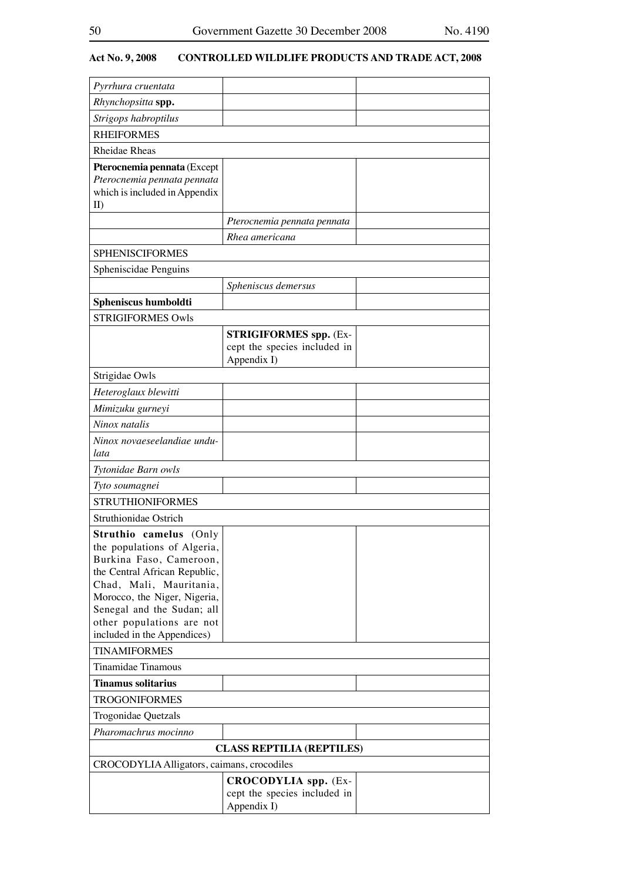**Act No. 9, 2008 CONTROLLED WILDLIFE PRODUCTS AND TRADE ACT, 2008**

| | | |
|---|---|---|
| *Pyrrhura cruentata* | | |
| *Rhynchopsitta* **spp.** | | |
| *Strigops habroptilus* | | |
| RHEIFORMES | | |
| Rheidae Rheas | | |
| **Pterocnemia pennata** (Except *Pterocnemia pennata pennata* which is included in Appendix II) | | |
| | *Pterocnemia pennata pennata* | |
| | *Rhea americana* | |
| SPHENISCIFORMES | | |
| Spheniscidae Penguins | | |
| | *Spheniscus demersus* | |
| **Spheniscus humboldti** | | |
| STRIGIFORMES Owls | | |
| | **STRIGIFORMES spp.** (Except the species included in Appendix I) | |
| Strigidae Owls | | |
| *Heteroglaux blewitti* | | |
| *Mimizuku gurneyi* | | |
| *Ninox natalis* | | |
| *Ninox novaeseelandiae undulata* | | |
| *Tytonidae Barn owls* | | |
| *Tyto soumagnei* | | |
| STRUTHIONIFORMES | | |
| Struthionidae Ostrich | | |
| **Struthio camelus** (Only the populations of Algeria, Burkina Faso, Cameroon, the Central African Republic, Chad, Mali, Mauritania, Morocco, the Niger, Nigeria, Senegal and the Sudan; all other populations are not included in the Appendices) | | |
| TINAMIFORMES | | |
| Tinamidae Tinamous | | |
| **Tinamus solitarius** | | |
| TROGONIFORMES | | |
| Trogonidae Quetzals | | |
| *Pharomachrus mocinno* | | |
| **CLASS REPTILIA (REPTILES)** | | |
| CROCODYLIA Alligators, caimans, crocodiles | | |
| | **CROCODYLIA spp.** (Except the species included in Appendix I) | |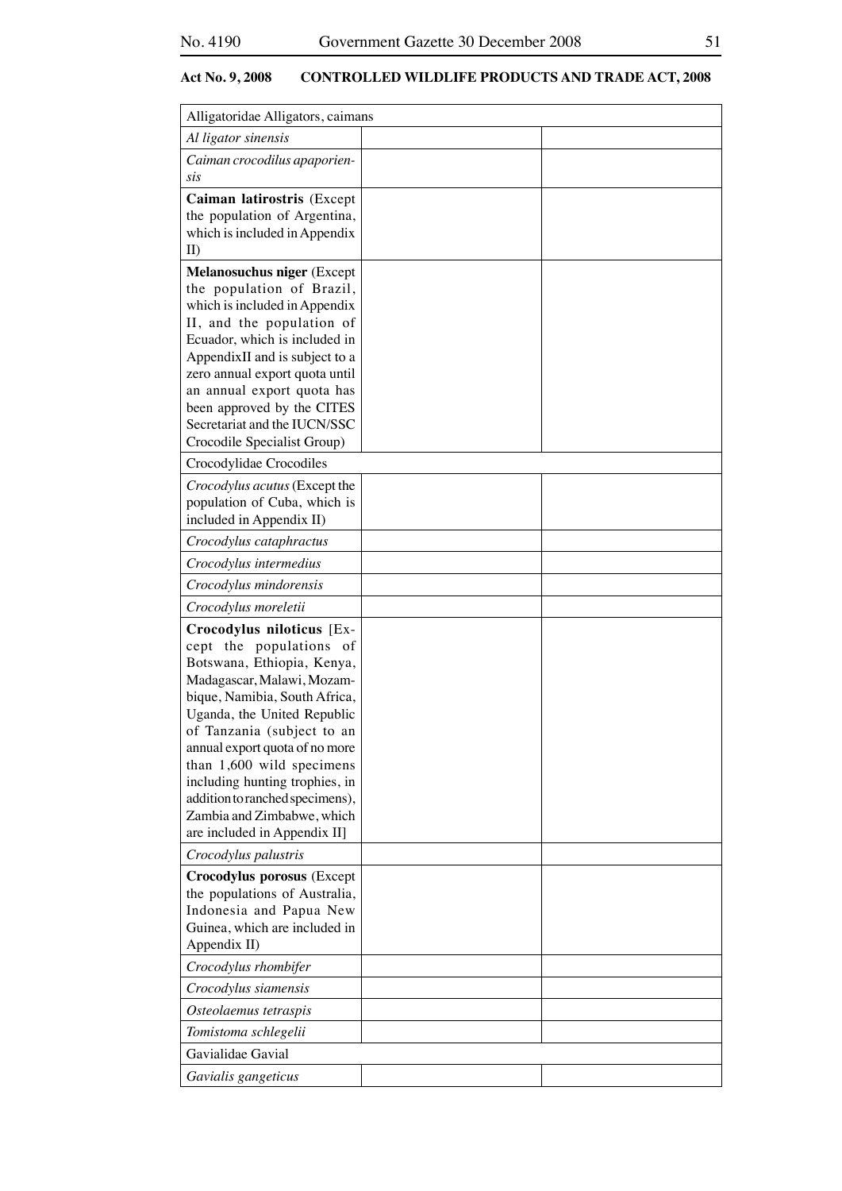**Act No. 9, 2008 CONTROLLED WILDLIFE PRODUCTS AND TRADE ACT, 2008**

| Alligatoridae Alligators, caimans | | |
|---|---|---|
| *Al ligator sinensis* | | |
| *Caiman crocodilus apaporiensis* | | |
| **Caiman latirostris** (Except the population of Argentina, which is included in Appendix II) | | |
| **Melanosuchus niger** (Except the population of Brazil, which is included in Appendix II, and the population of Ecuador, which is included in AppendixII and is subject to a zero annual export quota until an annual export quota has been approved by the CITES Secretariat and the IUCN/SSC Crocodile Specialist Group) | | |
| Crocodylidae Crocodiles | | |
| *Crocodylus acutus* (Except the population of Cuba, which is included in Appendix II) | | |
| *Crocodylus cataphractus* | | |
| *Crocodylus intermedius* | | |
| *Crocodylus mindorensis* | | |
| *Crocodylus moreletii* | | |
| **Crocodylus niloticus** [Except the populations of Botswana, Ethiopia, Kenya, Madagascar, Malawi, Mozambique, Namibia, South Africa, Uganda, the United Republic of Tanzania (subject to an annual export quota of no more than 1,600 wild specimens including hunting trophies, in addition to ranched specimens), Zambia and Zimbabwe, which are included in Appendix II] | | |
| *Crocodylus palustris* | | |
| **Crocodylus porosus** (Except the populations of Australia, Indonesia and Papua New Guinea, which are included in Appendix II) | | |
| *Crocodylus rhombifer* | | |
| *Crocodylus siamensis* | | |
| *Osteolaemus tetraspis* | | |
| *Tomistoma schlegelii* | | |
| Gavialidae Gavial | | |
| *Gavialis gangeticus* | | |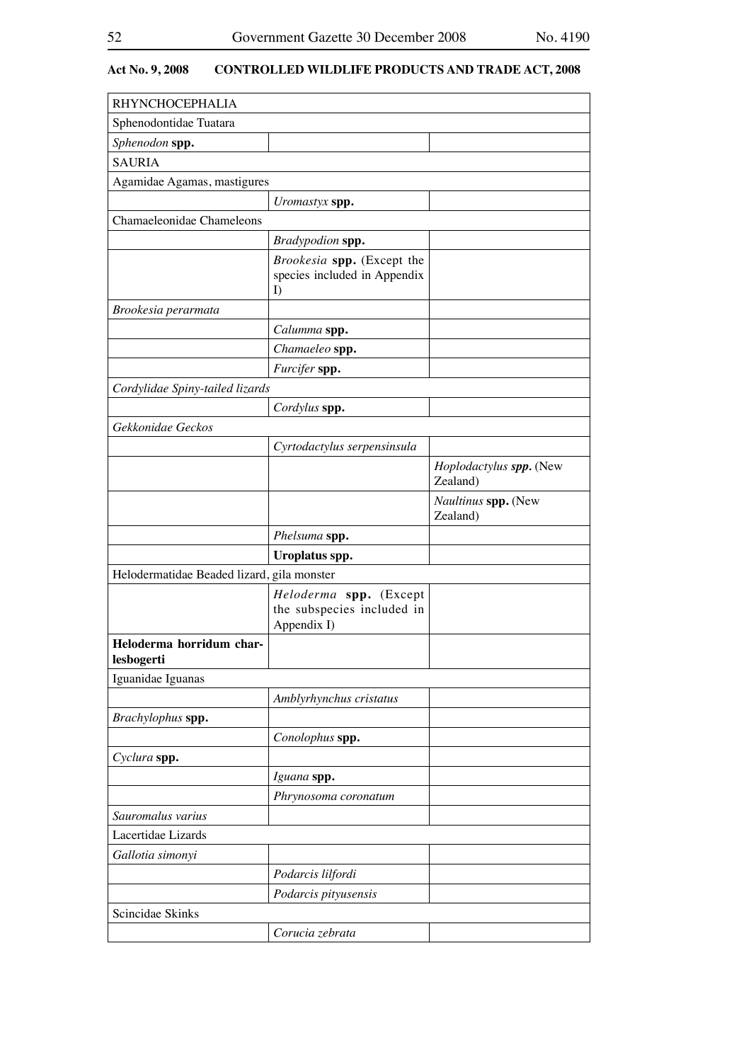**Act No. 9, 2008 CONTROLLED WILDLIFE PRODUCTS AND TRADE ACT, 2008**

| | | |
|---|---|---|
| RHYNCHOCEPHALIA | | |
| Sphenodontidae Tuatara | | |
| *Sphenodon* **spp.** | | |
| SAURIA | | |
| Agamidae Agamas, mastigures | | |
| | *Uromastyx* **spp.** | |
| Chamaeleonidae Chameleons | | |
| | *Bradypodion* **spp.** | |
| | *Brookesia* **spp.** (Except the species included in Appendix I) | |
| *Brookesia perarmata* | | |
| | *Calumma* **spp.** | |
| | *Chamaeleo* **spp.** | |
| | *Furcifer* **spp.** | |
| *Cordylidae Spiny-tailed lizards* | | |
| | *Cordylus* **spp.** | |
| *Gekkonidae Geckos* | | |
| | *Cyrtodactylus serpensinsula* | |
| | | *Hoplodactylus* ***spp.*** (New Zealand) |
| | | *Naultinus* **spp.** (New Zealand) |
| | *Phelsuma* **spp.** | |
| | **Uroplatus spp.** | |
| Helodermatidae Beaded lizard, gila monster | | |
| | *Heloderma* **spp.** (Except the subspecies included in Appendix I) | |
| **Heloderma horridum charlesbogerti** | | |
| Iguanidae Iguanas | | |
| | *Amblyrhynchus cristatus* | |
| *Brachylophus* **spp.** | | |
| | *Conolophus* **spp.** | |
| *Cyclura* **spp.** | | |
| | *Iguana* **spp.** | |
| | *Phrynosoma coronatum* | |
| *Sauromalus varius* | | |
| Lacertidae Lizards | | |
| *Gallotia simonyi* | | |
| | *Podarcis lilfordi* | |
| | *Podarcis pityusensis* | |
| Scincidae Skinks | | |
| | *Corucia zebrata* | |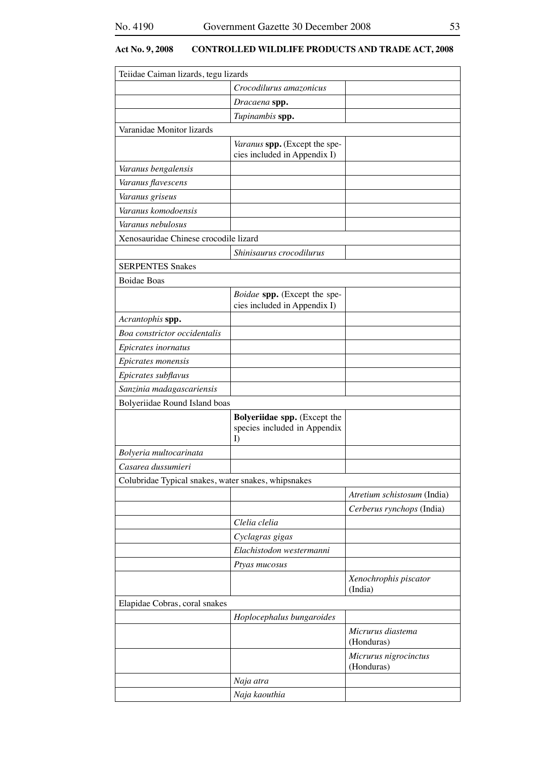## Act No. 9, 2008 CONTROLLED WILDLIFE PRODUCTS AND TRADE ACT, 2008

| | | |
|---|---|---|
| Teiidae Caiman lizards, tegu lizards | | |
| | *Crocodilurus amazonicus* | |
| | *Dracaena* **spp.** | |
| | *Tupinambis* **spp.** | |
| Varanidae Monitor lizards | | |
| | *Varanus* **spp.** (Except the species included in Appendix I) | |
| *Varanus bengalensis* | | |
| *Varanus flavescens* | | |
| *Varanus griseus* | | |
| *Varanus komodoensis* | | |
| *Varanus nebulosus* | | |
| Xenosauridae Chinese crocodile lizard | | |
| | *Shinisaurus crocodilurus* | |
| SERPENTES Snakes | | |
| Boidae Boas | | |
| | *Boidae* **spp.** (Except the species included in Appendix I) | |
| *Acrantophis* **spp.** | | |
| *Boa constrictor occidentalis* | | |
| *Epicrates inornatus* | | |
| *Epicrates monensis* | | |
| *Epicrates subflavus* | | |
| *Sanzinia madagascariensis* | | |
| Bolyeriidae Round Island boas | | |
| | **Bolyeriidae spp.** (Except the species included in Appendix I) | |
| *Bolyeria multocarinata* | | |
| *Casarea dussumieri* | | |
| Colubridae Typical snakes, water snakes, whipsnakes | | |
| | | *Atretium schistosum* (India) |
| | | *Cerberus rynchops* (India) |
| | *Clelia clelia* | |
| | *Cyclagras gigas* | |
| | *Elachistodon westermanni* | |
| | *Ptyas mucosus* | |
| | | *Xenochrophis piscator* (India) |
| Elapidae Cobras, coral snakes | | |
| | *Hoplocephalus bungaroides* | |
| | | *Micrurus diastema* (Honduras) |
| | | *Micrurus nigrocinctus* (Honduras) |
| | *Naja atra* | |
| | *Naja kaouthia* | |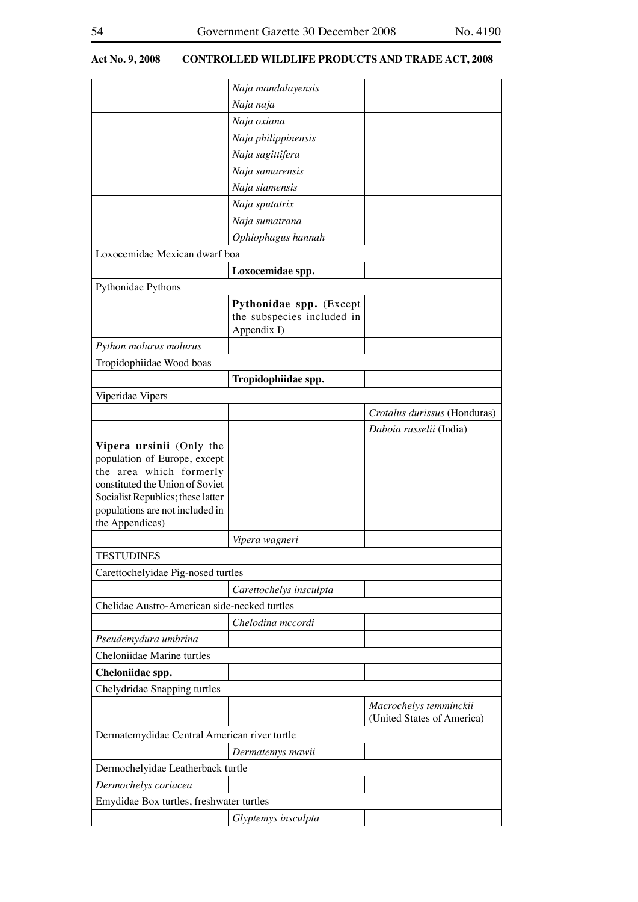**Act No. 9, 2008 CONTROLLED WILDLIFE PRODUCTS AND TRADE ACT, 2008**

| | | |
|---|---|---|
| | *Naja mandalayensis* | |
| | *Naja naja* | |
| | *Naja oxiana* | |
| | *Naja philippinensis* | |
| | *Naja sagittifera* | |
| | *Naja samarensis* | |
| | *Naja siamensis* | |
| | *Naja sputatrix* | |
| | *Naja sumatrana* | |
| | *Ophiophagus hannah* | |
| Loxocemidae Mexican dwarf boa | | |
| | **Loxocemidae spp.** | |
| Pythonidae Pythons | | |
| | **Pythonidae spp.** (Except the subspecies included in Appendix I) | |
| *Python molurus molurus* | | |
| Tropidophiidae Wood boas | | |
| | **Tropidophiidae spp.** | |
| Viperidae Vipers | | |
| | | *Crotalus durissus* (Honduras) |
| | | *Daboia russelii* (India) |
| **Vipera ursinii** (Only the population of Europe, except the area which formerly constituted the Union of Soviet Socialist Republics; these latter populations are not included in the Appendices) | | |
| | *Vipera wagneri* | |
| TESTUDINES | | |
| Carettochelyidae Pig-nosed turtles | | |
| | *Carettochelys insculpta* | |
| Chelidae Austro-American side-necked turtles | | |
| | *Chelodina mccordi* | |
| *Pseudemydura umbrina* | | |
| Cheloniidae Marine turtles | | |
| **Cheloniidae spp.** | | |
| Chelydridae Snapping turtles | | |
| | | *Macrochelys temminckii* (United States of America) |
| Dermatemydidae Central American river turtle | | |
| | *Dermatemys mawii* | |
| Dermochelyidae Leatherback turtle | | |
| *Dermochelys coriacea* | | |
| Emydidae Box turtles, freshwater turtles | | |
| | *Glyptemys insculpta* | |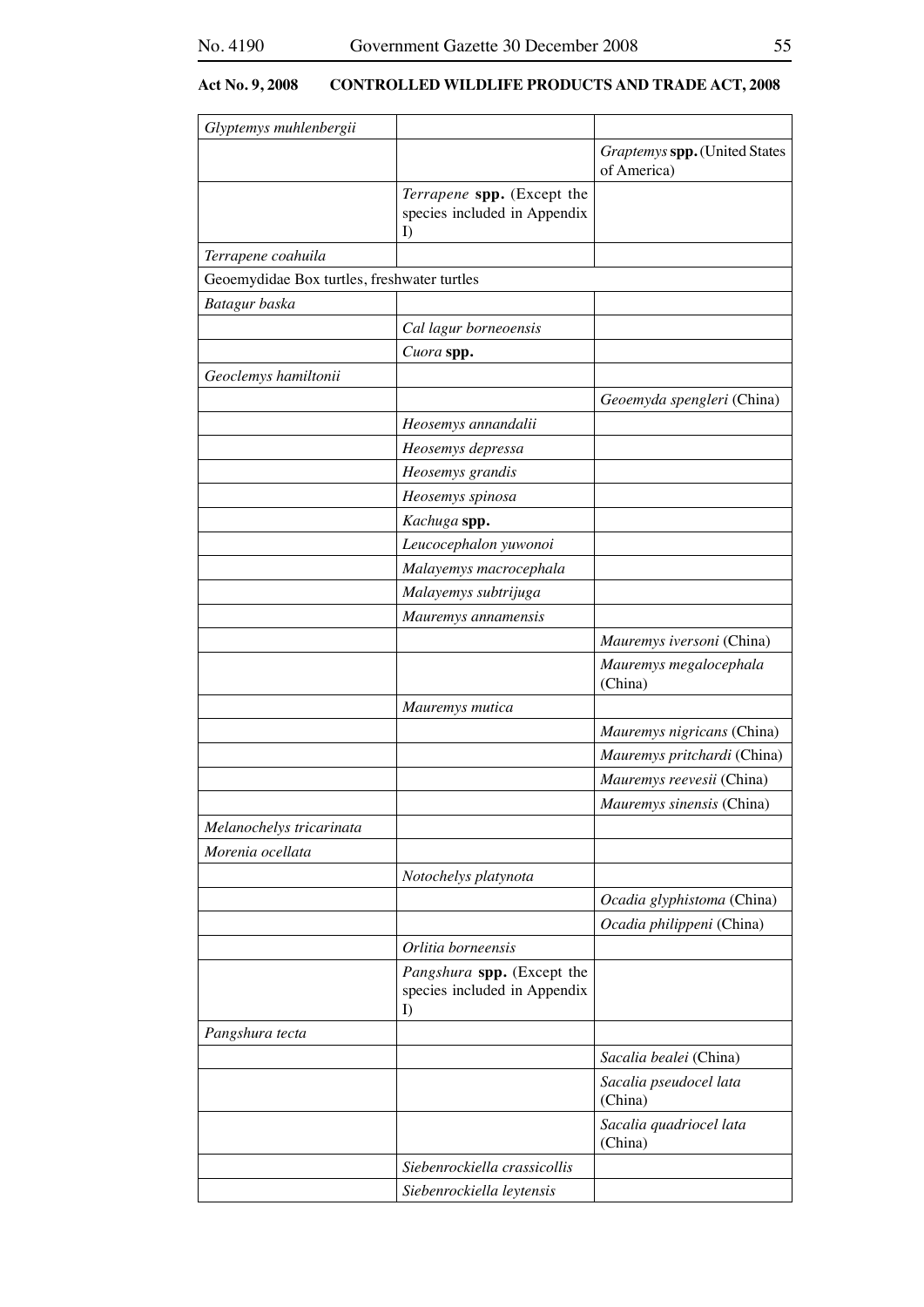**Act No. 9, 2008 CONTROLLED WILDLIFE PRODUCTS AND TRADE ACT, 2008**

| | | |
|---|---|---|
| *Glyptemys muhlenbergii* | | |
| | | *Graptemys* **spp.** (United States of America) |
| | *Terrapene* **spp.** (Except the species included in Appendix I) | |
| *Terrapene coahuila* | | |
| Geoemydidae Box turtles, freshwater turtles | | |
| *Batagur baska* | | |
| | *Cal lagur borneoensis* | |
| | *Cuora* **spp.** | |
| *Geoclemys hamiltonii* | | |
| | | *Geoemyda spengleri* (China) |
| | *Heosemys annandalii* | |
| | *Heosemys depressa* | |
| | *Heosemys grandis* | |
| | *Heosemys spinosa* | |
| | *Kachuga* **spp.** | |
| | *Leucocephalon yuwonoi* | |
| | *Malayemys macrocephala* | |
| | *Malayemys subtrijuga* | |
| | *Mauremys annamensis* | |
| | | *Mauremys iversoni* (China) |
| | | *Mauremys megalocephala* (China) |
| | *Mauremys mutica* | |
| | | *Mauremys nigricans* (China) |
| | | *Mauremys pritchardi* (China) |
| | | *Mauremys reevesii* (China) |
| | | *Mauremys sinensis* (China) |
| *Melanochelys tricarinata* | | |
| *Morenia ocellata* | | |
| | *Notochelys platynota* | |
| | | *Ocadia glyphistoma* (China) |
| | | *Ocadia philippeni* (China) |
| | *Orlitia borneensis* | |
| | *Pangshura* **spp.** (Except the species included in Appendix I) | |
| *Pangshura tecta* | | |
| | | *Sacalia bealei* (China) |
| | | *Sacalia pseudocel lata* (China) |
| | | *Sacalia quadriocel lata* (China) |
| | *Siebenrockiella crassicollis* | |
| | *Siebenrockiella leytensis* | |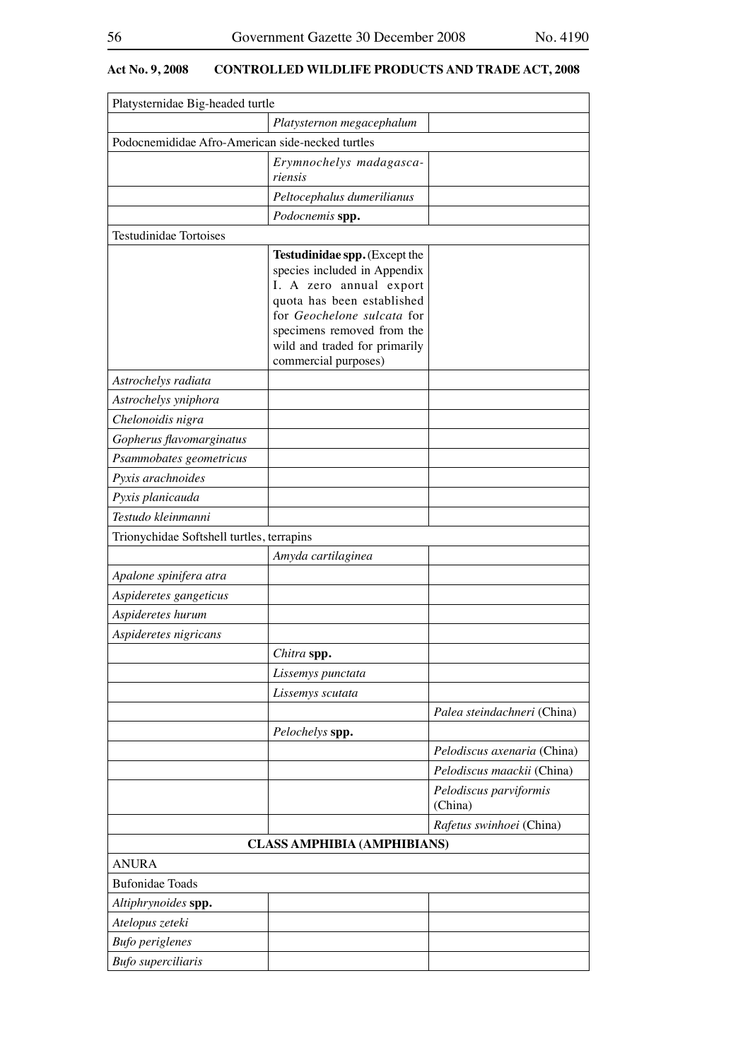**Act No. 9, 2008 CONTROLLED WILDLIFE PRODUCTS AND TRADE ACT, 2008**

| | | |
|---|---|---|
| Platysternidae Big-headed turtle | | |
| | *Platysternon megacephalum* | |
| Podocnemididae Afro-American side-necked turtles | | |
| | *Erymnochelys madagascariensis* | |
| | *Peltocephalus dumerilianus* | |
| | *Podocnemis* **spp.** | |
| Testudinidae Tortoises | | |
| | **Testudinidae spp.** (Except the species included in Appendix I. A zero annual export quota has been established for *Geochelone sulcata* for specimens removed from the wild and traded for primarily commercial purposes) | |
| *Astrochelys radiata* | | |
| *Astrochelys yniphora* | | |
| *Chelonoidis nigra* | | |
| *Gopherus flavomarginatus* | | |
| *Psammobates geometricus* | | |
| *Pyxis arachnoides* | | |
| *Pyxis planicauda* | | |
| *Testudo kleinmanni* | | |
| Trionychidae Softshell turtles, terrapins | | |
| | *Amyda cartilaginea* | |
| *Apalone spinifera atra* | | |
| *Aspideretes gangeticus* | | |
| *Aspideretes hurum* | | |
| *Aspideretes nigricans* | | |
| | *Chitra* **spp.** | |
| | *Lissemys punctata* | |
| | *Lissemys scutata* | |
| | | *Palea steindachneri* (China) |
| | *Pelochelys* **spp.** | |
| | | *Pelodiscus axenaria* (China) |
| | | *Pelodiscus maackii* (China) |
| | | *Pelodiscus parviformis* (China) |
| | | *Rafetus swinhoei* (China) |
| | **CLASS AMPHIBIA (AMPHIBIANS)** | |
| ANURA | | |
| Bufonidae Toads | | |
| *Altiphrynoides* **spp.** | | |
| *Atelopus zeteki* | | |
| *Bufo periglenes* | | |
| *Bufo superciliaris* | | |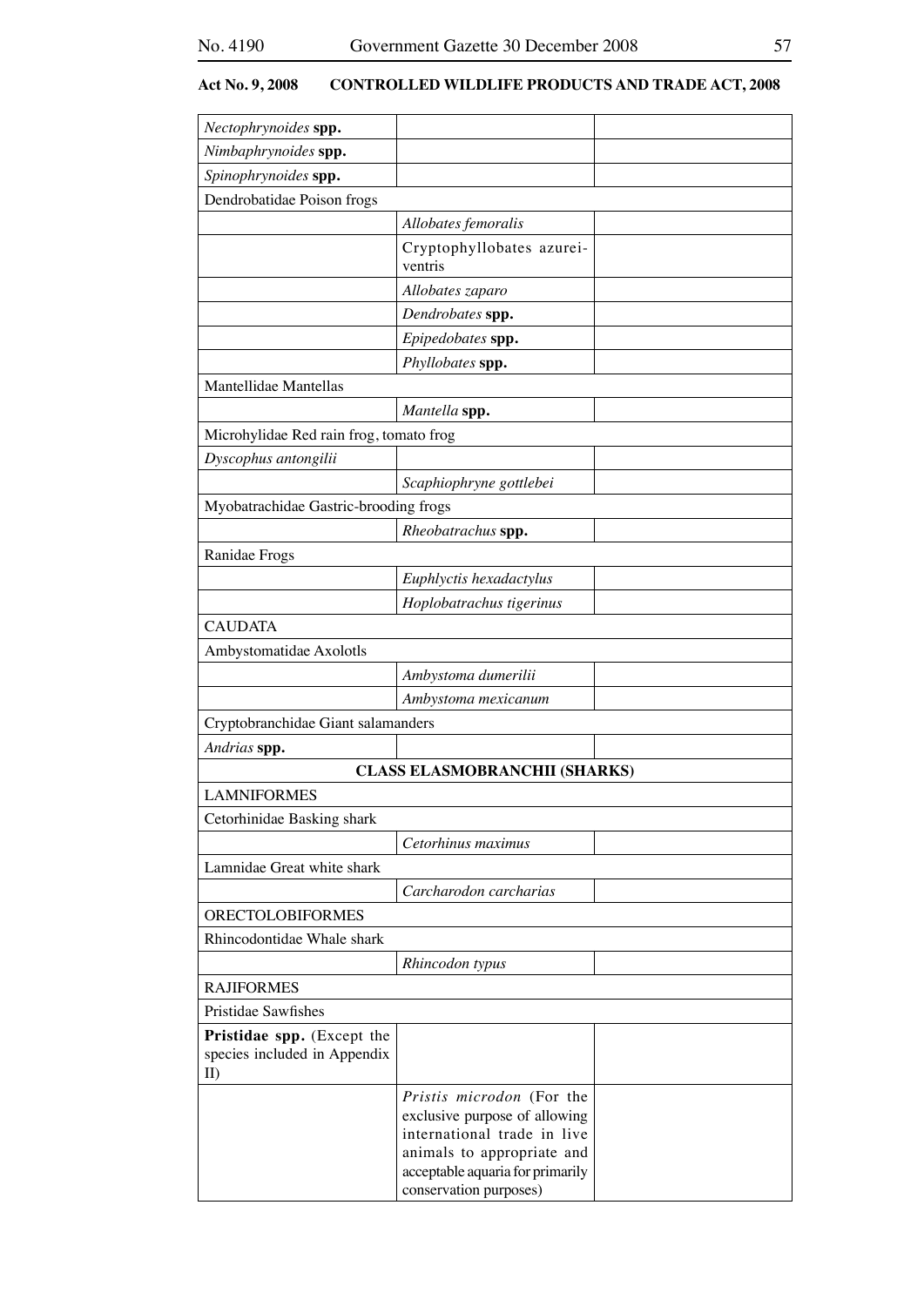| | | |
|---|---|---|
| *Nectophrynoides* **spp.** | | |
| *Nimbaphrynoides* **spp.** | | |
| *Spinophrynoides* **spp.** | | |
| Dendrobatidae Poison frogs | | |
| | *Allobates femoralis* | |
| | Cryptophyllobates azureiventris | |
| | *Allobates zaparo* | |
| | *Dendrobates* **spp.** | |
| | *Epipedobates* **spp.** | |
| | *Phyllobates* **spp.** | |
| Mantellidae Mantellas | | |
| | *Mantella* **spp.** | |
| Microhylidae Red rain frog, tomato frog | | |
| *Dyscophus antongilii* | | |
| | *Scaphiophryne gottlebei* | |
| Myobatrachidae Gastric-brooding frogs | | |
| | *Rheobatrachus* **spp.** | |
| Ranidae Frogs | | |
| | *Euphlyctis hexadactylus* | |
| | *Hoplobatrachus tigerinus* | |
| CAUDATA | | |
| Ambystomatidae Axolotls | | |
| | *Ambystoma dumerilii* | |
| | *Ambystoma mexicanum* | |
| Cryptobranchidae Giant salamanders | | |
| *Andrias* **spp.** | | |
| **CLASS ELASMOBRANCHII (SHARKS)** | | |
| LAMNIFORMES | | |
| Cetorhinidae Basking shark | | |
| | *Cetorhinus maximus* | |
| Lamnidae Great white shark | | |
| | *Carcharodon carcharias* | |
| ORECTOLOBIFORMES | | |
| Rhincodontidae Whale shark | | |
| | *Rhincodon typus* | |
| RAJIFORMES | | |
| Pristidae Sawfishes | | |
| **Pristidae spp.** (Except the species included in Appendix II) | | |
| | *Pristis microdon* (For the exclusive purpose of allowing international trade in live animals to appropriate and acceptable aquaria for primarily conservation purposes) | |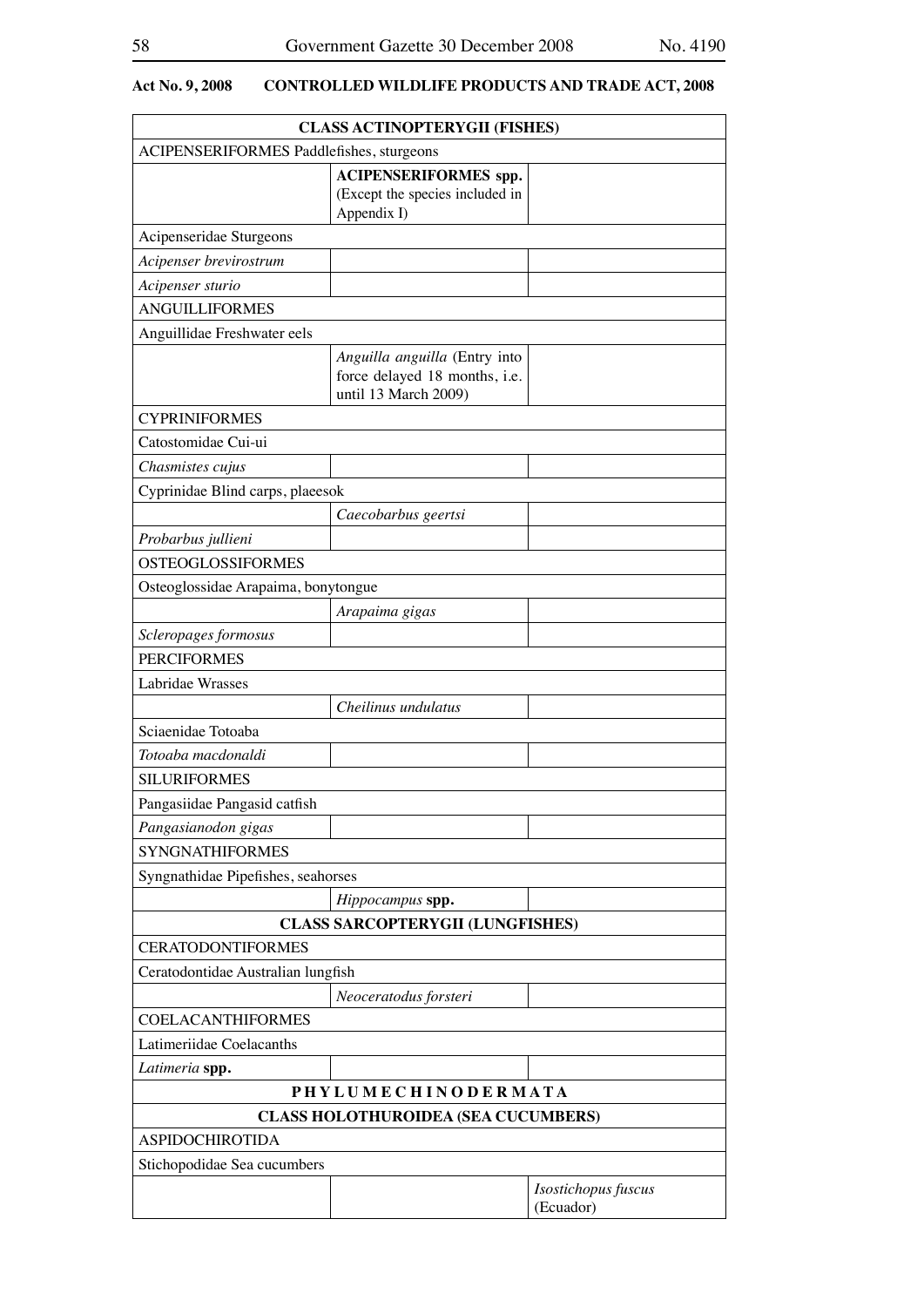**Act No. 9, 2008 CONTROLLED WILDLIFE PRODUCTS AND TRADE ACT, 2008**

| | | |
|---|---|---|
| **CLASS ACTINOPTERYGII (FISHES)** | | |
| ACIPENSERIFORMES Paddlefishes, sturgeons | | |
| | **ACIPENSERIFORMES spp.** (Except the species included in Appendix I) | |
| Acipenseridae Sturgeons | | |
| *Acipenser brevirostrum* | | |
| *Acipenser sturio* | | |
| ANGUILLIFORMES | | |
| Anguillidae Freshwater eels | | |
| | *Anguilla anguilla* (Entry into force delayed 18 months, i.e. until 13 March 2009) | |
| CYPRINIFORMES | | |
| Catostomidae Cui-ui | | |
| *Chasmistes cujus* | | |
| Cyprinidae Blind carps, plaeesok | | |
| | *Caecobarbus geertsi* | |
| *Probarbus jullieni* | | |
| OSTEOGLOSSIFORMES | | |
| Osteoglossidae Arapaima, bonytongue | | |
| | *Arapaima gigas* | |
| *Scleropages formosus* | | |
| PERCIFORMES | | |
| Labridae Wrasses | | |
| | *Cheilinus undulatus* | |
| Sciaenidae Totoaba | | |
| *Totoaba macdonaldi* | | |
| SILURIFORMES | | |
| Pangasiidae Pangasid catfish | | |
| *Pangasianodon gigas* | | |
| SYNGNATHIFORMES | | |
| Syngnathidae Pipefishes, seahorses | | |
| | *Hippocampus* **spp.** | |
| **CLASS SARCOPTERYGII (LUNGFISHES)** | | |
| CERATODONTIFORMES | | |
| Ceratodontidae Australian lungfish | | |
| | *Neoceratodus forsteri* | |
| COELACANTHIFORMES | | |
| Latimeriidae Coelacanths | | |
| *Latimeria* **spp.** | | |
| **PHYLUM ECHINODERMATA** | | |
| **CLASS HOLOTHUROIDEA (SEA CUCUMBERS)** | | |
| ASPIDOCHIROTIDA | | |
| Stichopodidae Sea cucumbers | | |
| | | *Isostichopus fuscus* (Ecuador) |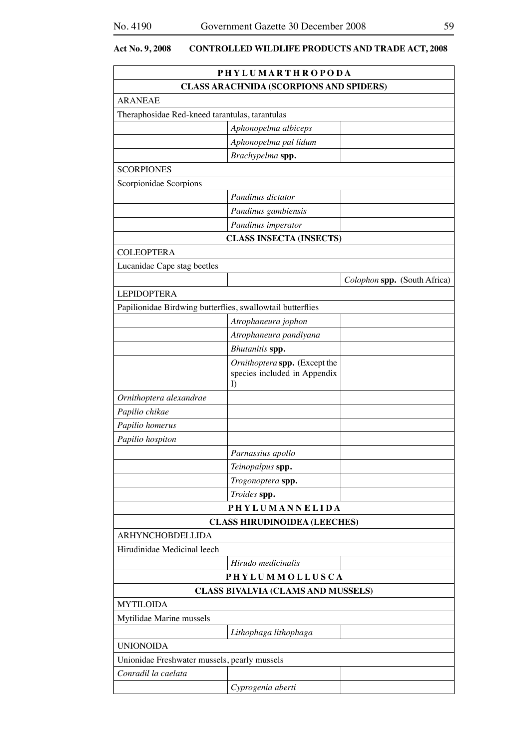**Act No. 9, 2008 CONTROLLED WILDLIFE PRODUCTS AND TRADE ACT, 2008**

| | | |
|---|---|---|
| **PHYLUM ARTHROPODA** | | |
| **CLASS ARACHNIDA (SCORPIONS AND SPIDERS)** | | |
| ARANEAE | | |
| Theraphosidae Red-kneed tarantulas, tarantulas | | |
| | *Aphonopelma albiceps* | |
| | *Aphonopelma pal lidum* | |
| | *Brachypelma* **spp.** | |
| SCORPIONES | | |
| Scorpionidae Scorpions | | |
| | *Pandinus dictator* | |
| | *Pandinus gambiensis* | |
| | *Pandinus imperator* | |
| **CLASS INSECTA (INSECTS)** | | |
| COLEOPTERA | | |
| Lucanidae Cape stag beetles | | |
| | | *Colophon* **spp.** (South Africa) |
| LEPIDOPTERA | | |
| Papilionidae Birdwing butterflies, swallowtail butterflies | | |
| | *Atrophaneura jophon* | |
| | *Atrophaneura pandiyana* | |
| | *Bhutanitis* **spp.** | |
| | *Ornithoptera* **spp.** (Except the species included in Appendix I) | |
| *Ornithoptera alexandrae* | | |
| *Papilio chikae* | | |
| *Papilio homerus* | | |
| *Papilio hospiton* | | |
| | *Parnassius apollo* | |
| | *Teinopalpus* **spp.** | |
| | *Trogonoptera* **spp.** | |
| | *Troides* **spp.** | |
| **PHYLUM ANNELIDA** | | |
| **CLASS HIRUDINOIDEA (LEECHES)** | | |
| ARHYNCHOBDELLIDA | | |
| Hirudinidae Medicinal leech | | |
| | *Hirudo medicinalis* | |
| **PHYLUM MOLLUSCA** | | |
| **CLASS BIVALVIA (CLAMS AND MUSSELS)** | | |
| MYTILOIDA | | |
| Mytilidae Marine mussels | | |
| | *Lithophaga lithophaga* | |
| UNIONOIDA | | |
| Unionidae Freshwater mussels, pearly mussels | | |
| *Conradil la caelata* | | |
| | *Cyprogenia aberti* | |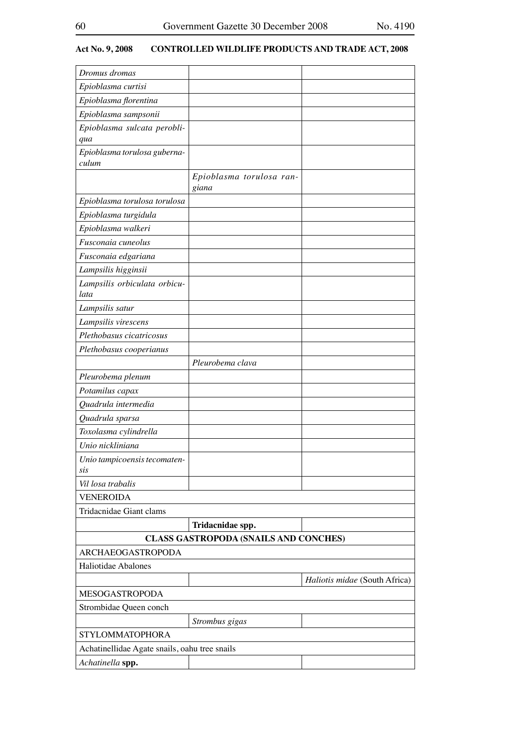**Act No. 9, 2008 CONTROLLED WILDLIFE PRODUCTS AND TRADE ACT, 2008**

| | | |
|---|---|---|
| *Dromus dromas* | | |
| *Epioblasma curtisi* | | |
| *Epioblasma florentina* | | |
| *Epioblasma sampsonii* | | |
| *Epioblasma sulcata perobliqua* | | |
| *Epioblasma torulosa gubernaculum* | | |
| | *Epioblasma torulosa rangiana* | |
| *Epioblasma torulosa torulosa* | | |
| *Epioblasma turgidula* | | |
| *Epioblasma walkeri* | | |
| *Fusconaia cuneolus* | | |
| *Fusconaia edgariana* | | |
| *Lampsilis higginsii* | | |
| *Lampsilis orbiculata orbiculata* | | |
| *Lampsilis satur* | | |
| *Lampsilis virescens* | | |
| *Plethobasus cicatricosus* | | |
| *Plethobasus cooperianus* | | |
| | *Pleurobema clava* | |
| *Pleurobema plenum* | | |
| *Potamilus capax* | | |
| *Quadrula intermedia* | | |
| *Quadrula sparsa* | | |
| *Toxolasma cylindrella* | | |
| *Unio nickliniana* | | |
| *Unio tampicoensis tecomatensis* | | |
| *Vil losa trabalis* | | |
| VENEROIDA | | |
| Tridacnidae Giant clams | | |
| | **Tridacnidae spp.** | |
| **CLASS GASTROPODA (SNAILS AND CONCHES)** | | |
| ARCHAEOGASTROPODA | | |
| Haliotidae Abalones | | |
| | | *Haliotis midae* (South Africa) |
| MESOGASTROPODA | | |
| Strombidae Queen conch | | |
| | *Strombus gigas* | |
| STYLOMMATOPHORA | | |
| Achatinellidae Agate snails, oahu tree snails | | |
| *Achatinella* **spp.** | | |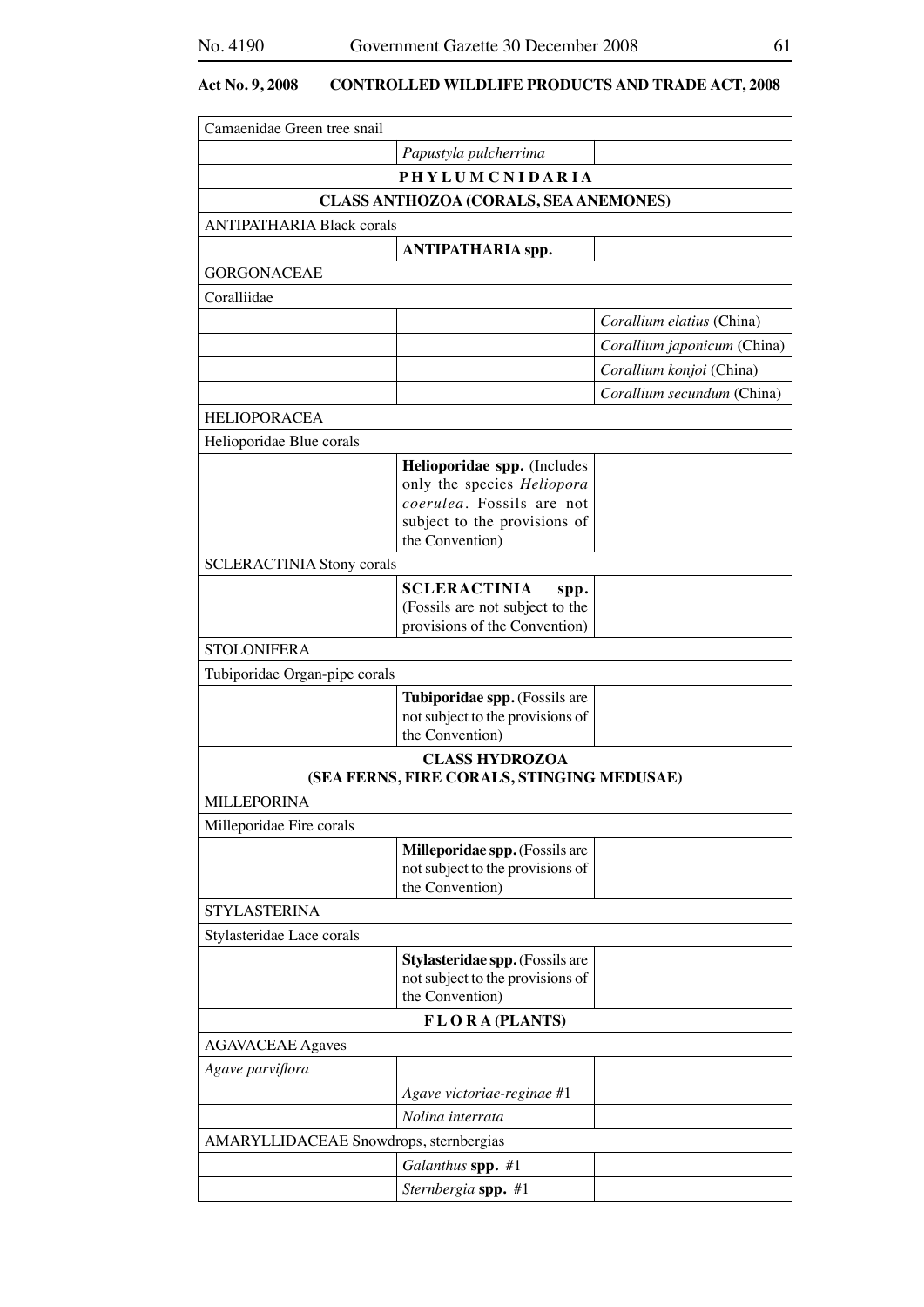**Act No. 9, 2008 CONTROLLED WILDLIFE PRODUCTS AND TRADE ACT, 2008**

| | | |
|---|---|---|
| Camaenidae Green tree snail | | |
| | *Papustyla pulcherrima* | |
| | **P H Y L U M C N I D A R I A** | |
| | **CLASS ANTHOZOA (CORALS, SEA ANEMONES)** | |
| ANTIPATHARIA Black corals | | |
| | **ANTIPATHARIA spp.** | |
| GORGONACEAE | | |
| Coralliidae | | |
| | | *Corallium elatius* (China) |
| | | *Corallium japonicum* (China) |
| | | *Corallium konjoi* (China) |
| | | *Corallium secundum* (China) |
| HELIOPORACEA | | |
| Helioporidae Blue corals | | |
| | **Helioporidae spp.** (Includes only the species *Heliopora coerulea*. Fossils are not subject to the provisions of the Convention) | |
| SCLERACTINIA Stony corals | | |
| | **SCLERACTINIA spp.** (Fossils are not subject to the provisions of the Convention) | |
| STOLONIFERA | | |
| Tubiporidae Organ-pipe corals | | |
| | **Tubiporidae spp.** (Fossils are not subject to the provisions of the Convention) | |
| | **CLASS HYDROZOA (SEA FERNS, FIRE CORALS, STINGING MEDUSAE)** | |
| MILLEPORINA | | |
| Milleporidae Fire corals | | |
| | **Milleporidae spp.** (Fossils are not subject to the provisions of the Convention) | |
| STYLASTERINA | | |
| Stylasteridae Lace corals | | |
| | **Stylasteridae spp.** (Fossils are not subject to the provisions of the Convention) | |
| | **F L O R A (PLANTS)** | |
| AGAVACEAE Agaves | | |
| *Agave parviflora* | | |
| | *Agave victoriae-reginae* #1 | |
| | *Nolina interrata* | |
| AMARYLLIDACEAE Snowdrops, sternbergias | | |
| | *Galanthus* **spp.** #1 | |
| | *Sternbergia* **spp.** #1 | |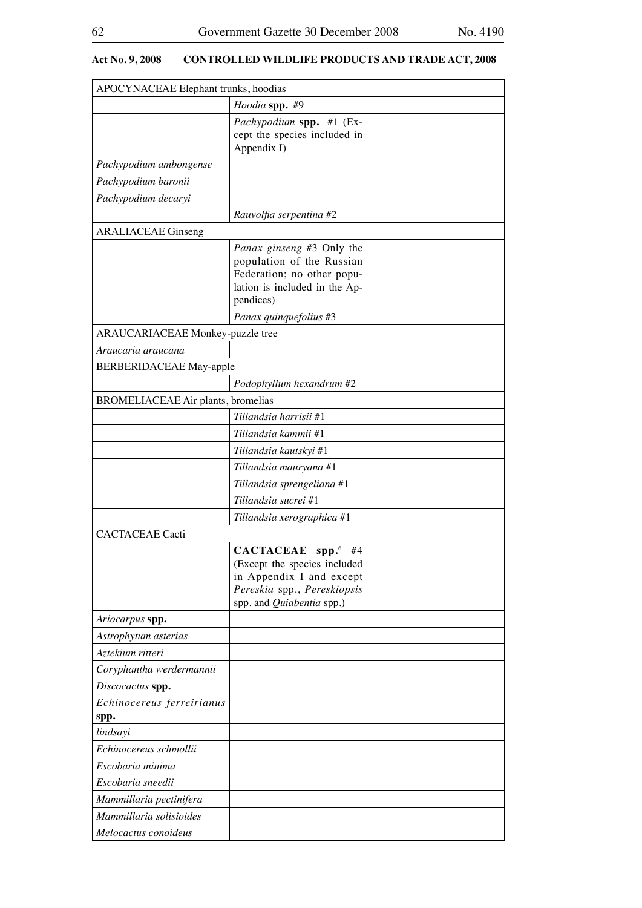**Act No. 9, 2008 CONTROLLED WILDLIFE PRODUCTS AND TRADE ACT, 2008**

| | | |
|---|---|---|
| APOCYNACEAE Elephant trunks, hoodias | | |
| | *Hoodia* **spp.** #9 | |
| | *Pachypodium* **spp.** #1 (Except the species included in Appendix I) | |
| *Pachypodium ambongense* | | |
| *Pachypodium baronii* | | |
| *Pachypodium decaryi* | | |
| | *Rauvolfia serpentina* #2 | |
| ARALIACEAE Ginseng | | |
| | *Panax ginseng* #3 Only the population of the Russian Federation; no other population is included in the Appendices) | |
| | *Panax quinquefolius* #3 | |
| ARAUCARIACEAE Monkey-puzzle tree | | |
| *Araucaria araucana* | | |
| BERBERIDACEAE May-apple | | |
| | *Podophyllum hexandrum* #2 | |
| BROMELIACEAE Air plants, bromelias | | |
| | *Tillandsia harrisii* #1 | |
| | *Tillandsia kammii* #1 | |
| | *Tillandsia kautskyi* #1 | |
| | *Tillandsia mauryana* #1 | |
| | *Tillandsia sprengeliana* #1 | |
| | *Tillandsia sucrei* #1 | |
| | *Tillandsia xerographica* #1 | |
| CACTACEAE Cacti | | |
| | **CACTACEAE spp.**[6] #4 (Except the species included in Appendix I and except *Pereskia* spp., *Pereskiopsis* spp. and *Quiabentia* spp.) | |
| *Ariocarpus* **spp.** | | |
| *Astrophytum asterias* | | |
| *Aztekium ritteri* | | |
| *Coryphantha werdermannii* | | |
| *Discocactus* **spp.** | | |
| *Echinocereus ferreirianus* **spp.** | | |
| *lindsayi* | | |
| *Echinocereus schmollii* | | |
| *Escobaria minima* | | |
| *Escobaria sneedii* | | |
| *Mammillaria pectinifera* | | |
| *Mammillaria solisioides* | | |
| *Melocactus conoideus* | | |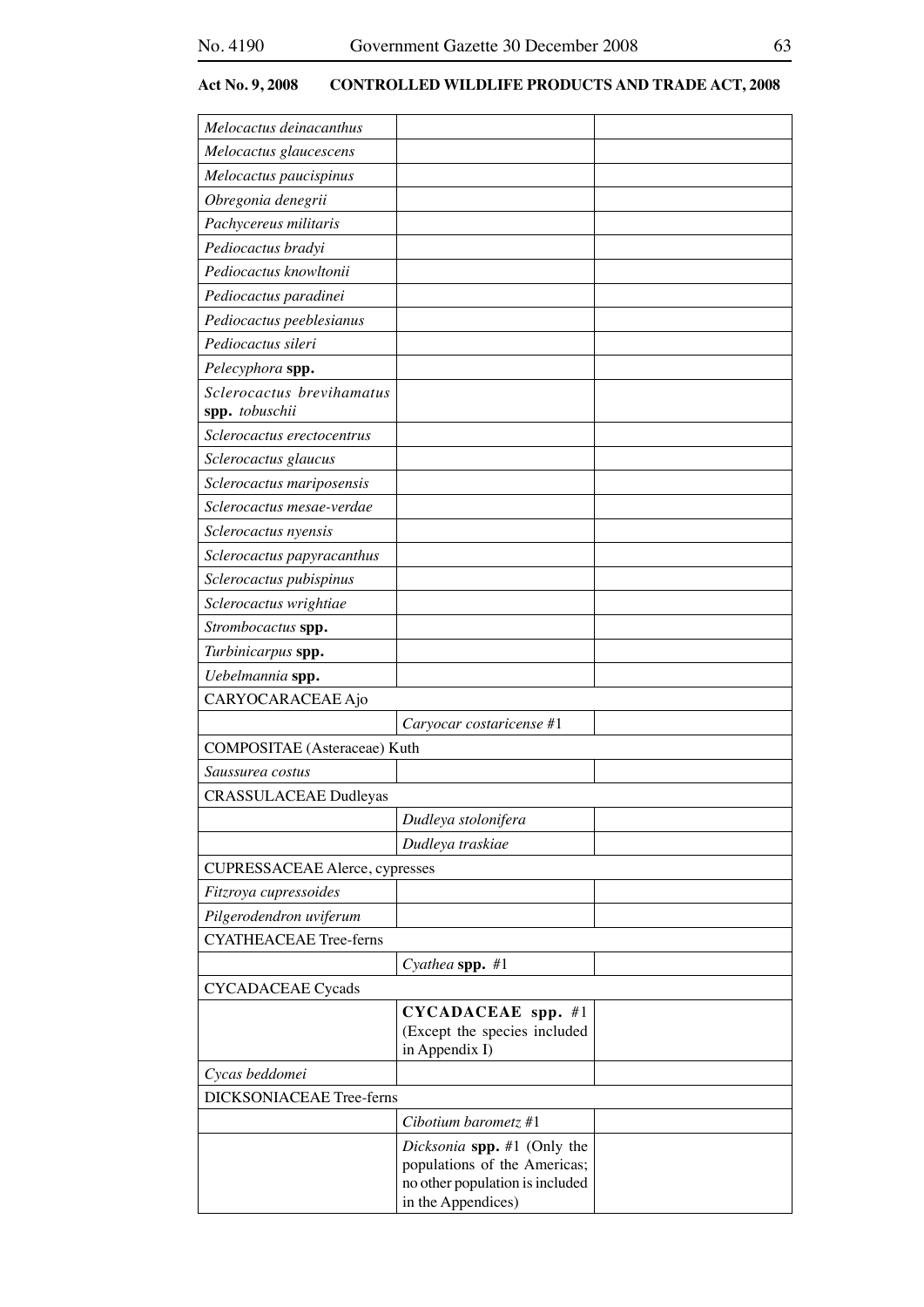**Act No. 9, 2008 CONTROLLED WILDLIFE PRODUCTS AND TRADE ACT, 2008**

| | | |
|---|---|---|
| *Melocactus deinacanthus* | | |
| *Melocactus glaucescens* | | |
| *Melocactus paucispinus* | | |
| *Obregonia denegrii* | | |
| *Pachycereus militaris* | | |
| *Pediocactus bradyi* | | |
| *Pediocactus knowltonii* | | |
| *Pediocactus paradinei* | | |
| *Pediocactus peeblesianus* | | |
| *Pediocactus sileri* | | |
| *Pelecyphora* **spp.** | | |
| *Sclerocactus brevihamatus* **spp.** *tobuschii* | | |
| *Sclerocactus erectocentrus* | | |
| *Sclerocactus glaucus* | | |
| *Sclerocactus mariposensis* | | |
| *Sclerocactus mesae-verdae* | | |
| *Sclerocactus nyensis* | | |
| *Sclerocactus papyracanthus* | | |
| *Sclerocactus pubispinus* | | |
| *Sclerocactus wrightiae* | | |
| *Strombocactus* **spp.** | | |
| *Turbinicarpus* **spp.** | | |
| *Uebelmannia* **spp.** | | |
| CARYOCARACEAE Ajo | | |
| | *Caryocar costaricense* #1 | |
| COMPOSITAE (Asteraceae) Kuth | | |
| *Saussurea costus* | | |
| CRASSULACEAE Dudleyas | | |
| | *Dudleya stolonifera* | |
| | *Dudleya traskiae* | |
| CUPRESSACEAE Alerce, cypresses | | |
| *Fitzroya cupressoides* | | |
| *Pilgerodendron uviferum* | | |
| CYATHEACEAE Tree-ferns | | |
| | *Cyathea* **spp.** #1 | |
| CYCADACEAE Cycads | | |
| | **CYCADACEAE spp.** #1 (Except the species included in Appendix I) | |
| *Cycas beddomei* | | |
| DICKSONIACEAE Tree-ferns | | |
| | *Cibotium barometz* #1 | |
| | *Dicksonia* **spp.** #1 (Only the populations of the Americas; no other population is included in the Appendices) | |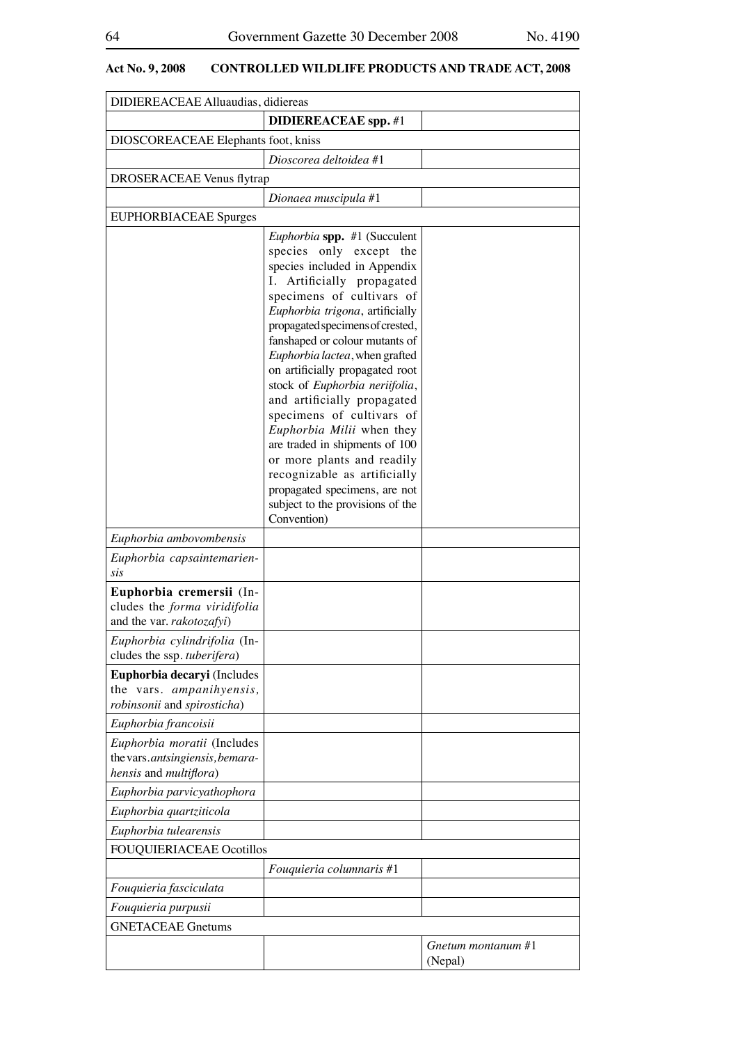**Act No. 9, 2008 CONTROLLED WILDLIFE PRODUCTS AND TRADE ACT, 2008**

| | | |
|---|---|---|
| DIDIEREACEAE Alluaudias, didiereas | | |
| | **DIDIEREACEAE spp.** #1 | |
| DIOSCOREACEAE Elephants foot, kniss | | |
| | *Dioscorea deltoidea* #1 | |
| DROSERACEAE Venus flytrap | | |
| | *Dionaea muscipula* #1 | |
| EUPHORBIACEAE Spurges | | |
| | *Euphorbia* **spp.** #1 (Succulent species only except the species included in Appendix I. Artificially propagated specimens of cultivars of *Euphorbia trigona*, artificially propagated specimens of crested, fanshaped or colour mutants of *Euphorbia lactea*, when grafted on artificially propagated root stock of *Euphorbia neriifolia*, and artificially propagated specimens of cultivars of *Euphorbia Milii* when they are traded in shipments of 100 or more plants and readily recognizable as artificially propagated specimens, are not subject to the provisions of the Convention) | |
| *Euphorbia ambovombensis* | | |
| *Euphorbia capsaintemariensis* | | |
| **Euphorbia cremersii** (Includes the *forma viridifolia* and the var. *rakotozafyi*) | | |
| *Euphorbia cylindrifolia* (Includes the ssp. *tuberifera*) | | |
| **Euphorbia decaryi** (Includes the vars. *ampanihyensis, robinsonii* and *spirosticha*) | | |
| *Euphorbia francoisii* | | |
| *Euphorbia moratii* (Includes the vars. *antsingiensis, bemarahensis* and *multiflora*) | | |
| *Euphorbia parvicyathophora* | | |
| *Euphorbia quartziticola* | | |
| *Euphorbia tulearensis* | | |
| FOUQUIERIACEAE Ocotillos | | |
| | *Fouquieria columnaris* #1 | |
| *Fouquieria fasciculata* | | |
| *Fouquieria purpusii* | | |
| GNETACEAE Gnetums | | |
| | | *Gnetum montanum* #1 (Nepal) |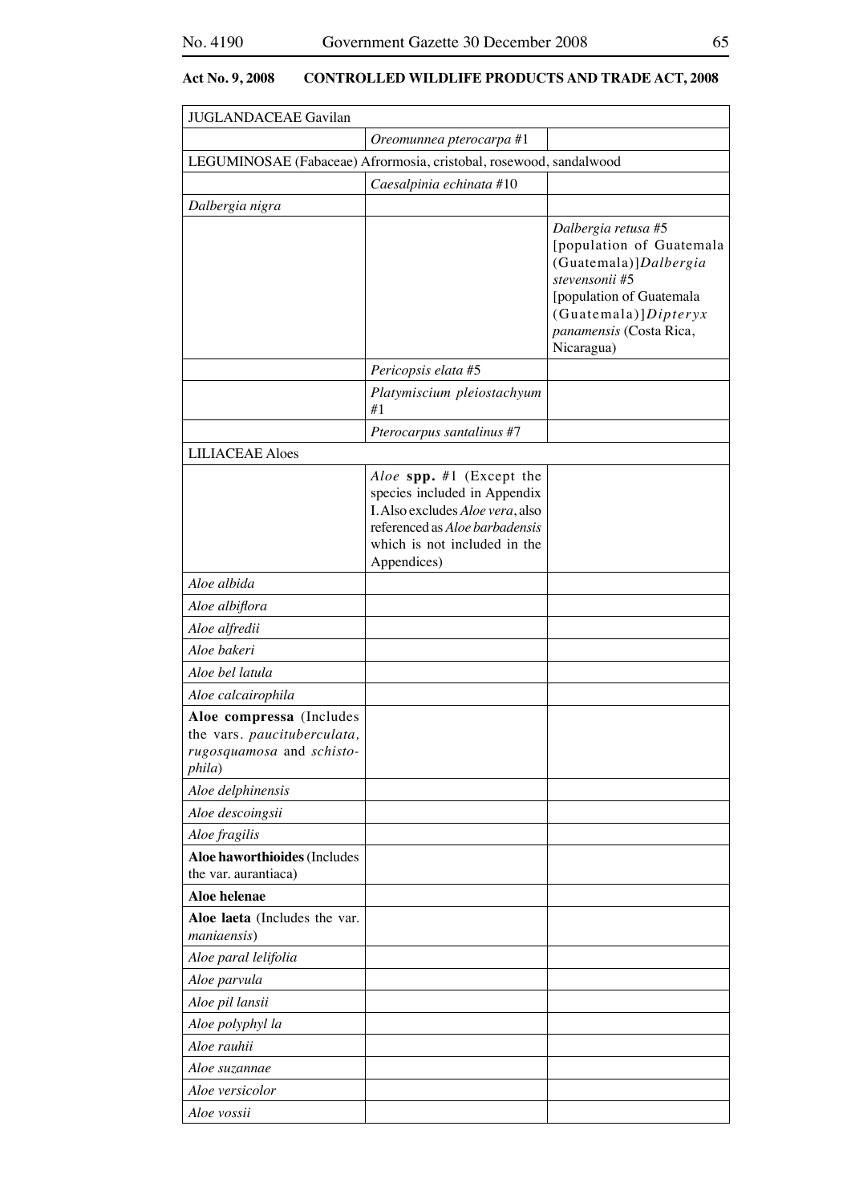**Act No. 9, 2008 CONTROLLED WILDLIFE PRODUCTS AND TRADE ACT, 2008**

| | | |
|---|---|---|
| JUGLANDACEAE Gavilan | | |
| | *Oreomunnea pterocarpa* #1 | |
| LEGUMINOSAE (Fabaceae) Afrormosia, cristobal, rosewood, sandalwood | | |
| | *Caesalpinia echinata* #10 | |
| *Dalbergia nigra* | | |
| | | *Dalbergia retusa* #5 [population of Guatemala (Guatemala)]*Dalbergia stevensonii* #5 [population of Guatemala (Guatemala)]*Dipteryx panamensis* (Costa Rica, Nicaragua) |
| | *Pericopsis elata* #5 | |
| | *Platymiscium pleiostachyum* #1 | |
| | *Pterocarpus santalinus* #7 | |
| LILIACEAE Aloes | | |
| | *Aloe* **spp.** #1 (Except the species included in Appendix I. Also excludes *Aloe vera*, also referenced as *Aloe barbadensis* which is not included in the Appendices) | |
| *Aloe albida* | | |
| *Aloe albiflora* | | |
| *Aloe alfredii* | | |
| *Aloe bakeri* | | |
| *Aloe bel latula* | | |
| *Aloe calcairophila* | | |
| **Aloe compressa** (Includes the vars. *paucituberculata, rugosquamosa* and *schistophila*) | | |
| *Aloe delphinensis* | | |
| *Aloe descoingsii* | | |
| *Aloe fragilis* | | |
| **Aloe haworthioides** (Includes the var. aurantiaca) | | |
| **Aloe helenae** | | |
| **Aloe laeta** (Includes the var. *maniaensis*) | | |
| *Aloe paral lelifolia* | | |
| *Aloe parvula* | | |
| *Aloe pil lansii* | | |
| *Aloe polyphyl la* | | |
| *Aloe rauhii* | | |
| *Aloe suzannae* | | |
| *Aloe versicolor* | | |
| *Aloe vossii* | | |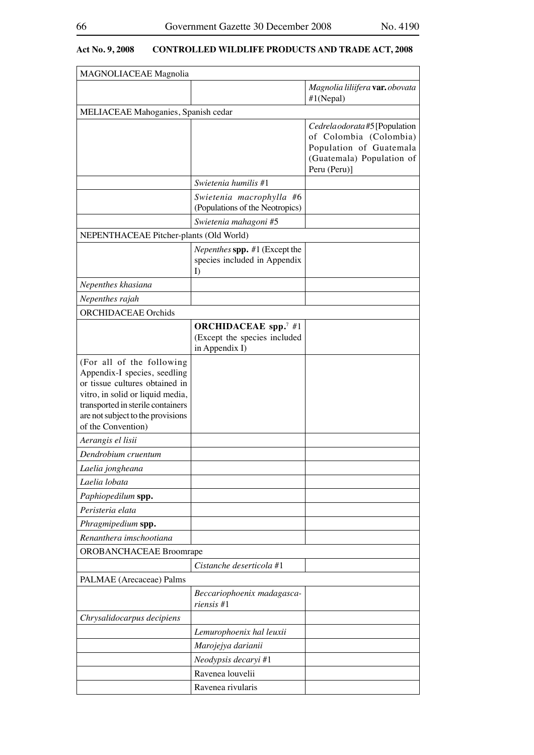**Act No. 9, 2008 CONTROLLED WILDLIFE PRODUCTS AND TRADE ACT, 2008**

| | | |
|---|---|---|
| MAGNOLIACEAE Magnolia | | |
| | | *Magnolia liliifera* **var.** *obovata* #1(Nepal) |
| MELIACEAE Mahoganies, Spanish cedar | | |
| | | *Cedrela odorata* #5 [Population of Colombia (Colombia) Population of Guatemala (Guatemala) Population of Peru (Peru)] |
| | *Swietenia humilis* #1 | |
| | *Swietenia macrophylla* #6 (Populations of the Neotropics) | |
| | *Swietenia mahagoni* #5 | |
| NEPENTHACEAE Pitcher-plants (Old World) | | |
| | *Nepenthes* **spp.** #1 (Except the species included in Appendix I) | |
| *Nepenthes khasiana* | | |
| *Nepenthes rajah* | | |
| ORCHIDACEAE Orchids | | |
| | **ORCHIDACEAE spp.**[7] #1 (Except the species included in Appendix I) | |
| (For all of the following Appendix-I species, seedling or tissue cultures obtained in vitro, in solid or liquid media, transported in sterile containers are not subject to the provisions of the Convention) | | |
| *Aerangis el lisii* | | |
| *Dendrobium cruentum* | | |
| *Laelia jongheana* | | |
| *Laelia lobata* | | |
| *Paphiopedilum* **spp.** | | |
| *Peristeria elata* | | |
| *Phragmipedium* **spp.** | | |
| *Renanthera imschootiana* | | |
| OROBANCHACEAE Broomrape | | |
| | *Cistanche deserticola* #1 | |
| PALMAE (Arecaceae) Palms | | |
| | *Beccariophoenix madagascariensis* #1 | |
| *Chrysalidocarpus decipiens* | | |
| | *Lemurophoenix hal leuxii* | |
| | *Marojejya darianii* | |
| | *Neodypsis decaryi* #1 | |
| | Ravenea louvelii | |
| | Ravenea rivularis | |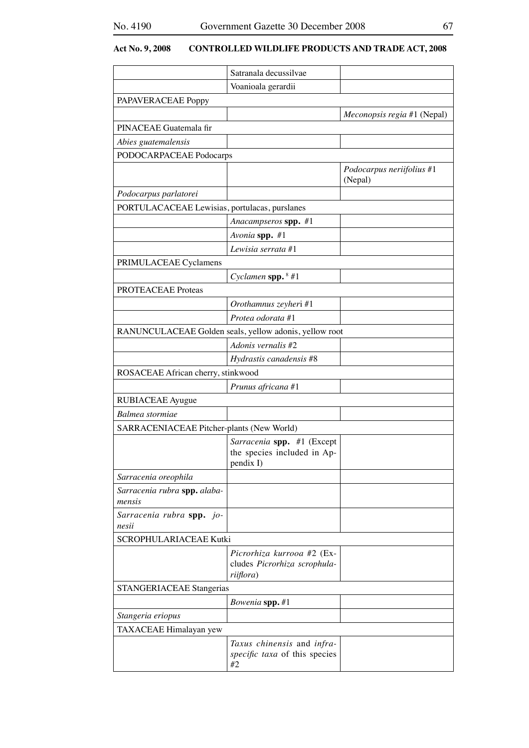**Act No. 9, 2008 CONTROLLED WILDLIFE PRODUCTS AND TRADE ACT, 2008**

| | | |
|---|---|---|
| | Satranala decussilvae | |
| | Voanioala gerardii | |
| PAPAVERACEAE Poppy | | |
| | | *Meconopsis regia* #1 (Nepal) |
| PINACEAE Guatemala fir | | |
| *Abies guatemalensis* | | |
| PODOCARPACEAE Podocarps | | |
| | | *Podocarpus neriifolius* #1 (Nepal) |
| *Podocarpus parlatorei* | | |
| PORTULACACEAE Lewisias, portulacas, purslanes | | |
| | *Anacampseros* **spp.** #1 | |
| | *Avonia* **spp.** #1 | |
| | *Lewisia serrata* #1 | |
| PRIMULACEAE Cyclamens | | |
| | *Cyclamen* **spp.** [8] #1 | |
| PROTEACEAE Proteas | | |
| | *Orothamnus zeyher*i #1 | |
| | *Protea odorata* #1 | |
| RANUNCULACEAE Golden seals, yellow adonis, yellow root | | |
| | *Adonis vernalis* #2 | |
| | *Hydrastis canadensis* #8 | |
| ROSACEAE African cherry, stinkwood | | |
| | *Prunus africana* #1 | |
| RUBIACEAE Ayugue | | |
| *Balmea stormiae* | | |
| SARRACENIACEAE Pitcher-plants (New World) | | |
| | *Sarracenia* **spp.** #1 (Except the species included in Appendix I) | |
| *Sarracenia oreophila* | | |
| *Sarracenia rubra* **spp.** *alabamensis* | | |
| *Sarracenia rubra* **spp.** *jonesii* | | |
| SCROPHULARIACEAE Kutki | | |
| | *Picrorhiza kurrooa* #2 (Excludes *Picrorhiza scrophulariiflora*) | |
| STANGERIACEAE Stangerias | | |
| | *Bowenia* **spp.** #1 | |
| *Stangeria eriopus* | | |
| TAXACEAE Himalayan yew | | |
| | *Taxus chinensis* and *infraspecific taxa* of this species #2 | |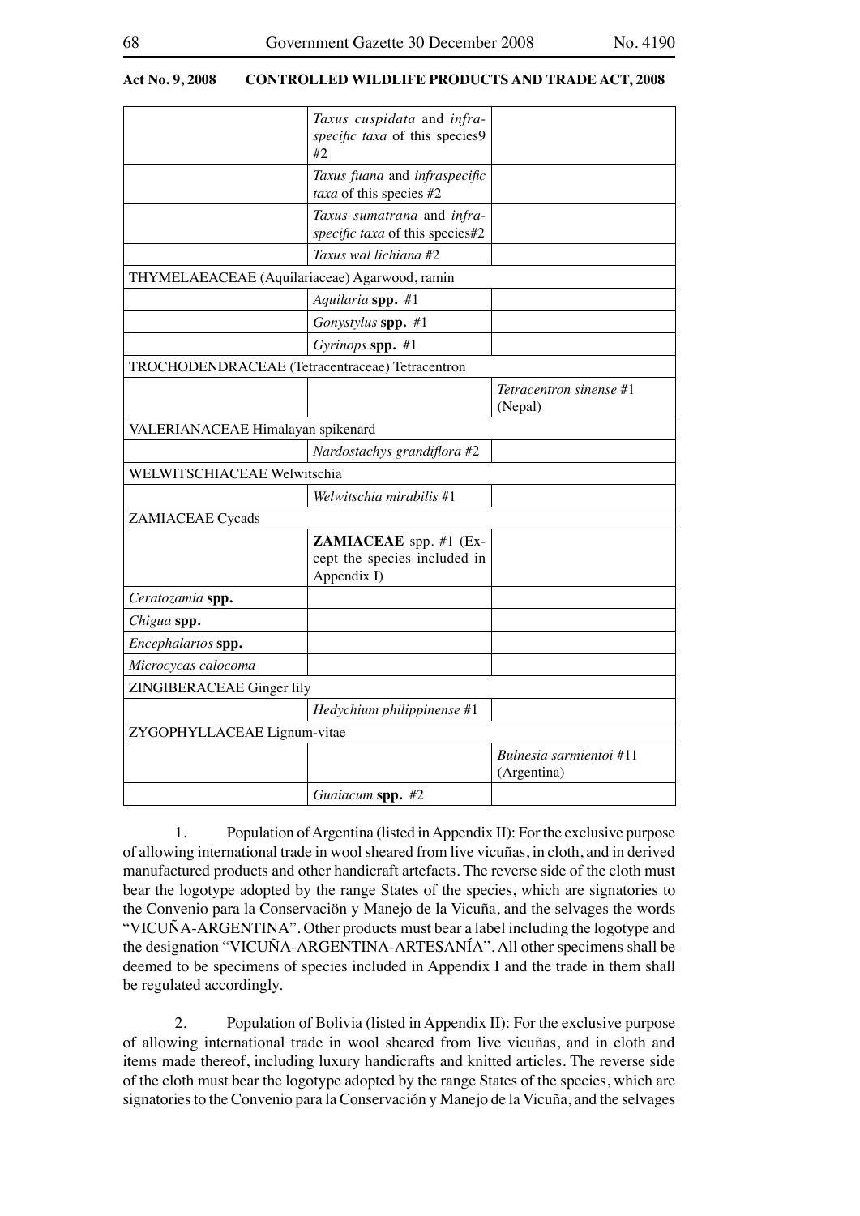| | | |
|---|---|---|
| | *Taxus cuspidata* and *infra-specific taxa* of this species9 #2 | |
| | *Taxus fuana* and *infraspecific taxa* of this species #2 | |
| | *Taxus sumatrana* and *infra-specific taxa* of this species#2 | |
| | *Taxus wal lichiana* #2 | |
| THYMELAEACEAE (Aquilariaceae) Agarwood, ramin | | |
| | *Aquilaria* **spp.** #1 | |
| | *Gonystylus* **spp.** #1 | |
| | *Gyrinops* **spp.** #1 | |
| TROCHODENDRACEAE (Tetracentraceae) Tetracentron | | |
| | | *Tetracentron sinense* #1 (Nepal) |
| VALERIANACEAE Himalayan spikenard | | |
| | *Nardostachys grandiflora* #2 | |
| WELWITSCHIACEAE Welwitschia | | |
| | *Welwitschia mirabilis* #1 | |
| ZAMIACEAE Cycads | | |
| | **ZAMIACEAE** spp. #1 (Except the species included in Appendix I) | |
| *Ceratozamia* **spp.** | | |
| *Chigua* **spp.** | | |
| *Encephalartos* **spp.** | | |
| *Microcycas calocoma* | | |
| ZINGIBERACEAE Ginger lily | | |
| | *Hedychium philippinense* #1 | |
| ZYGOPHYLLACEAE Lignum-vitae | | |
| | | *Bulnesia sarmientoi* #11 (Argentina) |
| | *Guaiacum* **spp.** #2 | |

1. Population of Argentina (listed in Appendix II): For the exclusive purpose of allowing international trade in wool sheared from live vicuñas, in cloth, and in derived manufactured products and other handicraft artefacts. The reverse side of the cloth must bear the logotype adopted by the range States of the species, which are signatories to the Convenio para la Conservaciön y Manejo de la Vicuña, and the selvages the words "VICUÑA-ARGENTINA". Other products must bear a label including the logotype and the designation "VICUÑA-ARGENTINA-ARTESANÍA". All other specimens shall be deemed to be specimens of species included in Appendix I and the trade in them shall be regulated accordingly.

2. Population of Bolivia (listed in Appendix II): For the exclusive purpose of allowing international trade in wool sheared from live vicuñas, and in cloth and items made thereof, including luxury handicrafts and knitted articles. The reverse side of the cloth must bear the logotype adopted by the range States of the species, which are signatories to the Convenio para la Conservación y Manejo de la Vicuña, and the selvages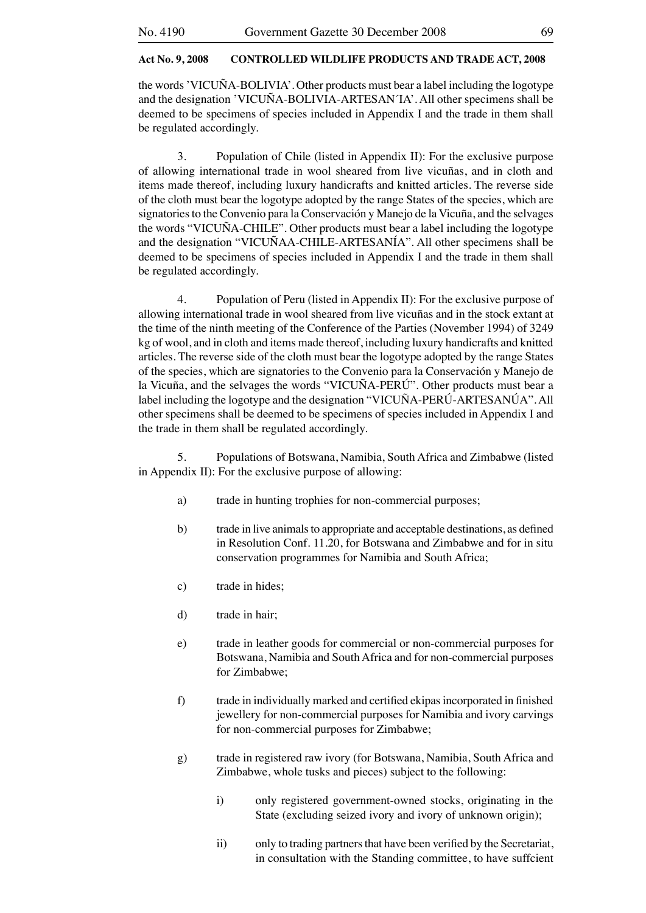the words 'VICUÑA-BOLIVIA'. Other products must bear a label including the logotype and the designation 'VICUÑA-BOLIVIA-ARTESAN´IA'. All other specimens shall be deemed to be specimens of species included in Appendix I and the trade in them shall be regulated accordingly.

3. Population of Chile (listed in Appendix II): For the exclusive purpose of allowing international trade in wool sheared from live vicuñas, and in cloth and items made thereof, including luxury handicrafts and knitted articles. The reverse side of the cloth must bear the logotype adopted by the range States of the species, which are signatories to the Convenio para la Conservación y Manejo de la Vicuña, and the selvages the words "VICUÑA-CHILE". Other products must bear a label including the logotype and the designation "VICUÑAA-CHILE-ARTESANÍA". All other specimens shall be deemed to be specimens of species included in Appendix I and the trade in them shall be regulated accordingly.

4. Population of Peru (listed in Appendix II): For the exclusive purpose of allowing international trade in wool sheared from live vicuñas and in the stock extant at the time of the ninth meeting of the Conference of the Parties (November 1994) of 3249 kg of wool, and in cloth and items made thereof, including luxury handicrafts and knitted articles. The reverse side of the cloth must bear the logotype adopted by the range States of the species, which are signatories to the Convenio para la Conservación y Manejo de la Vicuña, and the selvages the words "VICUÑA-PERÚ". Other products must bear a label including the logotype and the designation "VICUÑA-PERÚ-ARTESANÚA". All other specimens shall be deemed to be specimens of species included in Appendix I and the trade in them shall be regulated accordingly.

5. Populations of Botswana, Namibia, South Africa and Zimbabwe (listed in Appendix II): For the exclusive purpose of allowing:

a) trade in hunting trophies for non-commercial purposes;

b) trade in live animals to appropriate and acceptable destinations, as defined in Resolution Conf. 11.20, for Botswana and Zimbabwe and for in situ conservation programmes for Namibia and South Africa;

c) trade in hides;

d) trade in hair;

e) trade in leather goods for commercial or non-commercial purposes for Botswana, Namibia and South Africa and for non-commercial purposes for Zimbabwe;

f) trade in individually marked and certified ekipas incorporated in finished jewellery for non-commercial purposes for Namibia and ivory carvings for non-commercial purposes for Zimbabwe;

g) trade in registered raw ivory (for Botswana, Namibia, South Africa and Zimbabwe, whole tusks and pieces) subject to the following:

i) only registered government-owned stocks, originating in the State (excluding seized ivory and ivory of unknown origin);

ii) only to trading partners that have been verified by the Secretariat, in consultation with the Standing committee, to have suffcient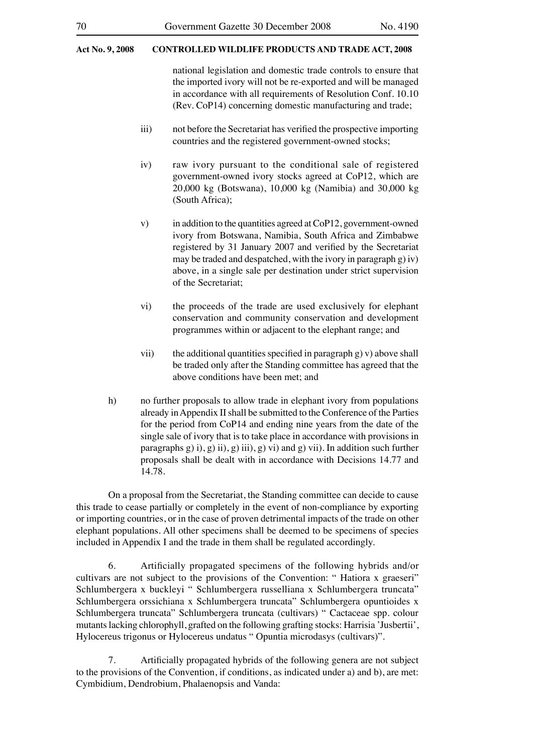national legislation and domestic trade controls to ensure that the imported ivory will not be re-exported and will be managed in accordance with all requirements of Resolution Conf. 10.10 (Rev. CoP14) concerning domestic manufacturing and trade;

iii) not before the Secretariat has verified the prospective importing countries and the registered government-owned stocks;

iv) raw ivory pursuant to the conditional sale of registered government-owned ivory stocks agreed at CoP12, which are 20,000 kg (Botswana), 10,000 kg (Namibia) and 30,000 kg (South Africa);

v) in addition to the quantities agreed at CoP12, government-owned ivory from Botswana, Namibia, South Africa and Zimbabwe registered by 31 January 2007 and verified by the Secretariat may be traded and despatched, with the ivory in paragraph g) iv) above, in a single sale per destination under strict supervision of the Secretariat;

vi) the proceeds of the trade are used exclusively for elephant conservation and community conservation and development programmes within or adjacent to the elephant range; and

vii) the additional quantities specified in paragraph g) v) above shall be traded only after the Standing committee has agreed that the above conditions have been met; and

h) no further proposals to allow trade in elephant ivory from populations already in Appendix II shall be submitted to the Conference of the Parties for the period from CoP14 and ending nine years from the date of the single sale of ivory that is to take place in accordance with provisions in paragraphs g) i), g) ii), g) iii), g) vi) and g) vii). In addition such further proposals shall be dealt with in accordance with Decisions 14.77 and 14.78.

On a proposal from the Secretariat, the Standing committee can decide to cause this trade to cease partially or completely in the event of non-compliance by exporting or importing countries, or in the case of proven detrimental impacts of the trade on other elephant populations. All other specimens shall be deemed to be specimens of species included in Appendix I and the trade in them shall be regulated accordingly.

6. Artificially propagated specimens of the following hybrids and/or cultivars are not subject to the provisions of the Convention: " Hatiora x graeseri" Schlumbergera x buckleyi " Schlumbergera russelliana x Schlumbergera truncata" Schlumbergera orssichiana x Schlumbergera truncata" Schlumbergera opuntioides x Schlumbergera truncata" Schlumbergera truncata (cultivars) " Cactaceae spp. colour mutants lacking chlorophyll, grafted on the following grafting stocks: Harrisia 'Jusbertii', Hylocereus trigonus or Hylocereus undatus " Opuntia microdasys (cultivars)".

7. Artificially propagated hybrids of the following genera are not subject to the provisions of the Convention, if conditions, as indicated under a) and b), are met: Cymbidium, Dendrobium, Phalaenopsis and Vanda: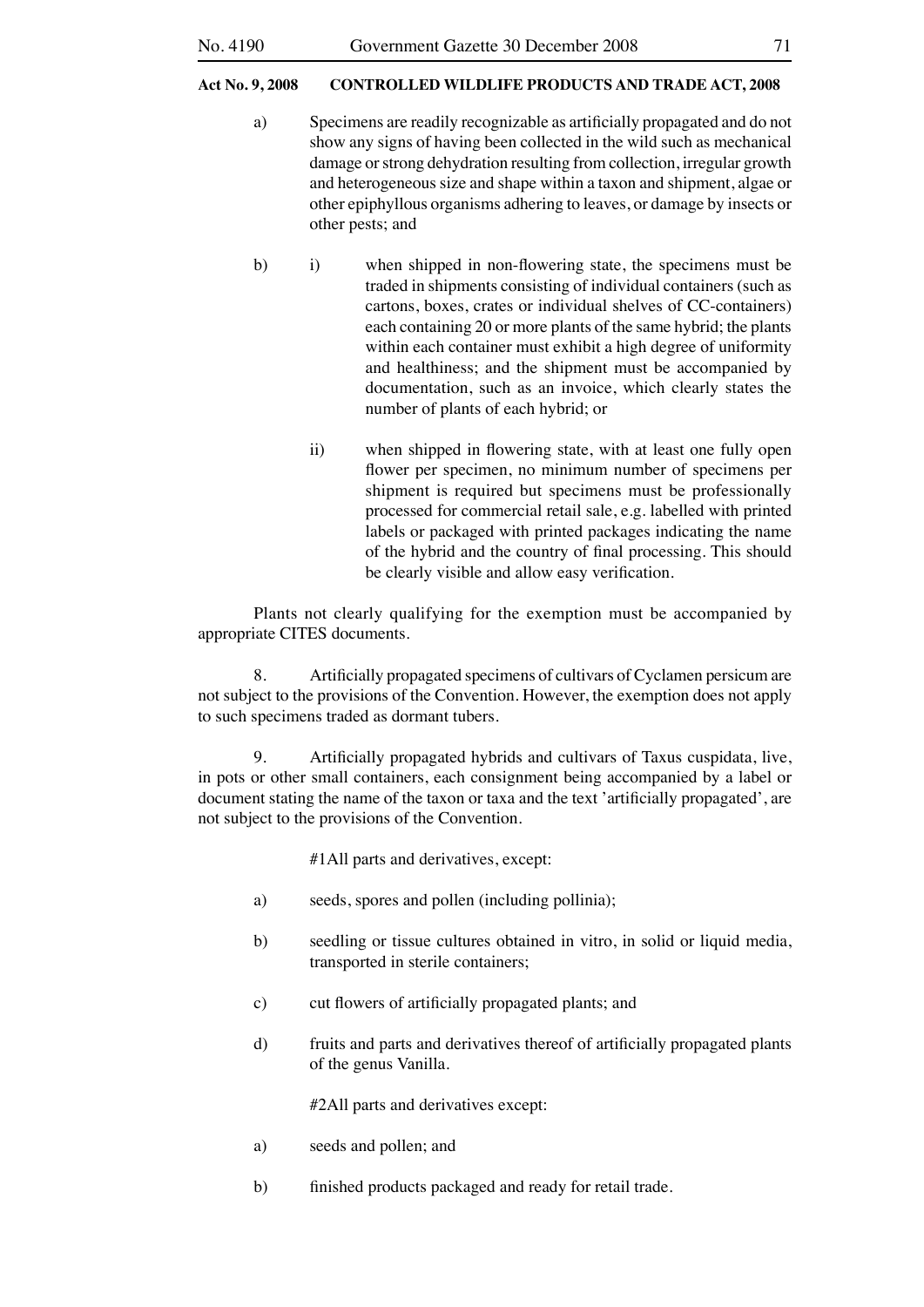a) Specimens are readily recognizable as artificially propagated and do not show any signs of having been collected in the wild such as mechanical damage or strong dehydration resulting from collection, irregular growth and heterogeneous size and shape within a taxon and shipment, algae or other epiphyllous organisms adhering to leaves, or damage by insects or other pests; and

b) i) when shipped in non-flowering state, the specimens must be traded in shipments consisting of individual containers (such as cartons, boxes, crates or individual shelves of CC-containers) each containing 20 or more plants of the same hybrid; the plants within each container must exhibit a high degree of uniformity and healthiness; and the shipment must be accompanied by documentation, such as an invoice, which clearly states the number of plants of each hybrid; or

ii) when shipped in flowering state, with at least one fully open flower per specimen, no minimum number of specimens per shipment is required but specimens must be professionally processed for commercial retail sale, e.g. labelled with printed labels or packaged with printed packages indicating the name of the hybrid and the country of final processing. This should be clearly visible and allow easy verification.

Plants not clearly qualifying for the exemption must be accompanied by appropriate CITES documents.

8. Artificially propagated specimens of cultivars of Cyclamen persicum are not subject to the provisions of the Convention. However, the exemption does not apply to such specimens traded as dormant tubers.

9. Artificially propagated hybrids and cultivars of Taxus cuspidata, live, in pots or other small containers, each consignment being accompanied by a label or document stating the name of the taxon or taxa and the text 'artificially propagated', are not subject to the provisions of the Convention.

#1All parts and derivatives, except:

a) seeds, spores and pollen (including pollinia);

b) seedling or tissue cultures obtained in vitro, in solid or liquid media, transported in sterile containers;

c) cut flowers of artificially propagated plants; and

d) fruits and parts and derivatives thereof of artificially propagated plants of the genus Vanilla.

#2All parts and derivatives except:

a) seeds and pollen; and

b) finished products packaged and ready for retail trade.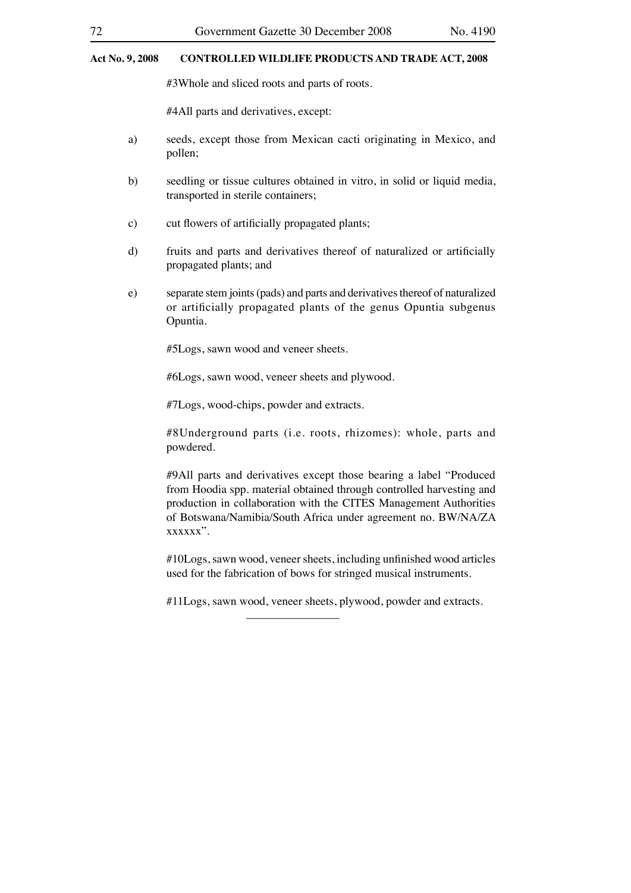#3Whole and sliced roots and parts of roots.

#4All parts and derivatives, except:

a) seeds, except those from Mexican cacti originating in Mexico, and pollen;

b) seedling or tissue cultures obtained in vitro, in solid or liquid media, transported in sterile containers;

c) cut flowers of artificially propagated plants;

d) fruits and parts and derivatives thereof of naturalized or artificially propagated plants; and

e) separate stem joints (pads) and parts and derivatives thereof of naturalized or artificially propagated plants of the genus Opuntia subgenus Opuntia.

#5Logs, sawn wood and veneer sheets.

#6Logs, sawn wood, veneer sheets and plywood.

#7Logs, wood-chips, powder and extracts.

#8Underground parts (i.e. roots, rhizomes): whole, parts and powdered.

#9All parts and derivatives except those bearing a label "Produced from Hoodia spp. material obtained through controlled harvesting and production in collaboration with the CITES Management Authorities of Botswana/Namibia/South Africa under agreement no. BW/NA/ZA xxxxxx".

#10Logs, sawn wood, veneer sheets, including unfinished wood articles used for the fabrication of bows for stringed musical instruments.

#11Logs, sawn wood, veneer sheets, plywood, powder and extracts.

________________